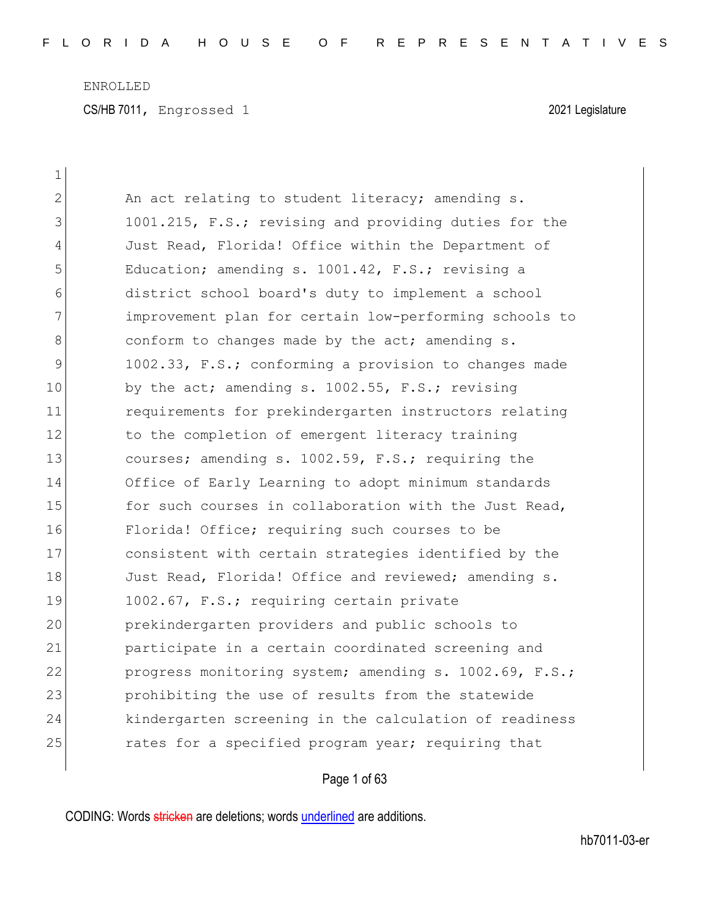ENROLLED

CS/HB 7011, Engrossed 1 2021 Legislature

An act relating to student literacy; amending s. 1001.215, F.S.; revising and providing duties for the Just Read, Florida! Office within the Department of Education; amending s. 1001.42, F.S.; revising a district school board's duty to implement a school improvement plan for certain low-performing schools to conform to changes made by the act; amending s. 1002.33, F.S.; conforming a provision to changes made by the act; amending s. 1002.55, F.S.; revising requirements for prekindergarten instructors relating to the completion of emergent literacy training courses; amending s. 1002.59, F.S.; requiring the Office of Early Learning to adopt minimum standards for such courses in collaboration with the Just Read, Florida! Office; requiring such courses to be consistent with certain strategies identified by the Just Read, Florida! Office and reviewed; amending s. 1002.67, F.S.; requiring certain private prekindergarten providers and public schools to participate in a certain coordinated screening and progress monitoring system; amending s. 1002.69, F.S.; prohibiting the use of results from the statewide kindergarten screening in the calculation of readiness rates for a specified program year; requiring that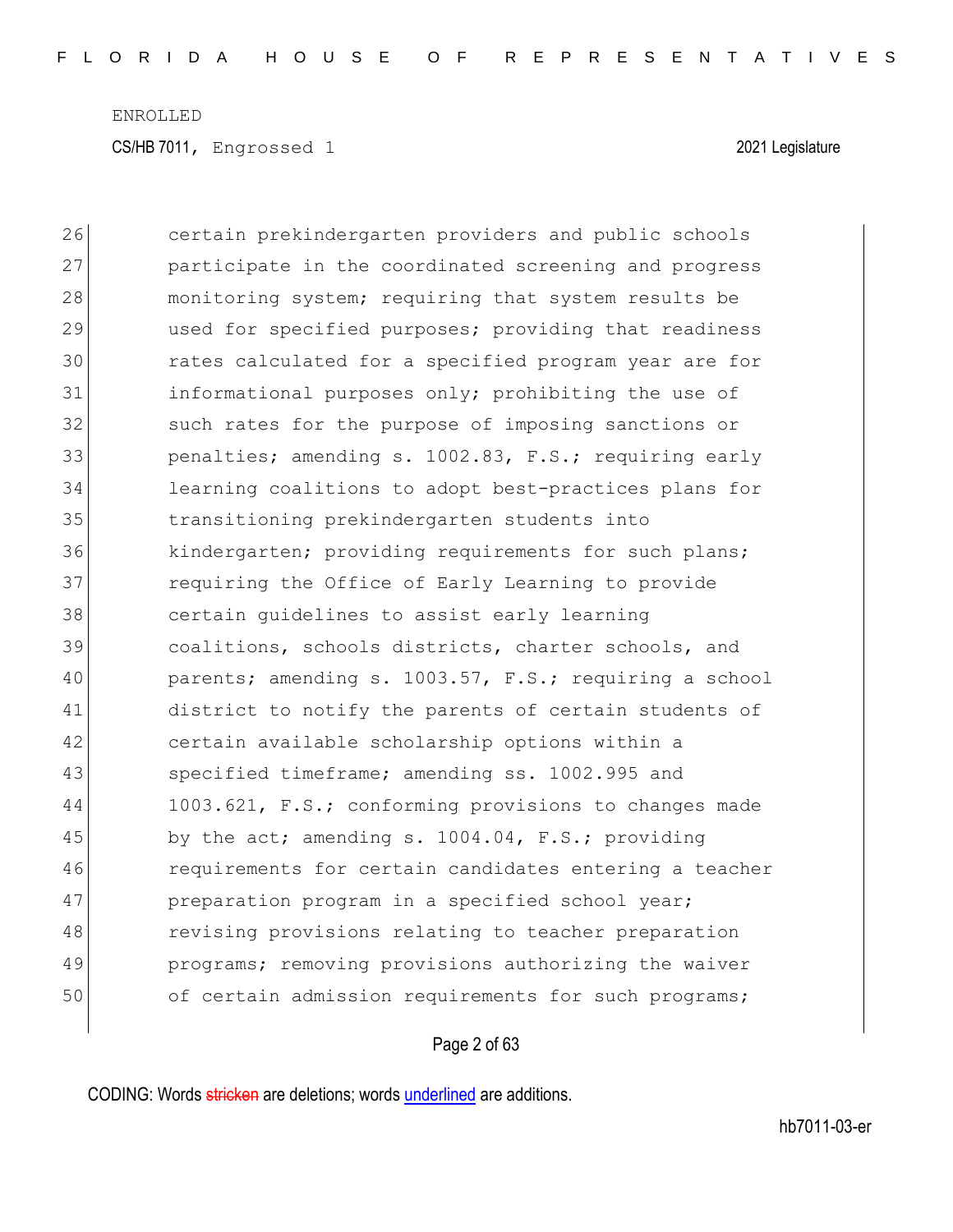certain prekindergarten providers and public schools participate in the coordinated screening and progress monitoring system; requiring that system results be used for specified purposes; providing that readiness rates calculated for a specified program year are for informational purposes only; prohibiting the use of such rates for the purpose of imposing sanctions or penalties; amending s. 1002.83, F.S.; requiring early learning coalitions to adopt best-practices plans for transitioning prekindergarten students into kindergarten; providing requirements for such plans; requiring the Office of Early Learning to provide certain guidelines to assist early learning coalitions, schools districts, charter schools, and parents; amending s. 1003.57, F.S.; requiring a school district to notify the parents of certain students of certain available scholarship options within a specified timeframe; amending ss. 1002.995 and 1003.621, F.S.; conforming provisions to changes made by the act; amending s. 1004.04, F.S.; providing requirements for certain candidates entering a teacher preparation program in a specified school year; revising provisions relating to teacher preparation programs; removing provisions authorizing the waiver of certain admission requirements for such programs;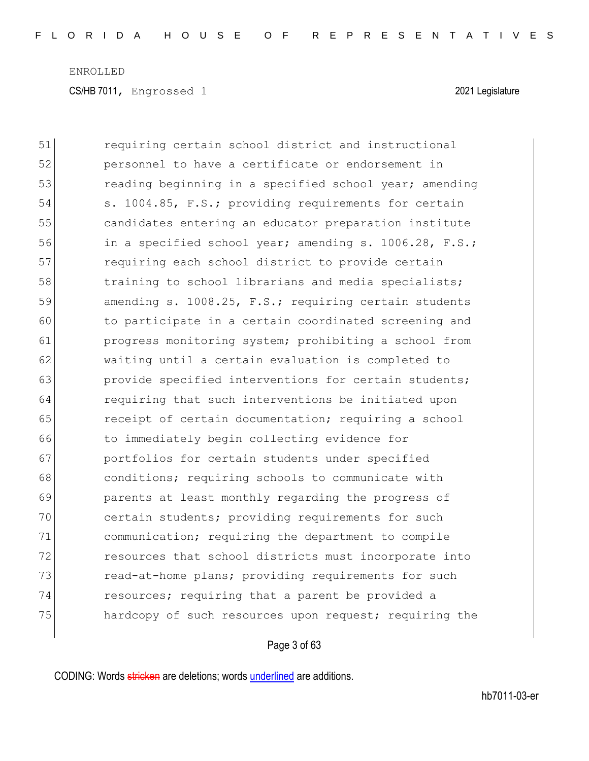51 requiring certain school district and instructional
52 personnel to have a certificate or endorsement in
53 reading beginning in a specified school year; amending
54 s. 1004.85, F.S.; providing requirements for certain
55 candidates entering an educator preparation institute
56 in a specified school year; amending s. 1006.28, F.S.;
57 requiring each school district to provide certain
58 training to school librarians and media specialists;
59 amending s. 1008.25, F.S.; requiring certain students
60 to participate in a certain coordinated screening and
61 progress monitoring system; prohibiting a school from
62 waiting until a certain evaluation is completed to
63 provide specified interventions for certain students;
64 requiring that such interventions be initiated upon
65 receipt of certain documentation; requiring a school
66 to immediately begin collecting evidence for
67 portfolios for certain students under specified
68 conditions; requiring schools to communicate with
69 parents at least monthly regarding the progress of
70 certain students; providing requirements for such
71 communication; requiring the department to compile
72 resources that school districts must incorporate into
73 read-at-home plans; providing requirements for such
74 resources; requiring that a parent be provided a
75 hardcopy of such resources upon request; requiring the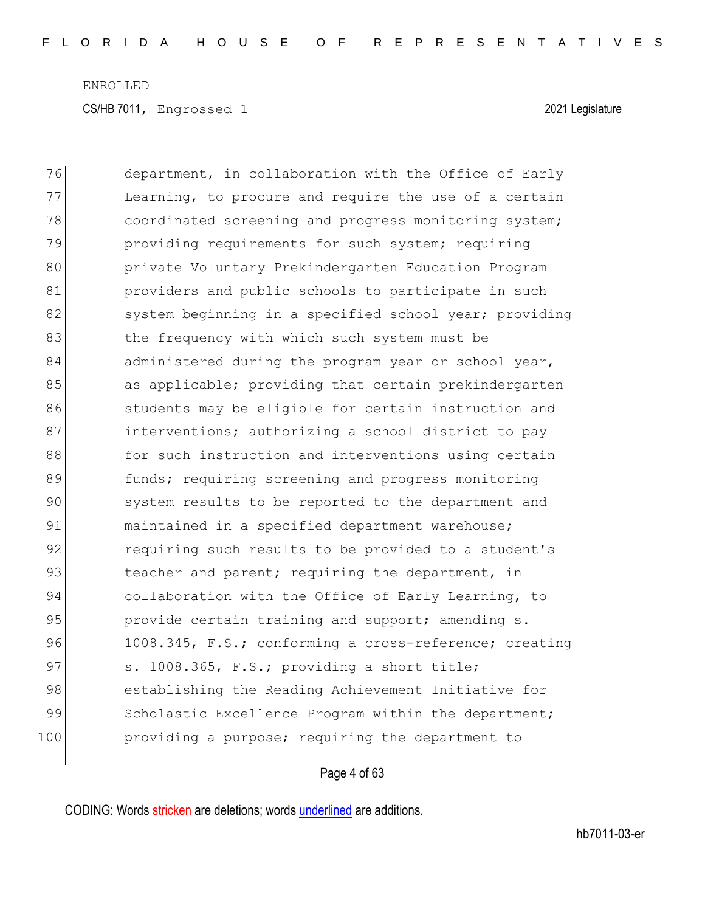ENROLLED

CS/HB 7011, Engrossed 1 2021 Legislature

76 department, in collaboration with the Office of Early
77 Learning, to procure and require the use of a certain
78 coordinated screening and progress monitoring system;
79 providing requirements for such system; requiring
80 private Voluntary Prekindergarten Education Program
81 providers and public schools to participate in such
82 system beginning in a specified school year; providing
83 the frequency with which such system must be
84 administered during the program year or school year,
85 as applicable; providing that certain prekindergarten
86 students may be eligible for certain instruction and
87 interventions; authorizing a school district to pay
88 for such instruction and interventions using certain
89 funds; requiring screening and progress monitoring
90 system results to be reported to the department and
91 maintained in a specified department warehouse;
92 requiring such results to be provided to a student's
93 teacher and parent; requiring the department, in
94 collaboration with the Office of Early Learning, to
95 provide certain training and support; amending s.
96 1008.345, F.S.; conforming a cross-reference; creating
97 s. 1008.365, F.S.; providing a short title;
98 establishing the Reading Achievement Initiative for
99 Scholastic Excellence Program within the department;
100 providing a purpose; requiring the department to

CODING: Words stricken are deletions; words underlined are additions.

hb7011-03-er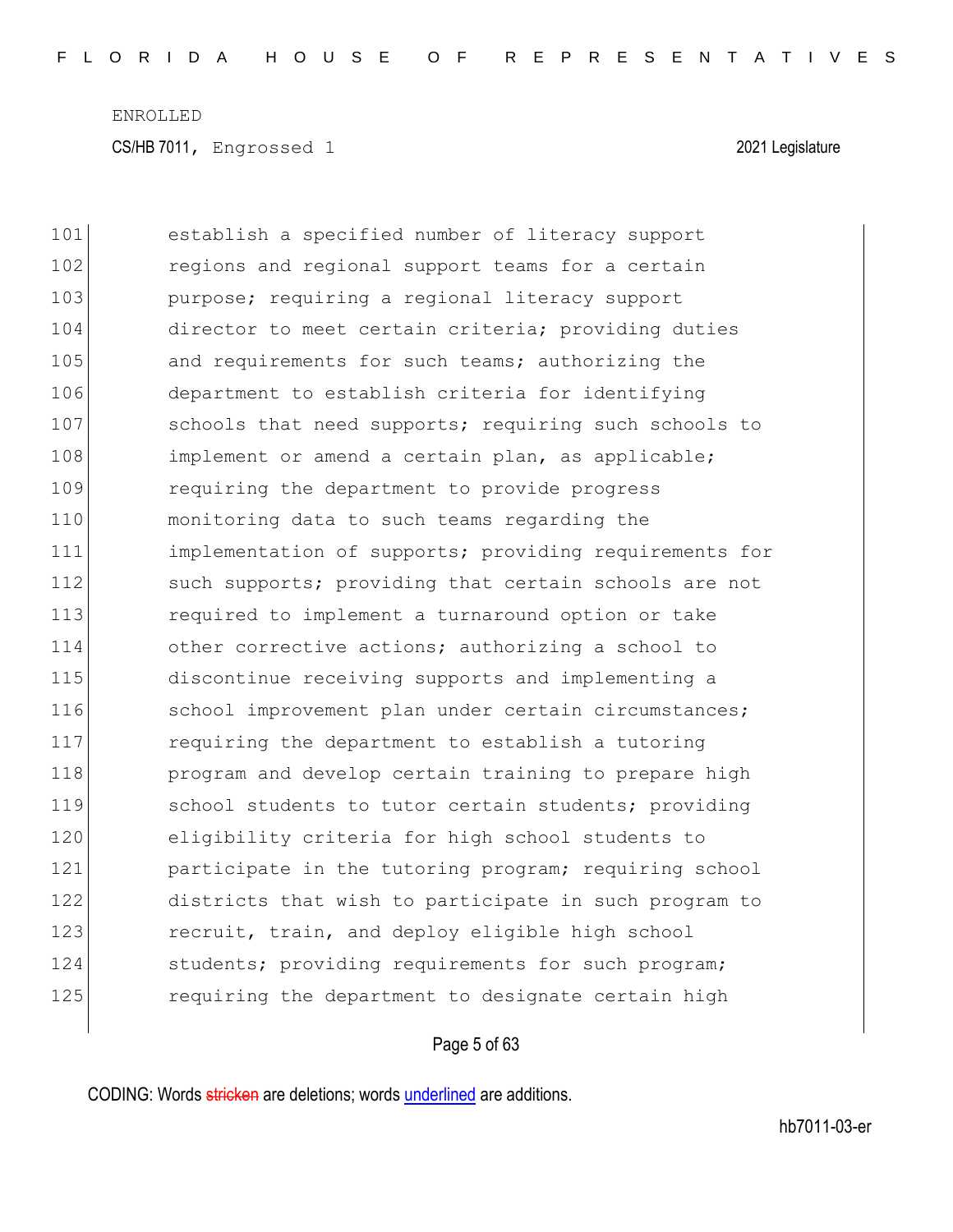101 establish a specified number of literacy support
102 regions and regional support teams for a certain
103 purpose; requiring a regional literacy support
104 director to meet certain criteria; providing duties
105 and requirements for such teams; authorizing the
106 department to establish criteria for identifying
107 schools that need supports; requiring such schools to
108 implement or amend a certain plan, as applicable;
109 requiring the department to provide progress
110 monitoring data to such teams regarding the
111 implementation of supports; providing requirements for
112 such supports; providing that certain schools are not
113 required to implement a turnaround option or take
114 other corrective actions; authorizing a school to
115 discontinue receiving supports and implementing a
116 school improvement plan under certain circumstances;
117 requiring the department to establish a tutoring
118 program and develop certain training to prepare high
119 school students to tutor certain students; providing
120 eligibility criteria for high school students to
121 participate in the tutoring program; requiring school
122 districts that wish to participate in such program to
123 recruit, train, and deploy eligible high school
124 students; providing requirements for such program;
125 requiring the department to designate certain high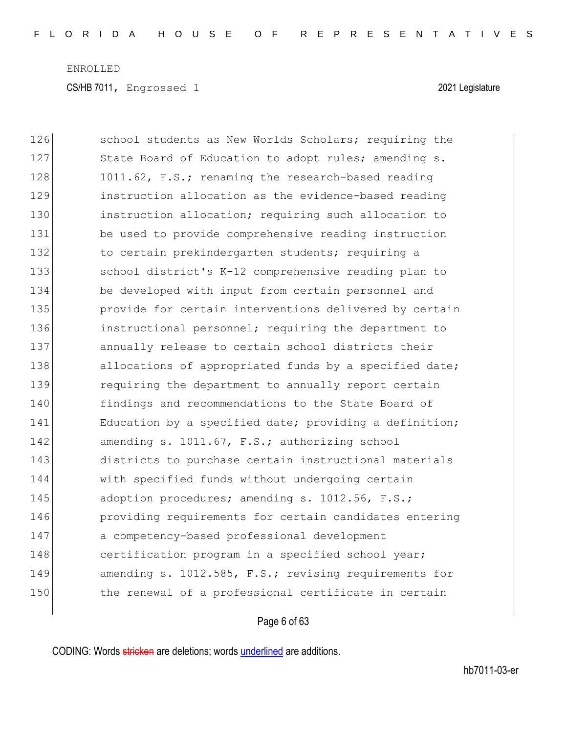126 school students as New Worlds Scholars; requiring the
127 State Board of Education to adopt rules; amending s.
128 1011.62, F.S.; renaming the research-based reading
129 instruction allocation as the evidence-based reading
130 instruction allocation; requiring such allocation to
131 be used to provide comprehensive reading instruction
132 to certain prekindergarten students; requiring a
133 school district's K-12 comprehensive reading plan to
134 be developed with input from certain personnel and
135 provide for certain interventions delivered by certain
136 instructional personnel; requiring the department to
137 annually release to certain school districts their
138 allocations of appropriated funds by a specified date;
139 requiring the department to annually report certain
140 findings and recommendations to the State Board of
141 Education by a specified date; providing a definition;
142 amending s. 1011.67, F.S.; authorizing school
143 districts to purchase certain instructional materials
144 with specified funds without undergoing certain
145 adoption procedures; amending s. 1012.56, F.S.;
146 providing requirements for certain candidates entering
147 a competency-based professional development
148 certification program in a specified school year;
149 amending s. 1012.585, F.S.; revising requirements for
150 the renewal of a professional certificate in certain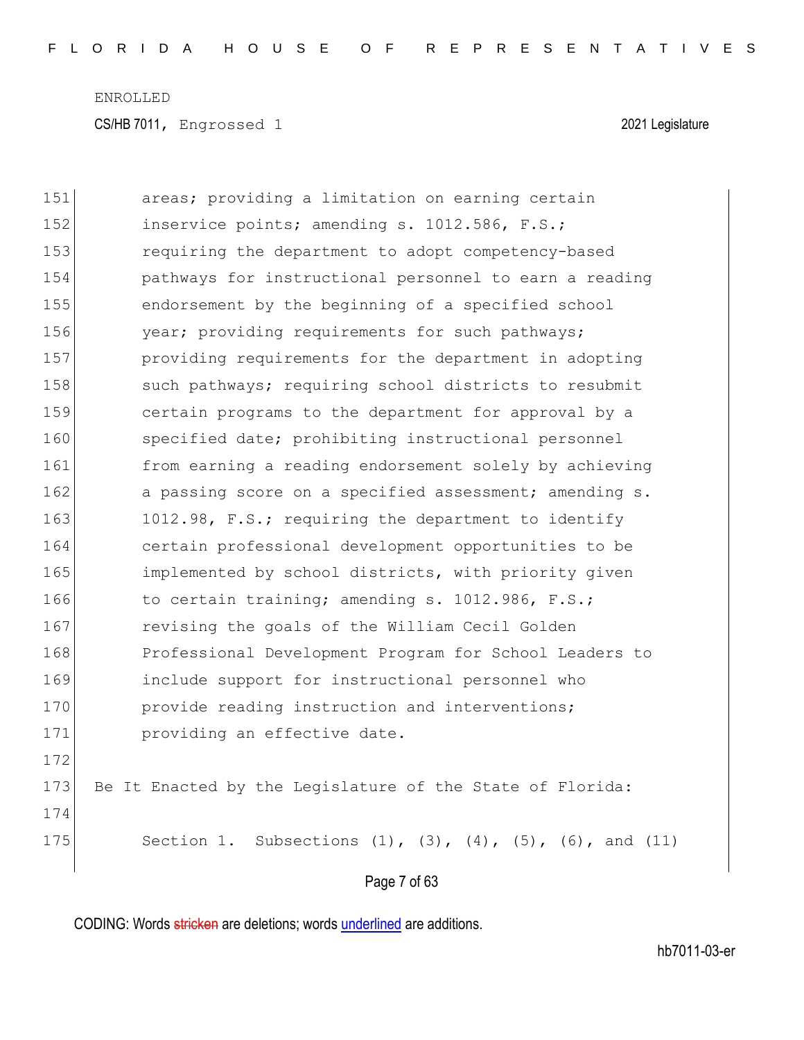areas; providing a limitation on earning certain inservice points; amending s. 1012.586, F.S.; requiring the department to adopt competency-based pathways for instructional personnel to earn a reading endorsement by the beginning of a specified school year; providing requirements for such pathways; providing requirements for the department in adopting such pathways; requiring school districts to resubmit certain programs to the department for approval by a specified date; prohibiting instructional personnel from earning a reading endorsement solely by achieving a passing score on a specified assessment; amending s. 1012.98, F.S.; requiring the department to identify certain professional development opportunities to be implemented by school districts, with priority given to certain training; amending s. 1012.986, F.S.; revising the goals of the William Cecil Golden Professional Development Program for School Leaders to include support for instructional personnel who provide reading instruction and interventions; providing an effective date.

Be It Enacted by the Legislature of the State of Florida:

Section 1. Subsections (1), (3), (4), (5), (6), and (11)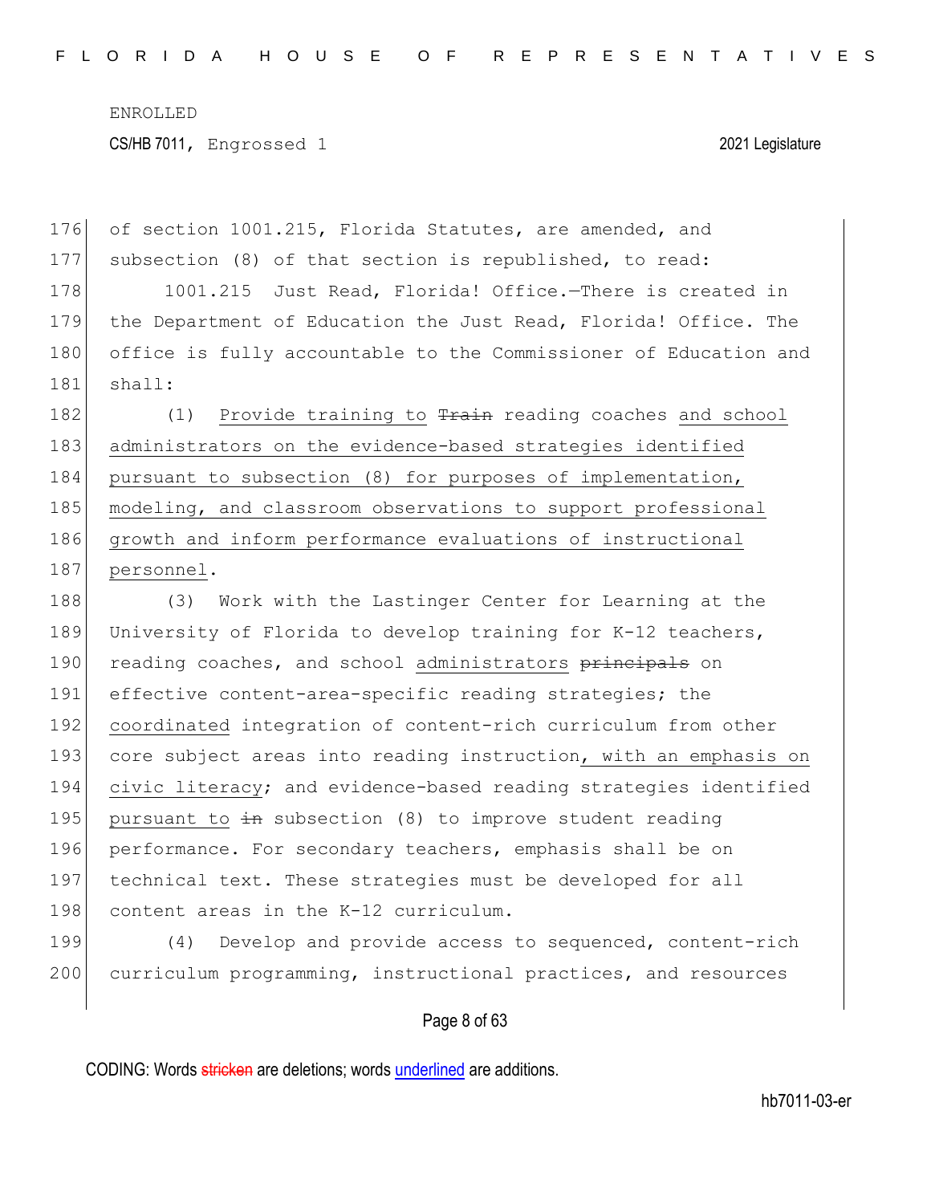of section 1001.215, Florida Statutes, are amended, and subsection (8) of that section is republished, to read:

1001.215 Just Read, Florida! Office.—There is created in the Department of Education the Just Read, Florida! Office. The office is fully accountable to the Commissioner of Education and shall:

(1) Provide training to ~~Train~~ reading coaches and school administrators on the evidence-based strategies identified pursuant to subsection (8) for purposes of implementation, modeling, and classroom observations to support professional growth and inform performance evaluations of instructional personnel.

(3) Work with the Lastinger Center for Learning at the University of Florida to develop training for K-12 teachers, reading coaches, and school administrators ~~principals~~ on effective content-area-specific reading strategies; the coordinated integration of content-rich curriculum from other core subject areas into reading instruction, with an emphasis on civic literacy; and evidence-based reading strategies identified pursuant to ~~in~~ subsection (8) to improve student reading performance. For secondary teachers, emphasis shall be on technical text. These strategies must be developed for all content areas in the K-12 curriculum.

(4) Develop and provide access to sequenced, content-rich curriculum programming, instructional practices, and resources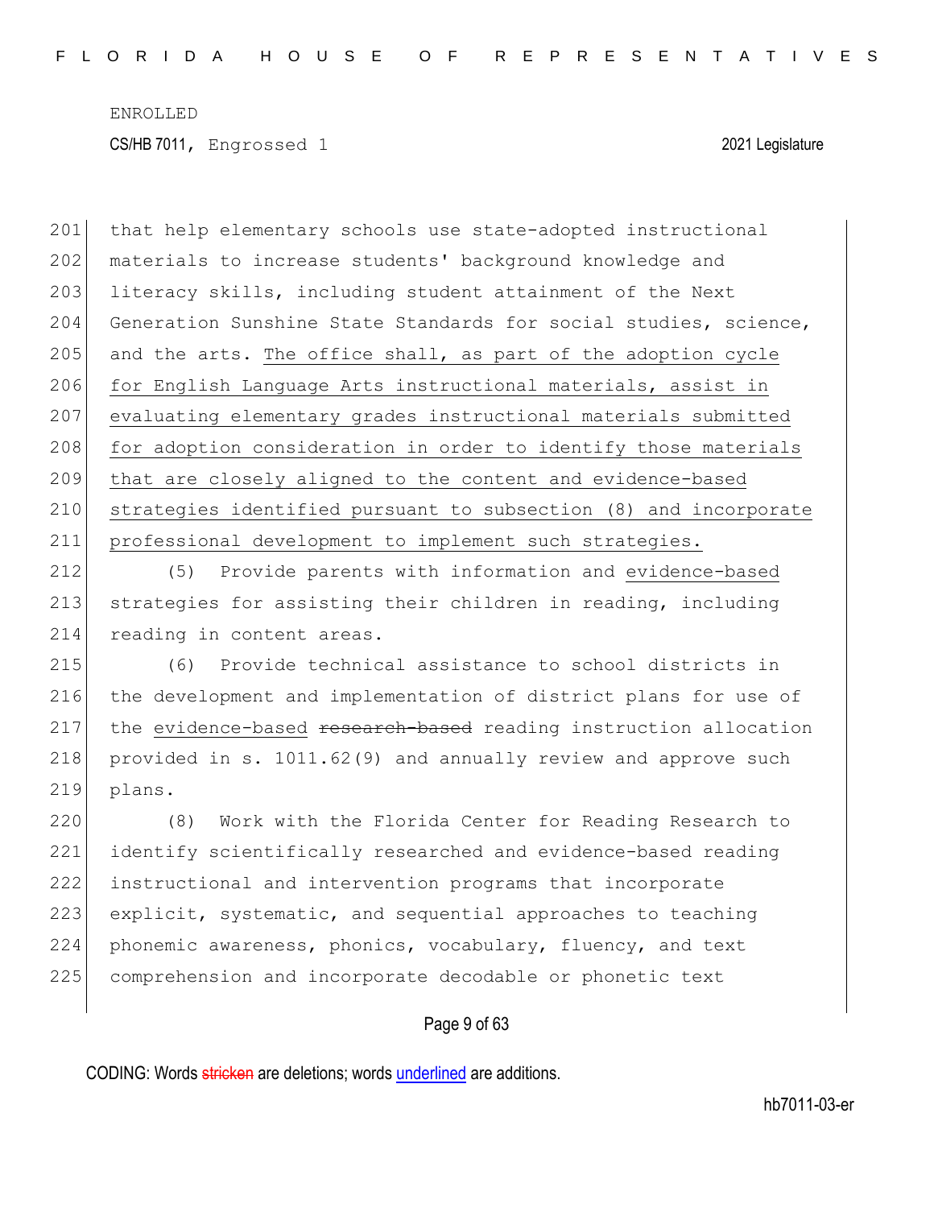that help elementary schools use state-adopted instructional materials to increase students' background knowledge and literacy skills, including student attainment of the Next Generation Sunshine State Standards for social studies, science, and the arts. <u>The office shall, as part of the adoption cycle for English Language Arts instructional materials, assist in evaluating elementary grades instructional materials submitted for adoption consideration in order to identify those materials that are closely aligned to the content and evidence-based strategies identified pursuant to subsection (8) and incorporate professional development to implement such strategies.</u>

(5) Provide parents with information and <u>evidence-based</u> strategies for assisting their children in reading, including reading in content areas.

(6) Provide technical assistance to school districts in the development and implementation of district plans for use of the <u>evidence-based</u> ~~research-based~~ reading instruction allocation provided in s. 1011.62(9) and annually review and approve such plans.

(8) Work with the Florida Center for Reading Research to identify scientifically researched and evidence-based reading instructional and intervention programs that incorporate explicit, systematic, and sequential approaches to teaching phonemic awareness, phonics, vocabulary, fluency, and text comprehension and incorporate decodable or phonetic text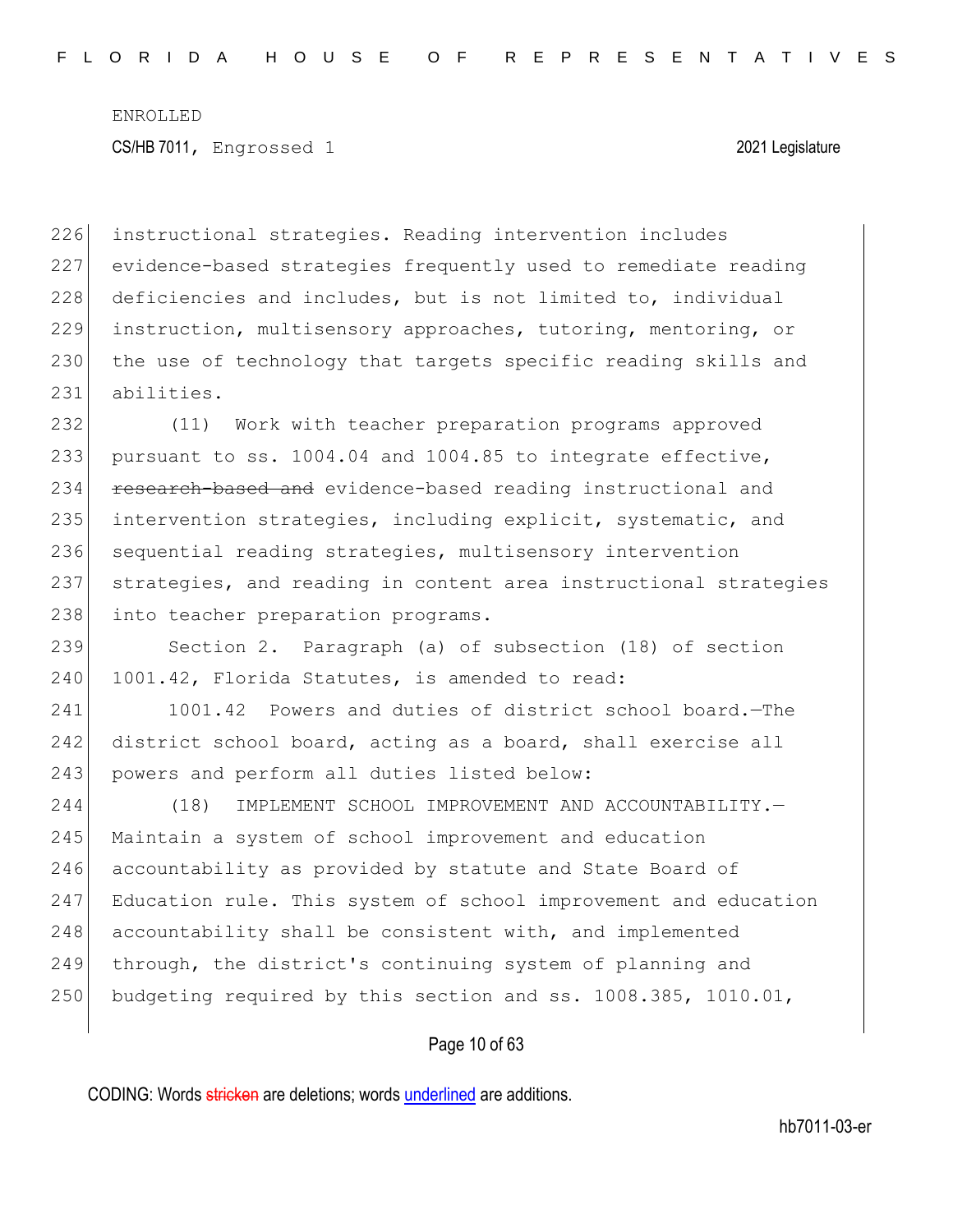instructional strategies. Reading intervention includes evidence-based strategies frequently used to remediate reading deficiencies and includes, but is not limited to, individual instruction, multisensory approaches, tutoring, mentoring, or the use of technology that targets specific reading skills and abilities.

(11) Work with teacher preparation programs approved pursuant to ss. 1004.04 and 1004.85 to integrate effective, ~~research-based and~~ evidence-based reading instructional and intervention strategies, including explicit, systematic, and sequential reading strategies, multisensory intervention strategies, and reading in content area instructional strategies into teacher preparation programs.

Section 2. Paragraph (a) of subsection (18) of section 1001.42, Florida Statutes, is amended to read:

1001.42 Powers and duties of district school board.—The district school board, acting as a board, shall exercise all powers and perform all duties listed below:

(18) IMPLEMENT SCHOOL IMPROVEMENT AND ACCOUNTABILITY.—Maintain a system of school improvement and education accountability as provided by statute and State Board of Education rule. This system of school improvement and education accountability shall be consistent with, and implemented through, the district's continuing system of planning and budgeting required by this section and ss. 1008.385, 1010.01,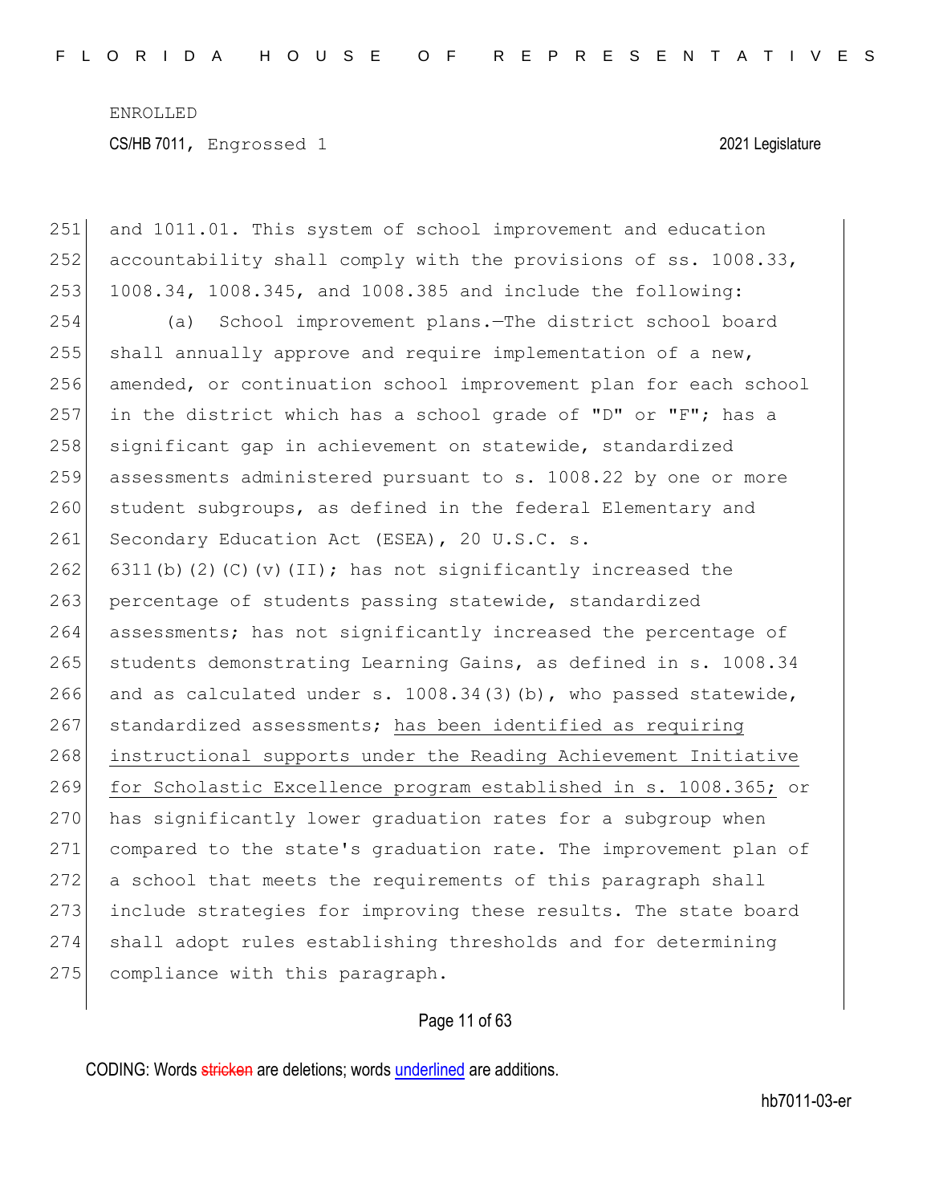and 1011.01. This system of school improvement and education accountability shall comply with the provisions of ss. 1008.33, 1008.34, 1008.345, and 1008.385 and include the following:

(a) School improvement plans.—The district school board shall annually approve and require implementation of a new, amended, or continuation school improvement plan for each school in the district which has a school grade of "D" or "F"; has a significant gap in achievement on statewide, standardized assessments administered pursuant to s. 1008.22 by one or more student subgroups, as defined in the federal Elementary and Secondary Education Act (ESEA), 20 U.S.C. s. 6311(b)(2)(C)(v)(II); has not significantly increased the percentage of students passing statewide, standardized assessments; has not significantly increased the percentage of students demonstrating Learning Gains, as defined in s. 1008.34 and as calculated under s. 1008.34(3)(b), who passed statewide, standardized assessments; <u>has been identified as requiring instructional supports under the Reading Achievement Initiative for Scholastic Excellence program established in s. 1008.365;</u> or has significantly lower graduation rates for a subgroup when compared to the state's graduation rate. The improvement plan of a school that meets the requirements of this paragraph shall include strategies for improving these results. The state board shall adopt rules establishing thresholds and for determining compliance with this paragraph.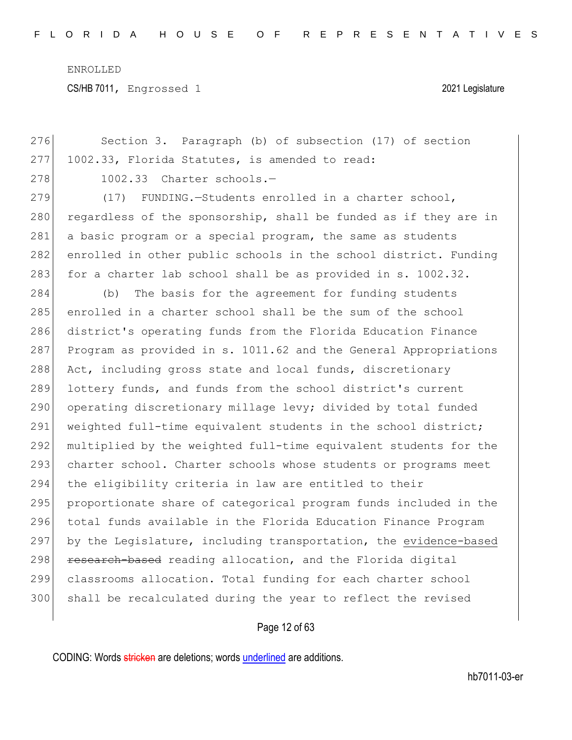Section 3. Paragraph (b) of subsection (17) of section 1002.33, Florida Statutes, is amended to read:

1002.33 Charter schools.—

(17) FUNDING.—Students enrolled in a charter school, regardless of the sponsorship, shall be funded as if they are in a basic program or a special program, the same as students enrolled in other public schools in the school district. Funding for a charter lab school shall be as provided in s. 1002.32.

(b) The basis for the agreement for funding students enrolled in a charter school shall be the sum of the school district's operating funds from the Florida Education Finance Program as provided in s. 1011.62 and the General Appropriations Act, including gross state and local funds, discretionary lottery funds, and funds from the school district's current operating discretionary millage levy; divided by total funded weighted full-time equivalent students in the school district; multiplied by the weighted full-time equivalent students for the charter school. Charter schools whose students or programs meet the eligibility criteria in law are entitled to their proportionate share of categorical program funds included in the total funds available in the Florida Education Finance Program by the Legislature, including transportation, the <u>evidence-based</u> ~~research-based~~ reading allocation, and the Florida digital classrooms allocation. Total funding for each charter school shall be recalculated during the year to reflect the revised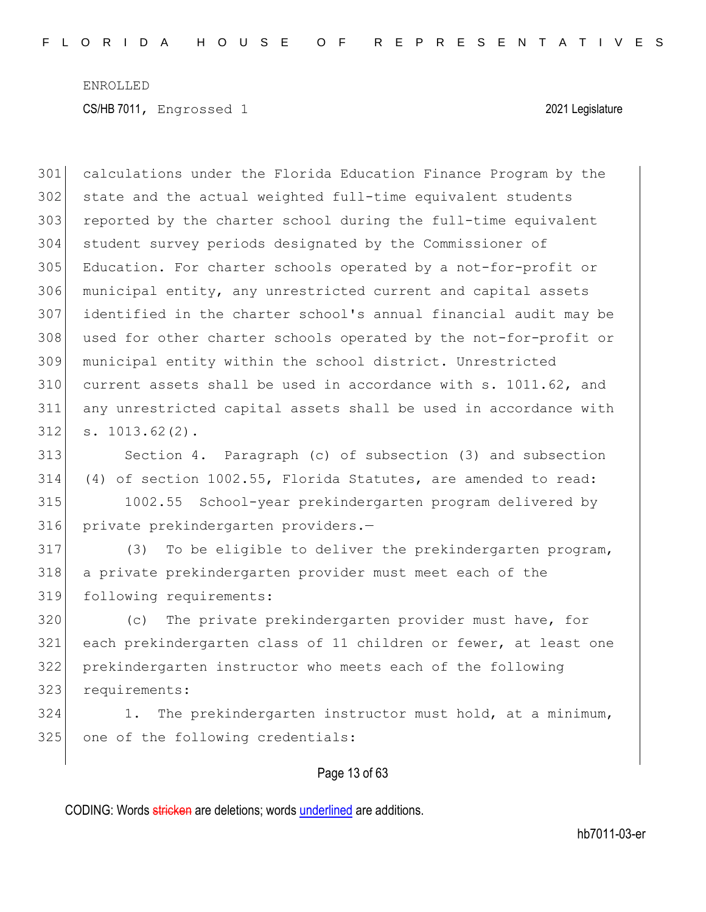calculations under the Florida Education Finance Program by the state and the actual weighted full-time equivalent students reported by the charter school during the full-time equivalent student survey periods designated by the Commissioner of Education. For charter schools operated by a not-for-profit or municipal entity, any unrestricted current and capital assets identified in the charter school's annual financial audit may be used for other charter schools operated by the not-for-profit or municipal entity within the school district. Unrestricted current assets shall be used in accordance with s. 1011.62, and any unrestricted capital assets shall be used in accordance with s. 1013.62(2).

Section 4. Paragraph (c) of subsection (3) and subsection (4) of section 1002.55, Florida Statutes, are amended to read:

1002.55 School-year prekindergarten program delivered by private prekindergarten providers.—

(3) To be eligible to deliver the prekindergarten program, a private prekindergarten provider must meet each of the following requirements:

(c) The private prekindergarten provider must have, for each prekindergarten class of 11 children or fewer, at least one prekindergarten instructor who meets each of the following requirements:

1. The prekindergarten instructor must hold, at a minimum, one of the following credentials: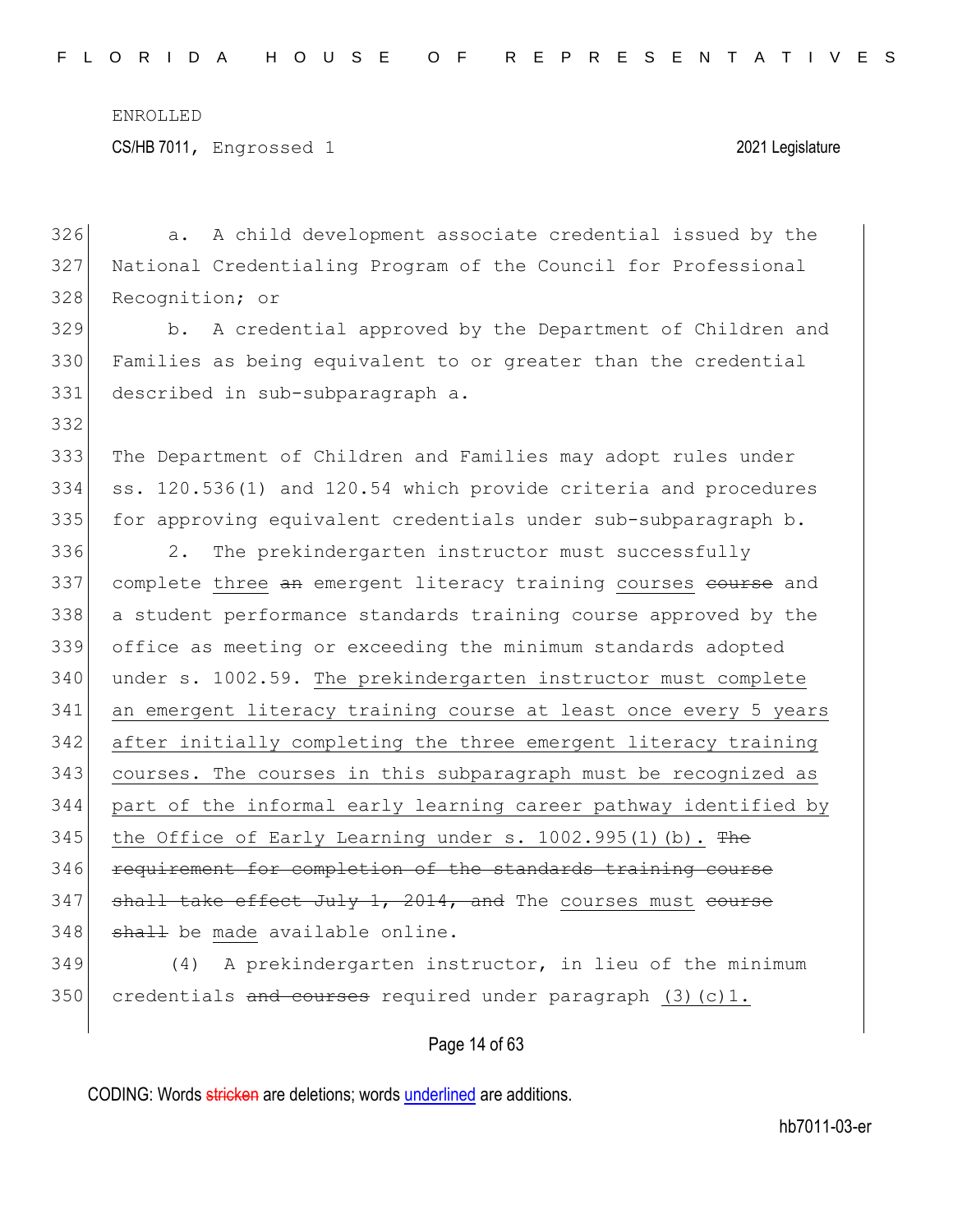a. A child development associate credential issued by the National Credentialing Program of the Council for Professional Recognition; or

b. A credential approved by the Department of Children and Families as being equivalent to or greater than the credential described in sub-subparagraph a.

The Department of Children and Families may adopt rules under ss. 120.536(1) and 120.54 which provide criteria and procedures for approving equivalent credentials under sub-subparagraph b.

2. The prekindergarten instructor must successfully complete three ~~an~~ emergent literacy training courses ~~course~~ and a student performance standards training course approved by the office as meeting or exceeding the minimum standards adopted under s. 1002.59. The prekindergarten instructor must complete an emergent literacy training course at least once every 5 years after initially completing the three emergent literacy training courses. The courses in this subparagraph must be recognized as part of the informal early learning career pathway identified by the Office of Early Learning under s. 1002.995(1)(b). ~~The requirement for completion of the standards training course shall take effect July 1, 2014, and~~ The courses must ~~course shall~~ be made available online.

(4) A prekindergarten instructor, in lieu of the minimum credentials ~~and courses~~ required under paragraph (3)(c)1.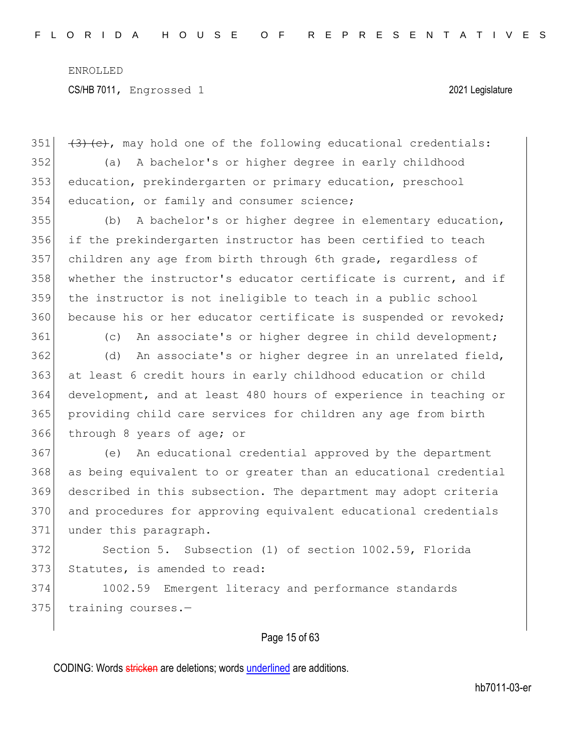~~(3)(c)~~, may hold one of the following educational credentials:

(a) A bachelor's or higher degree in early childhood education, prekindergarten or primary education, preschool education, or family and consumer science;

(b) A bachelor's or higher degree in elementary education, if the prekindergarten instructor has been certified to teach children any age from birth through 6th grade, regardless of whether the instructor's educator certificate is current, and if the instructor is not ineligible to teach in a public school because his or her educator certificate is suspended or revoked;

(c) An associate's or higher degree in child development;

(d) An associate's or higher degree in an unrelated field, at least 6 credit hours in early childhood education or child development, and at least 480 hours of experience in teaching or providing child care services for children any age from birth through 8 years of age; or

(e) An educational credential approved by the department as being equivalent to or greater than an educational credential described in this subsection. The department may adopt criteria and procedures for approving equivalent educational credentials under this paragraph.

Section 5. Subsection (1) of section 1002.59, Florida Statutes, is amended to read:

1002.59 Emergent literacy and performance standards training courses.—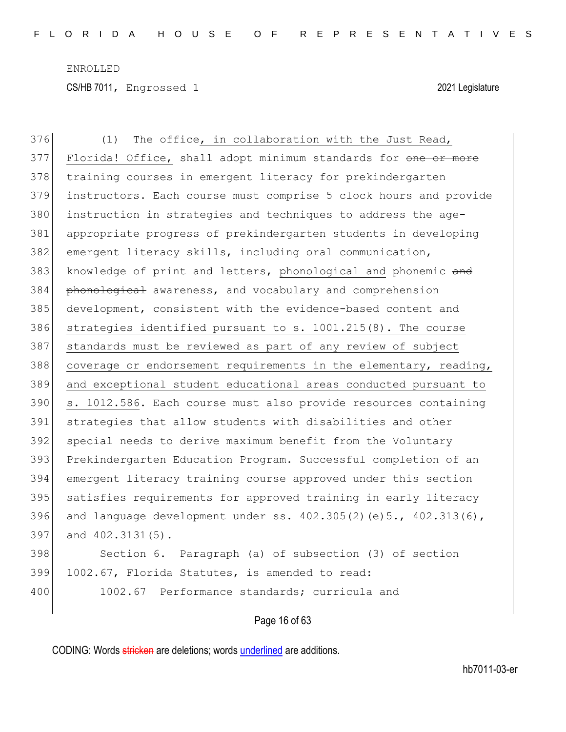(1) The office, in collaboration with the Just Read, Florida! Office, shall adopt minimum standards for ~~one or more~~ training courses in emergent literacy for prekindergarten instructors. Each course must comprise 5 clock hours and provide instruction in strategies and techniques to address the age-appropriate progress of prekindergarten students in developing emergent literacy skills, including oral communication, knowledge of print and letters, phonological and phonemic ~~and phonological~~ awareness, and vocabulary and comprehension development, consistent with the evidence-based content and strategies identified pursuant to s. 1001.215(8). The course standards must be reviewed as part of any review of subject coverage or endorsement requirements in the elementary, reading, and exceptional student educational areas conducted pursuant to s. 1012.586. Each course must also provide resources containing strategies that allow students with disabilities and other special needs to derive maximum benefit from the Voluntary Prekindergarten Education Program. Successful completion of an emergent literacy training course approved under this section satisfies requirements for approved training in early literacy and language development under ss. 402.305(2)(e)5., 402.313(6), and 402.3131(5).

Section 6. Paragraph (a) of subsection (3) of section 1002.67, Florida Statutes, is amended to read:

1002.67 Performance standards; curricula and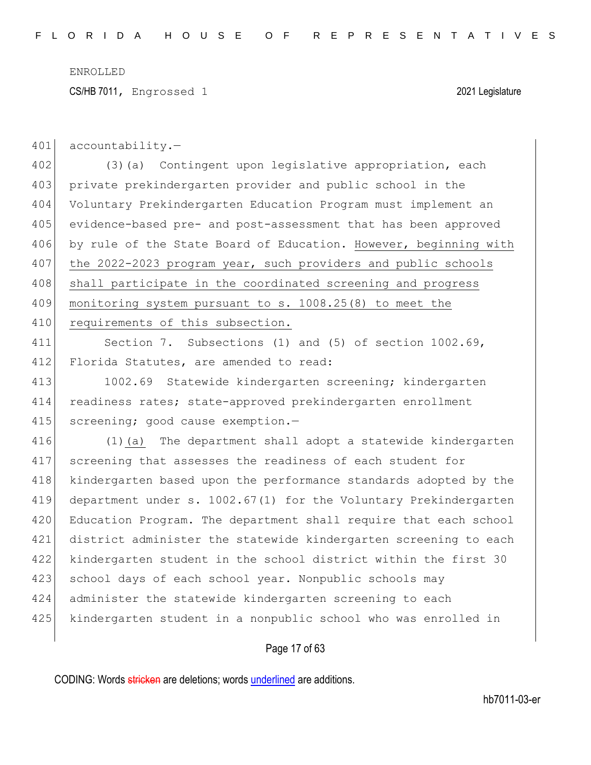accountability.—

(3)(a) Contingent upon legislative appropriation, each private prekindergarten provider and public school in the Voluntary Prekindergarten Education Program must implement an evidence-based pre- and post-assessment that has been approved by rule of the State Board of Education. <u>However, beginning with the 2022-2023 program year, such providers and public schools shall participate in the coordinated screening and progress monitoring system pursuant to s. 1008.25(8) to meet the requirements of this subsection.</u>

Section 7. Subsections (1) and (5) of section 1002.69, Florida Statutes, are amended to read:

1002.69 Statewide kindergarten screening; kindergarten readiness rates; state-approved prekindergarten enrollment screening; good cause exemption.—

(1)<u>(a)</u> The department shall adopt a statewide kindergarten screening that assesses the readiness of each student for kindergarten based upon the performance standards adopted by the department under s. 1002.67(1) for the Voluntary Prekindergarten Education Program. The department shall require that each school district administer the statewide kindergarten screening to each kindergarten student in the school district within the first 30 school days of each school year. Nonpublic schools may administer the statewide kindergarten screening to each kindergarten student in a nonpublic school who was enrolled in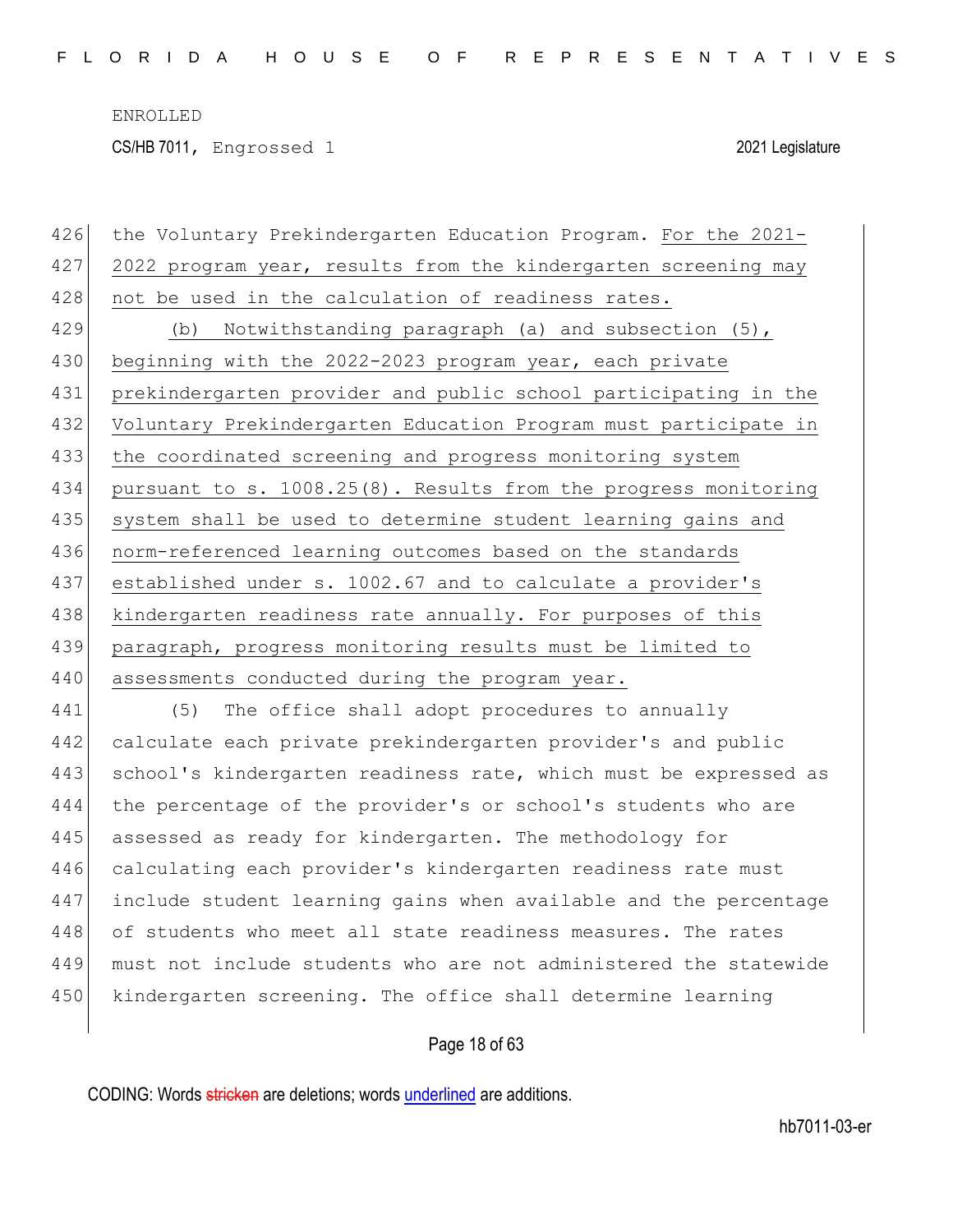the Voluntary Prekindergarten Education Program. For the 2021-2022 program year, results from the kindergarten screening may not be used in the calculation of readiness rates.

(b) Notwithstanding paragraph (a) and subsection (5), beginning with the 2022-2023 program year, each private prekindergarten provider and public school participating in the Voluntary Prekindergarten Education Program must participate in the coordinated screening and progress monitoring system pursuant to s. 1008.25(8). Results from the progress monitoring system shall be used to determine student learning gains and norm-referenced learning outcomes based on the standards established under s. 1002.67 and to calculate a provider's kindergarten readiness rate annually. For purposes of this paragraph, progress monitoring results must be limited to assessments conducted during the program year.

(5) The office shall adopt procedures to annually calculate each private prekindergarten provider's and public school's kindergarten readiness rate, which must be expressed as the percentage of the provider's or school's students who are assessed as ready for kindergarten. The methodology for calculating each provider's kindergarten readiness rate must include student learning gains when available and the percentage of students who meet all state readiness measures. The rates must not include students who are not administered the statewide kindergarten screening. The office shall determine learning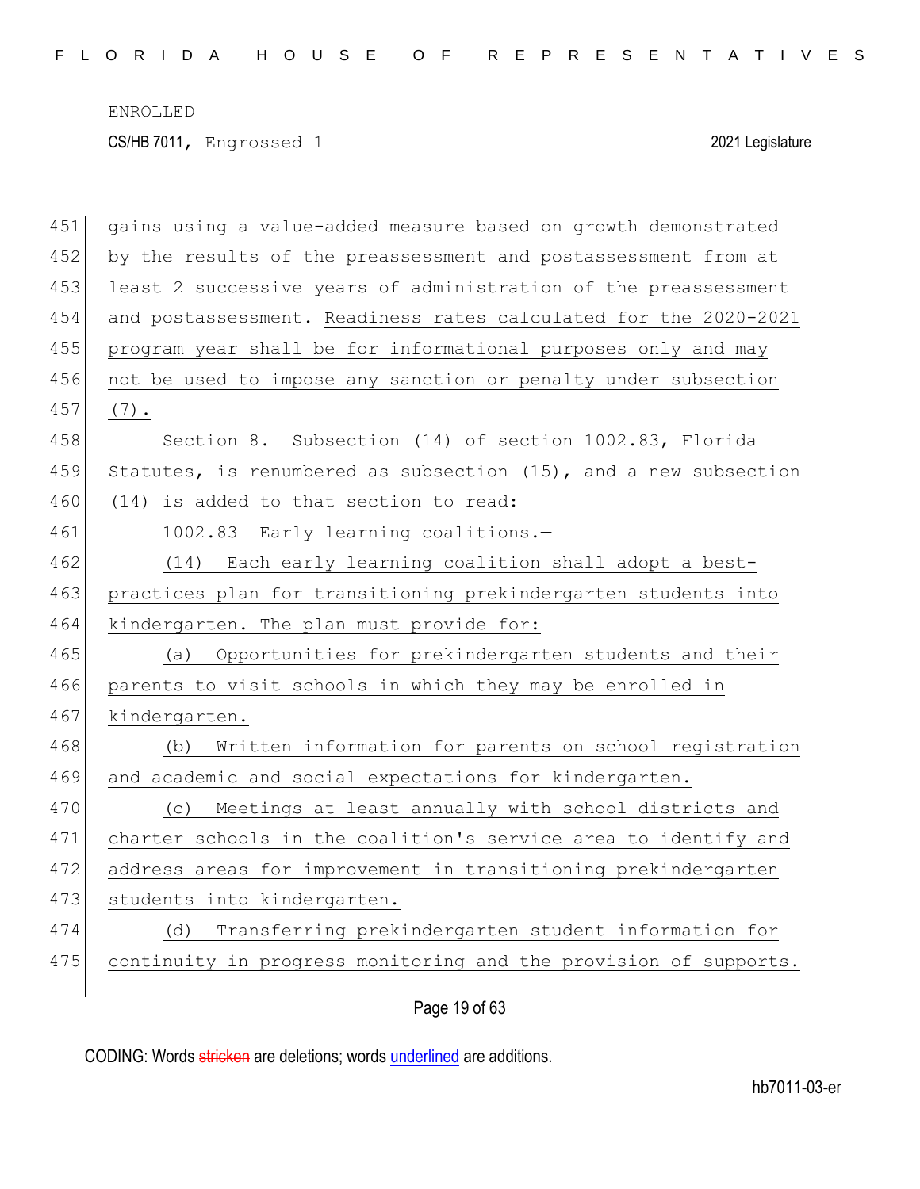gains using a value-added measure based on growth demonstrated by the results of the preassessment and postassessment from at least 2 successive years of administration of the preassessment and postassessment. Readiness rates calculated for the 2020-2021 program year shall be for informational purposes only and may not be used to impose any sanction or penalty under subsection (7).

Section 8. Subsection (14) of section 1002.83, Florida Statutes, is renumbered as subsection (15), and a new subsection (14) is added to that section to read:

1002.83 Early learning coalitions.—

(14) Each early learning coalition shall adopt a best-practices plan for transitioning prekindergarten students into kindergarten. The plan must provide for:

(a) Opportunities for prekindergarten students and their parents to visit schools in which they may be enrolled in kindergarten.

(b) Written information for parents on school registration and academic and social expectations for kindergarten.

(c) Meetings at least annually with school districts and charter schools in the coalition's service area to identify and address areas for improvement in transitioning prekindergarten students into kindergarten.

(d) Transferring prekindergarten student information for continuity in progress monitoring and the provision of supports.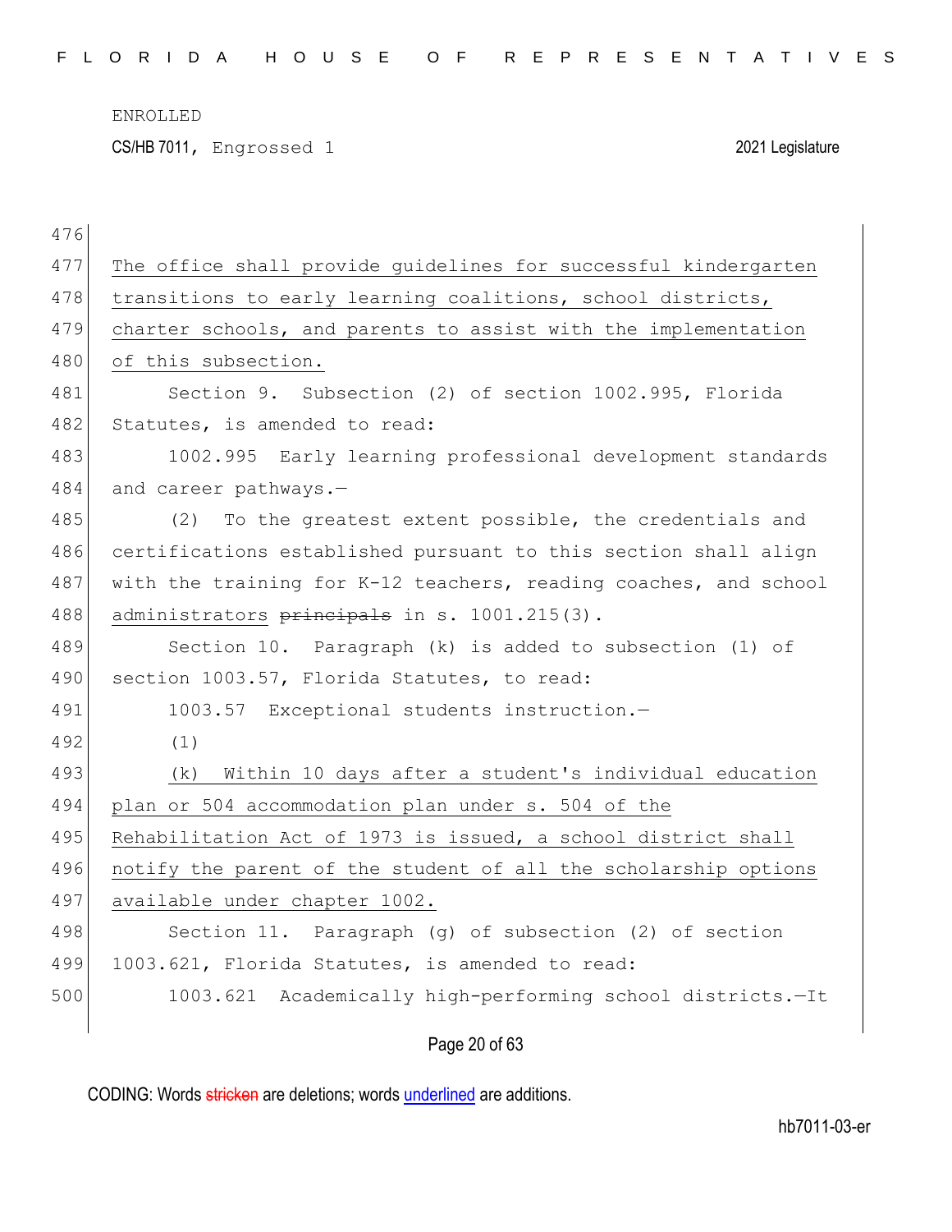The office shall provide guidelines for successful kindergarten transitions to early learning coalitions, school districts, charter schools, and parents to assist with the implementation of this subsection.

Section 9. Subsection (2) of section 1002.995, Florida Statutes, is amended to read:

1002.995 Early learning professional development standards and career pathways.—

(2) To the greatest extent possible, the credentials and certifications established pursuant to this section shall align with the training for K-12 teachers, reading coaches, and school administrators ~~principals~~ in s. 1001.215(3).

Section 10. Paragraph (k) is added to subsection (1) of section 1003.57, Florida Statutes, to read:

1003.57 Exceptional students instruction.—

(1)

(k) Within 10 days after a student's individual education plan or 504 accommodation plan under s. 504 of the Rehabilitation Act of 1973 is issued, a school district shall notify the parent of the student of all the scholarship options available under chapter 1002.

Section 11. Paragraph (g) of subsection (2) of section 1003.621, Florida Statutes, is amended to read:

1003.621 Academically high-performing school districts.—It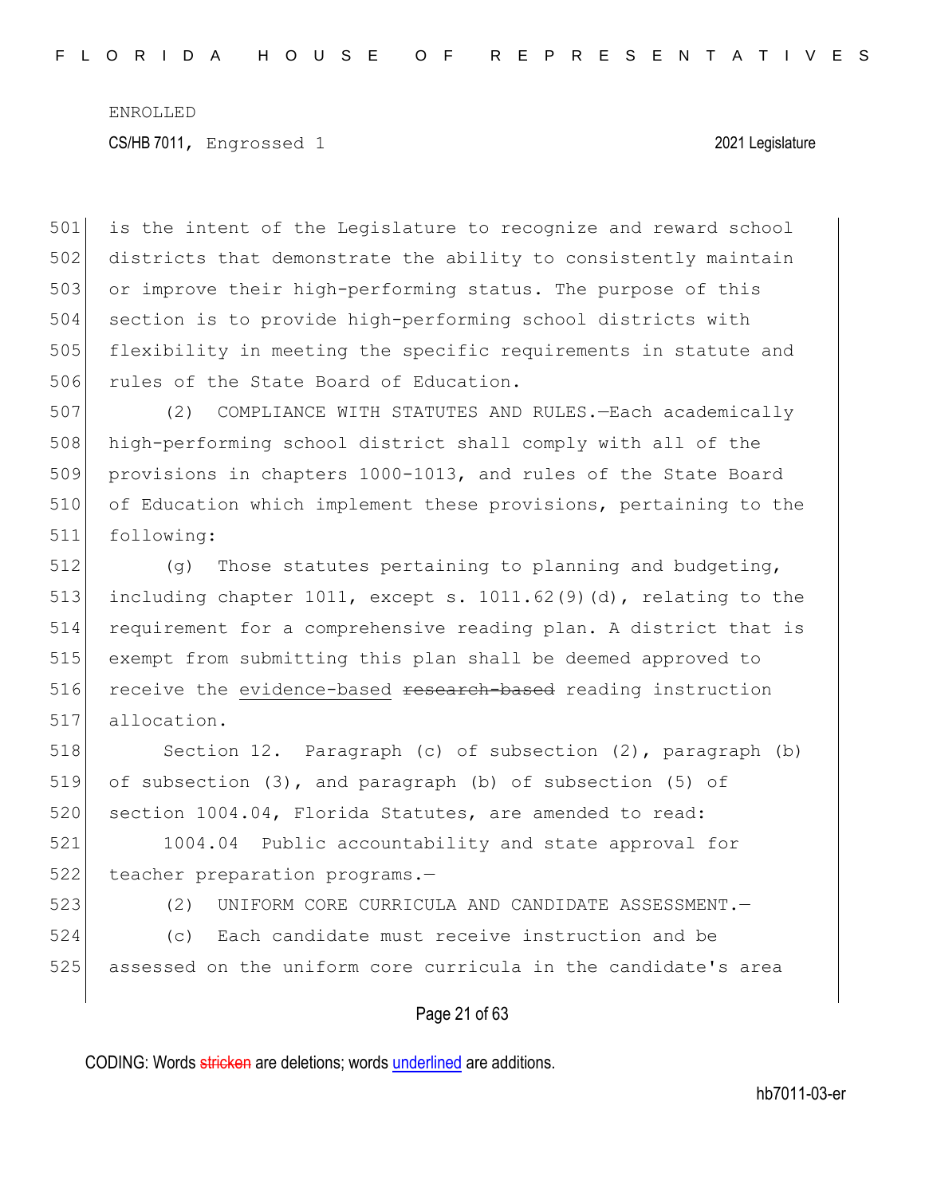is the intent of the Legislature to recognize and reward school districts that demonstrate the ability to consistently maintain or improve their high-performing status. The purpose of this section is to provide high-performing school districts with flexibility in meeting the specific requirements in statute and rules of the State Board of Education.

(2) COMPLIANCE WITH STATUTES AND RULES.—Each academically high-performing school district shall comply with all of the provisions in chapters 1000-1013, and rules of the State Board of Education which implement these provisions, pertaining to the following:

(g) Those statutes pertaining to planning and budgeting, including chapter 1011, except s. 1011.62(9)(d), relating to the requirement for a comprehensive reading plan. A district that is exempt from submitting this plan shall be deemed approved to receive the evidence-based ~~research-based~~ reading instruction allocation.

Section 12. Paragraph (c) of subsection (2), paragraph (b) of subsection (3), and paragraph (b) of subsection (5) of section 1004.04, Florida Statutes, are amended to read:

1004.04 Public accountability and state approval for teacher preparation programs.—

(2) UNIFORM CORE CURRICULA AND CANDIDATE ASSESSMENT.—

(c) Each candidate must receive instruction and be assessed on the uniform core curricula in the candidate's area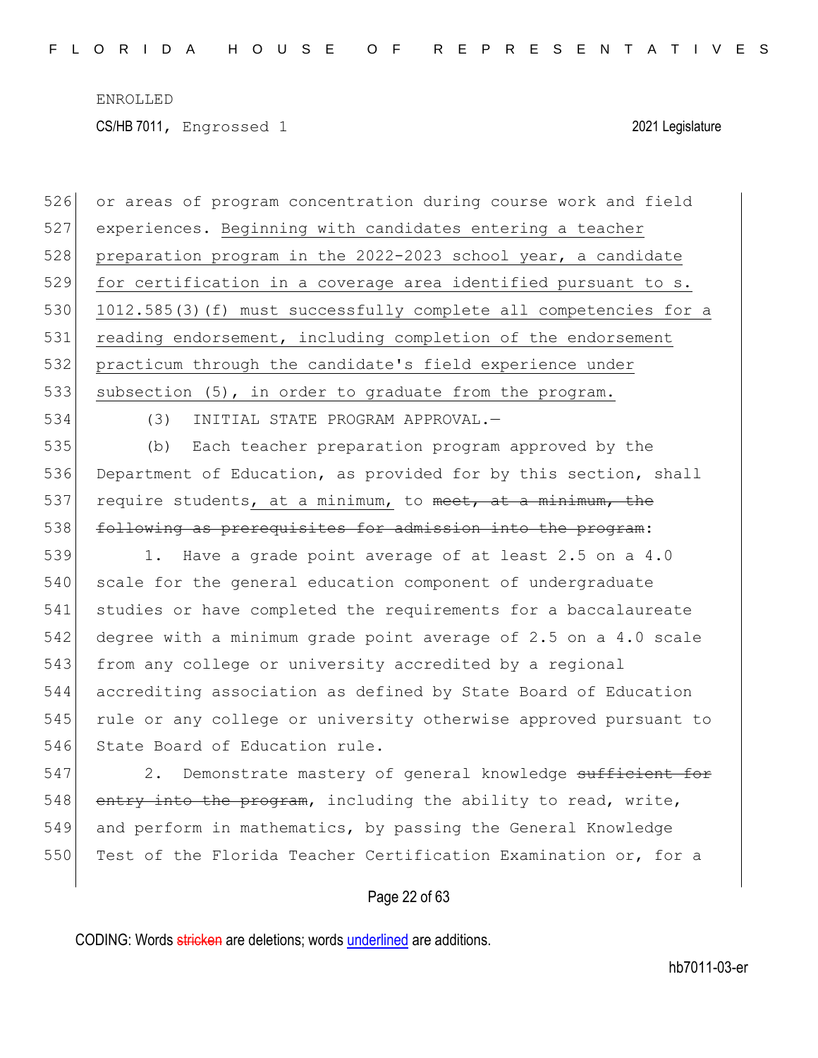ENROLLED

CS/HB 7011, Engrossed 1 2021 Legislature

526 or areas of program concentration during course work and field
527 experiences. Beginning with candidates entering a teacher
528 preparation program in the 2022-2023 school year, a candidate
529 for certification in a coverage area identified pursuant to s.
530 1012.585(3)(f) must successfully complete all competencies for a
531 reading endorsement, including completion of the endorsement
532 practicum through the candidate's field experience under
533 subsection (5), in order to graduate from the program.

534 (3) INITIAL STATE PROGRAM APPROVAL.—

535 (b) Each teacher preparation program approved by the
536 Department of Education, as provided for by this section, shall
537 require students, at a minimum, to ~~meet, at a minimum, the~~
538 ~~following as prerequisites for admission into the program~~:

539 1. Have a grade point average of at least 2.5 on a 4.0
540 scale for the general education component of undergraduate
541 studies or have completed the requirements for a baccalaureate
542 degree with a minimum grade point average of 2.5 on a 4.0 scale
543 from any college or university accredited by a regional
544 accrediting association as defined by State Board of Education
545 rule or any college or university otherwise approved pursuant to
546 State Board of Education rule.

547 2. Demonstrate mastery of general knowledge ~~sufficient for~~
548 ~~entry into the program~~, including the ability to read, write,
549 and perform in mathematics, by passing the General Knowledge
550 Test of the Florida Teacher Certification Examination or, for a

CODING: Words ~~stricken~~ are deletions; words underlined are additions.

hb7011-03-er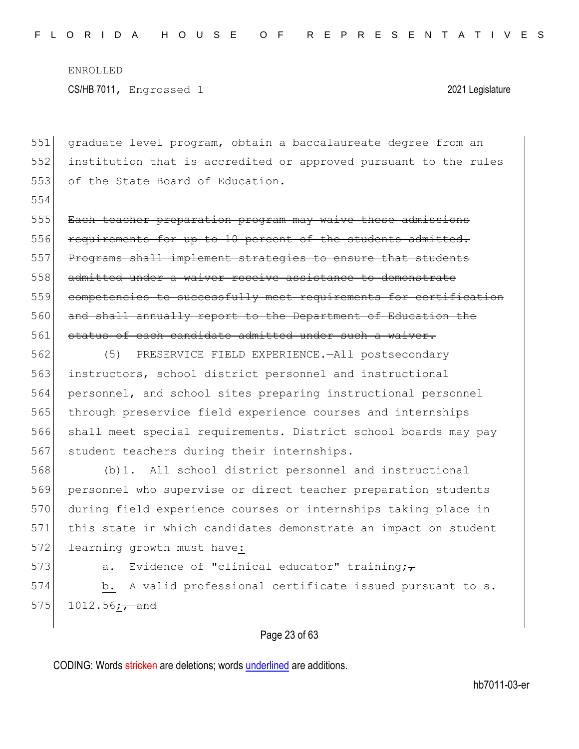graduate level program, obtain a baccalaureate degree from an institution that is accredited or approved pursuant to the rules of the State Board of Education.

~~Each teacher preparation program may waive these admissions requirements for up to 10 percent of the students admitted. Programs shall implement strategies to ensure that students admitted under a waiver receive assistance to demonstrate competencies to successfully meet requirements for certification and shall annually report to the Department of Education the status of each candidate admitted under such a waiver.~~

(5) PRESERVICE FIELD EXPERIENCE.—All postsecondary instructors, school district personnel and instructional personnel, and school sites preparing instructional personnel through preservice field experience courses and internships shall meet special requirements. District school boards may pay student teachers during their internships.

(b)1. All school district personnel and instructional personnel who supervise or direct teacher preparation students during field experience courses or internships taking place in this state in which candidates demonstrate an impact on student learning growth must have<u>:</u>

<u>a.</u> Evidence of "clinical educator" training<u>;</u>~~,~~

<u>b.</u> A valid professional certificate issued pursuant to s. 1012.56<u>;</u>~~, and~~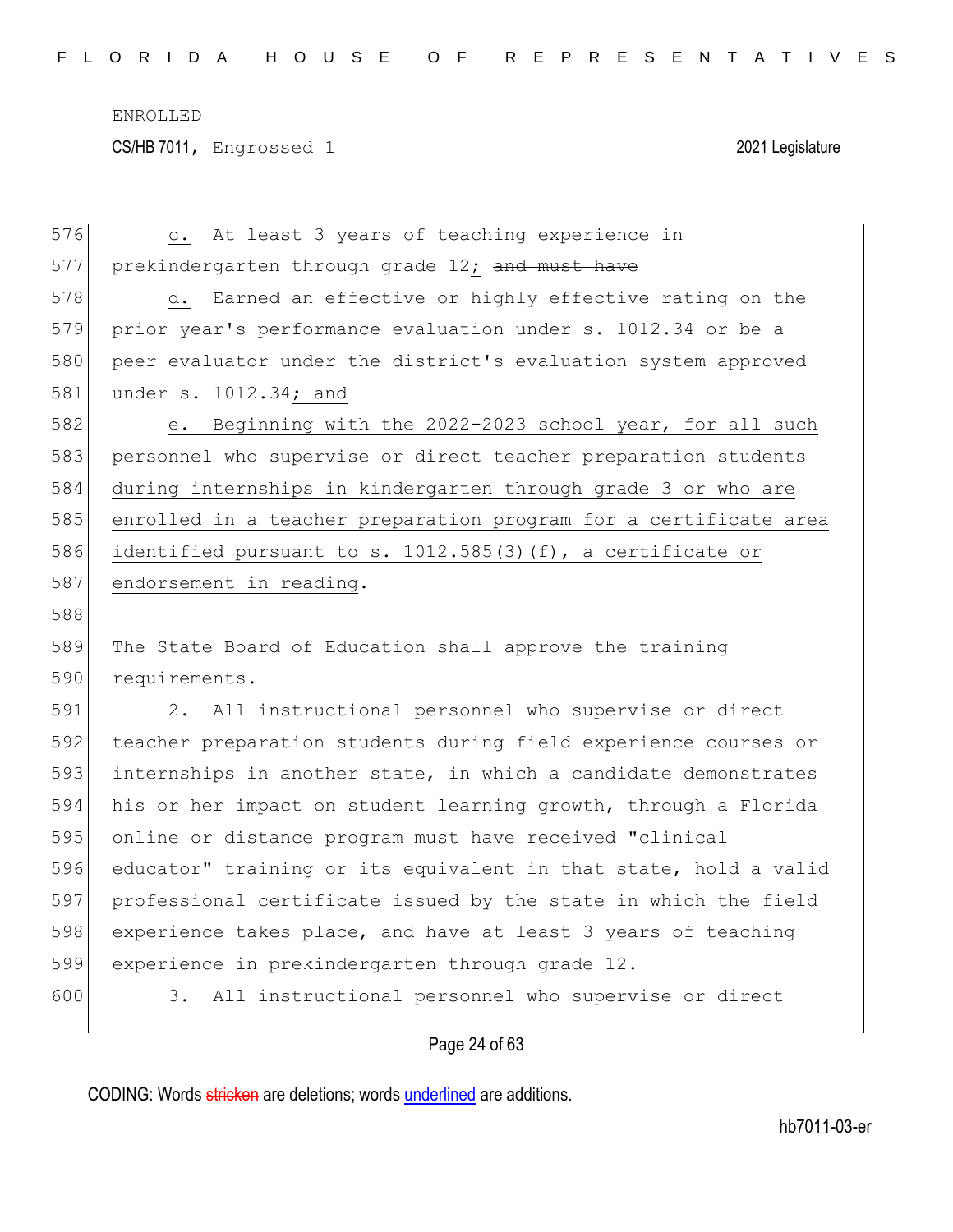c. At least 3 years of teaching experience in prekindergarten through grade 12; ~~and must have~~

d. Earned an effective or highly effective rating on the prior year's performance evaluation under s. 1012.34 or be a peer evaluator under the district's evaluation system approved under s. 1012.34; and

e. Beginning with the 2022-2023 school year, for all such personnel who supervise or direct teacher preparation students during internships in kindergarten through grade 3 or who are enrolled in a teacher preparation program for a certificate area identified pursuant to s. 1012.585(3)(f), a certificate or endorsement in reading.

The State Board of Education shall approve the training requirements.

2. All instructional personnel who supervise or direct teacher preparation students during field experience courses or internships in another state, in which a candidate demonstrates his or her impact on student learning growth, through a Florida online or distance program must have received "clinical educator" training or its equivalent in that state, hold a valid professional certificate issued by the state in which the field experience takes place, and have at least 3 years of teaching experience in prekindergarten through grade 12.

3. All instructional personnel who supervise or direct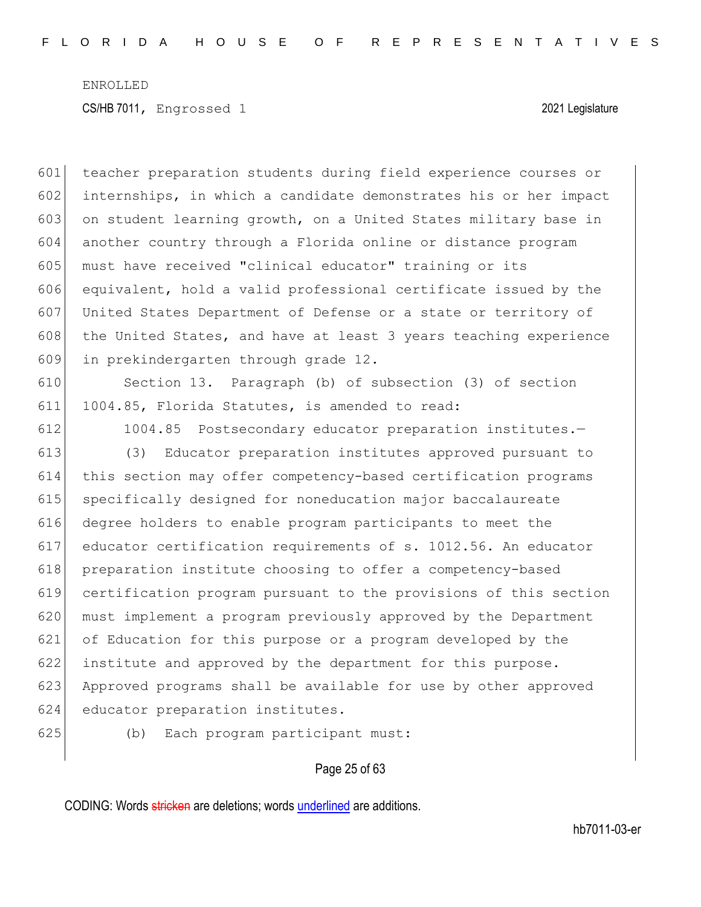teacher preparation students during field experience courses or internships, in which a candidate demonstrates his or her impact on student learning growth, on a United States military base in another country through a Florida online or distance program must have received "clinical educator" training or its equivalent, hold a valid professional certificate issued by the United States Department of Defense or a state or territory of the United States, and have at least 3 years teaching experience in prekindergarten through grade 12.

Section 13. Paragraph (b) of subsection (3) of section 1004.85, Florida Statutes, is amended to read:

1004.85 Postsecondary educator preparation institutes.—

(3) Educator preparation institutes approved pursuant to this section may offer competency-based certification programs specifically designed for noneducation major baccalaureate degree holders to enable program participants to meet the educator certification requirements of s. 1012.56. An educator preparation institute choosing to offer a competency-based certification program pursuant to the provisions of this section must implement a program previously approved by the Department of Education for this purpose or a program developed by the institute and approved by the department for this purpose. Approved programs shall be available for use by other approved educator preparation institutes.

(b) Each program participant must: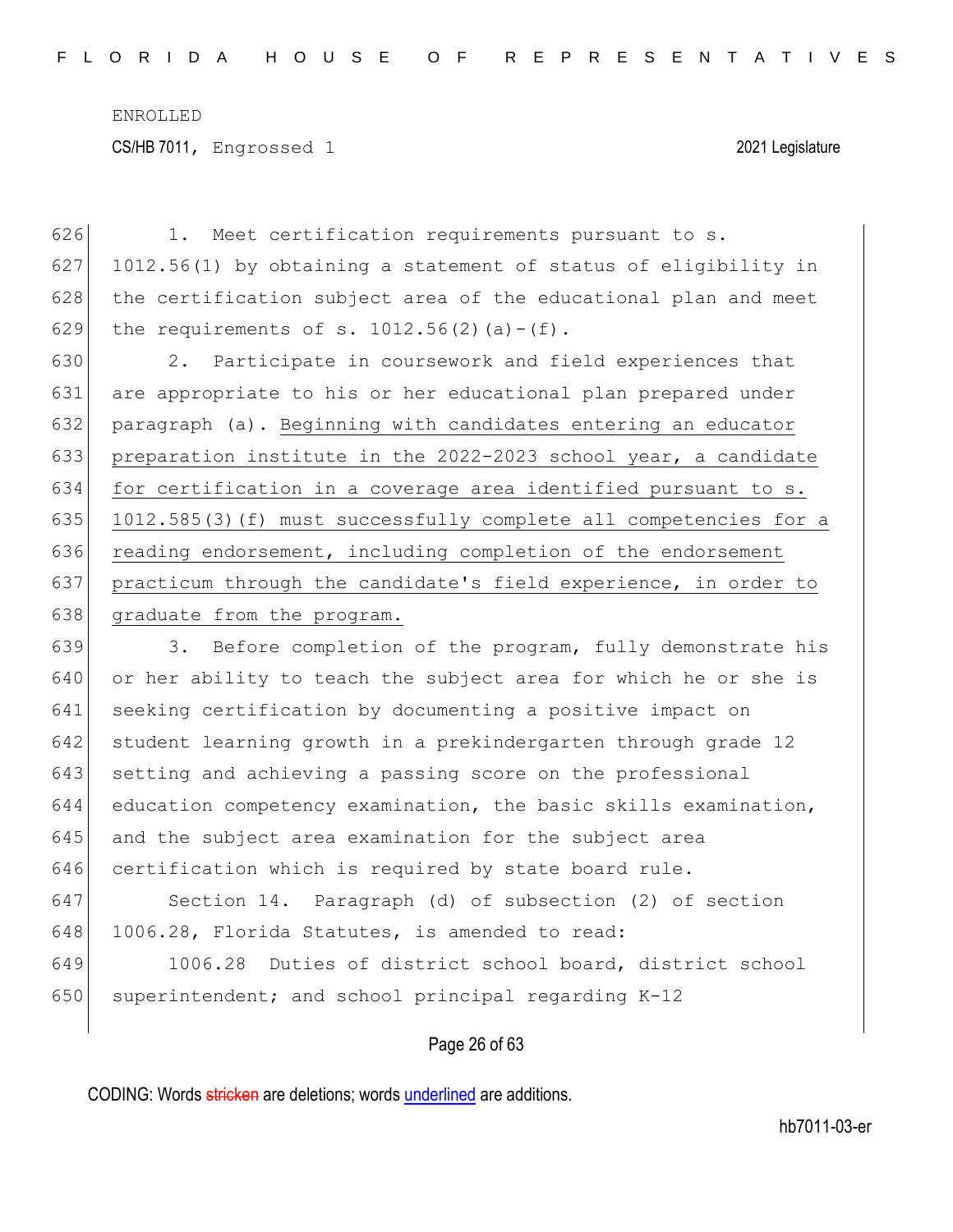1. Meet certification requirements pursuant to s. 1012.56(1) by obtaining a statement of status of eligibility in the certification subject area of the educational plan and meet the requirements of s. 1012.56(2)(a)-(f).

2. Participate in coursework and field experiences that are appropriate to his or her educational plan prepared under paragraph (a). <u>Beginning with candidates entering an educator preparation institute in the 2022-2023 school year, a candidate for certification in a coverage area identified pursuant to s. 1012.585(3)(f) must successfully complete all competencies for a reading endorsement, including completion of the endorsement practicum through the candidate's field experience, in order to graduate from the program.</u>

3. Before completion of the program, fully demonstrate his or her ability to teach the subject area for which he or she is seeking certification by documenting a positive impact on student learning growth in a prekindergarten through grade 12 setting and achieving a passing score on the professional education competency examination, the basic skills examination, and the subject area examination for the subject area certification which is required by state board rule.

Section 14. Paragraph (d) of subsection (2) of section 1006.28, Florida Statutes, is amended to read:

1006.28 Duties of district school board, district school superintendent; and school principal regarding K-12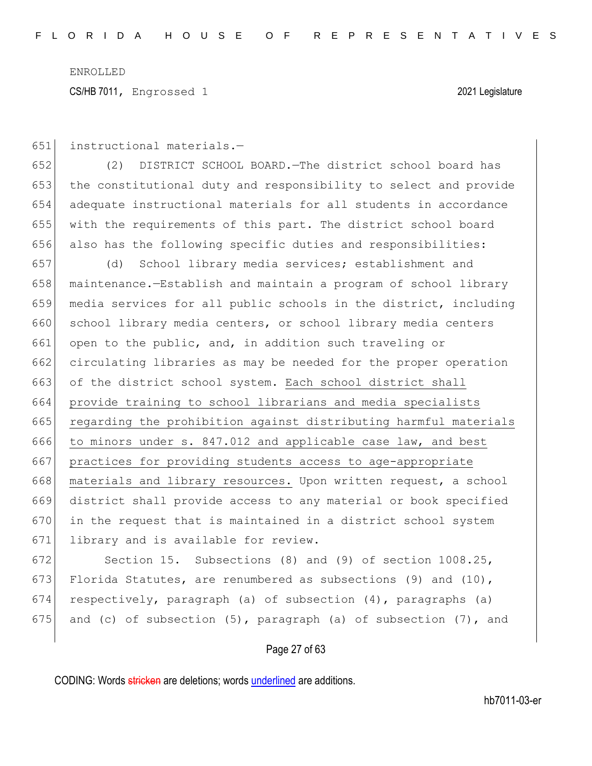instructional materials.—

(2) DISTRICT SCHOOL BOARD.—The district school board has the constitutional duty and responsibility to select and provide adequate instructional materials for all students in accordance with the requirements of this part. The district school board also has the following specific duties and responsibilities:

(d) School library media services; establishment and maintenance.—Establish and maintain a program of school library media services for all public schools in the district, including school library media centers, or school library media centers open to the public, and, in addition such traveling or circulating libraries as may be needed for the proper operation of the district school system. <u>Each school district shall provide training to school librarians and media specialists regarding the prohibition against distributing harmful materials to minors under s. 847.012 and applicable case law, and best practices for providing students access to age-appropriate materials and library resources.</u> Upon written request, a school district shall provide access to any material or book specified in the request that is maintained in a district school system library and is available for review.

Section 15. Subsections (8) and (9) of section 1008.25, Florida Statutes, are renumbered as subsections (9) and (10), respectively, paragraph (a) of subsection (4), paragraphs (a) and (c) of subsection (5), paragraph (a) of subsection (7), and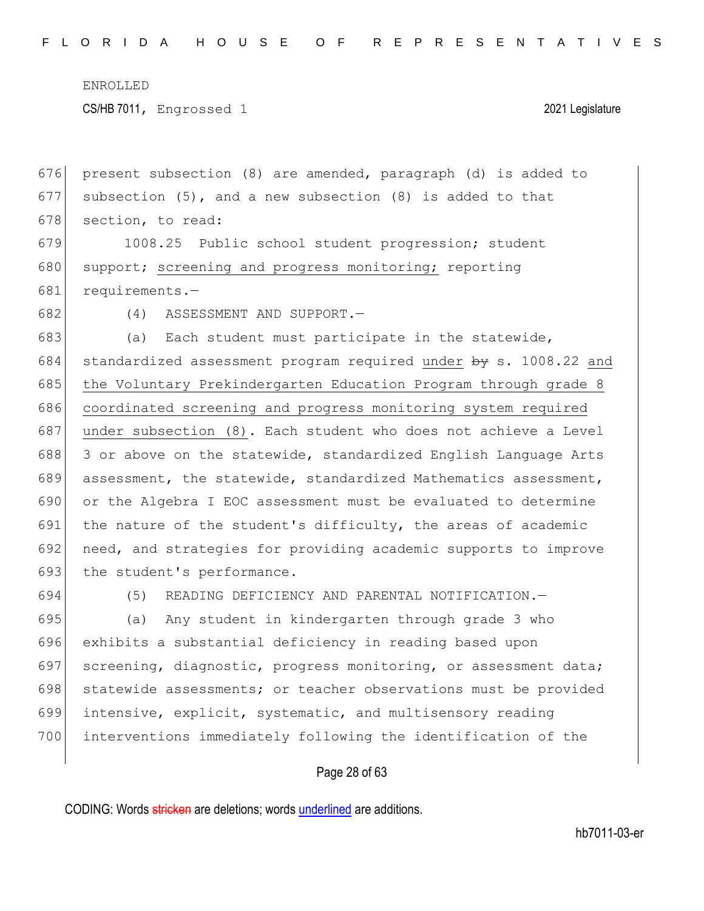present subsection (8) are amended, paragraph (d) is added to subsection (5), and a new subsection (8) is added to that section, to read:

1008.25 Public school student progression; student support; screening and progress monitoring; reporting requirements.—

(4) ASSESSMENT AND SUPPORT.—

(a) Each student must participate in the statewide, standardized assessment program required under ~~by~~ s. 1008.22 and the Voluntary Prekindergarten Education Program through grade 8 coordinated screening and progress monitoring system required under subsection (8). Each student who does not achieve a Level 3 or above on the statewide, standardized English Language Arts assessment, the statewide, standardized Mathematics assessment, or the Algebra I EOC assessment must be evaluated to determine the nature of the student's difficulty, the areas of academic need, and strategies for providing academic supports to improve the student's performance.

(5) READING DEFICIENCY AND PARENTAL NOTIFICATION.—

(a) Any student in kindergarten through grade 3 who exhibits a substantial deficiency in reading based upon screening, diagnostic, progress monitoring, or assessment data; statewide assessments; or teacher observations must be provided intensive, explicit, systematic, and multisensory reading interventions immediately following the identification of the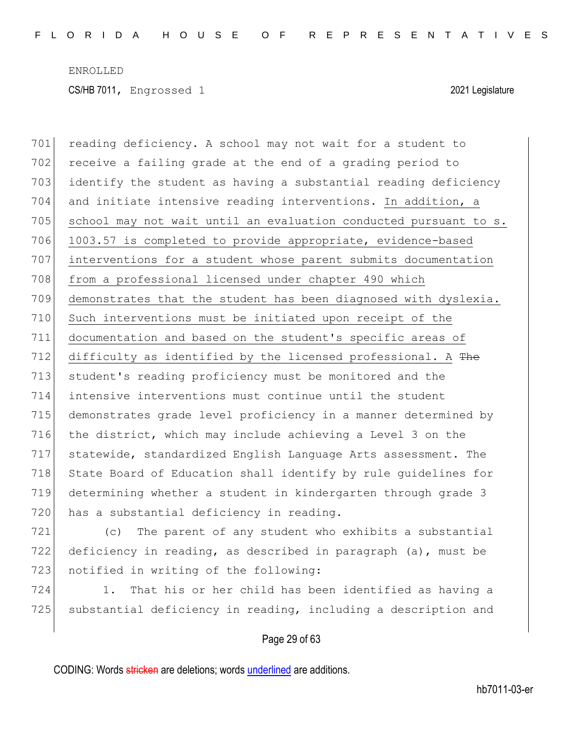reading deficiency. A school may not wait for a student to receive a failing grade at the end of a grading period to identify the student as having a substantial reading deficiency and initiate intensive reading interventions. In addition, a school may not wait until an evaluation conducted pursuant to s. 1003.57 is completed to provide appropriate, evidence-based interventions for a student whose parent submits documentation from a professional licensed under chapter 490 which demonstrates that the student has been diagnosed with dyslexia. Such interventions must be initiated upon receipt of the documentation and based on the student's specific areas of difficulty as identified by the licensed professional. A ~~The~~ student's reading proficiency must be monitored and the intensive interventions must continue until the student demonstrates grade level proficiency in a manner determined by the district, which may include achieving a Level 3 on the statewide, standardized English Language Arts assessment. The State Board of Education shall identify by rule guidelines for determining whether a student in kindergarten through grade 3 has a substantial deficiency in reading.

(c) The parent of any student who exhibits a substantial deficiency in reading, as described in paragraph (a), must be notified in writing of the following:

1. That his or her child has been identified as having a substantial deficiency in reading, including a description and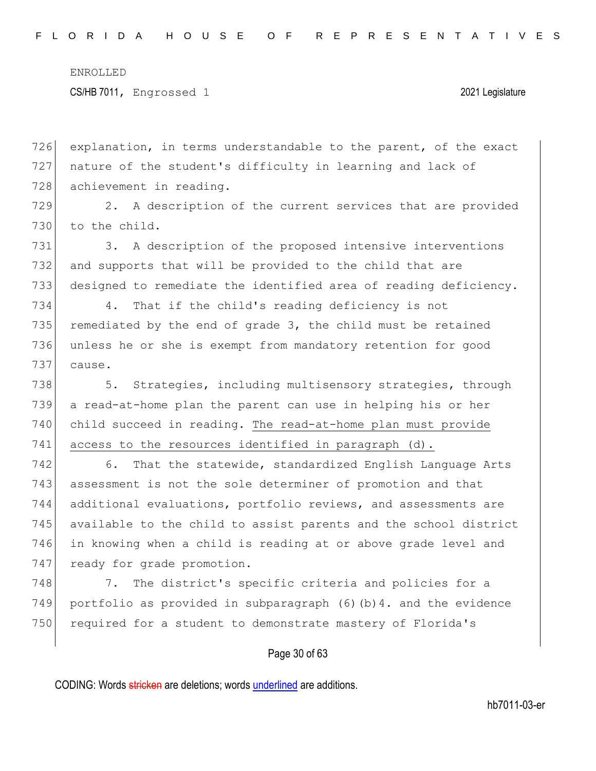explanation, in terms understandable to the parent, of the exact nature of the student's difficulty in learning and lack of achievement in reading.

2. A description of the current services that are provided to the child.

3. A description of the proposed intensive interventions and supports that will be provided to the child that are designed to remediate the identified area of reading deficiency.

4. That if the child's reading deficiency is not remediated by the end of grade 3, the child must be retained unless he or she is exempt from mandatory retention for good cause.

5. Strategies, including multisensory strategies, through a read-at-home plan the parent can use in helping his or her child succeed in reading. <u>The read-at-home plan must provide access to the resources identified in paragraph (d).</u>

6. That the statewide, standardized English Language Arts assessment is not the sole determiner of promotion and that additional evaluations, portfolio reviews, and assessments are available to the child to assist parents and the school district in knowing when a child is reading at or above grade level and ready for grade promotion.

7. The district's specific criteria and policies for a portfolio as provided in subparagraph (6)(b)4. and the evidence required for a student to demonstrate mastery of Florida's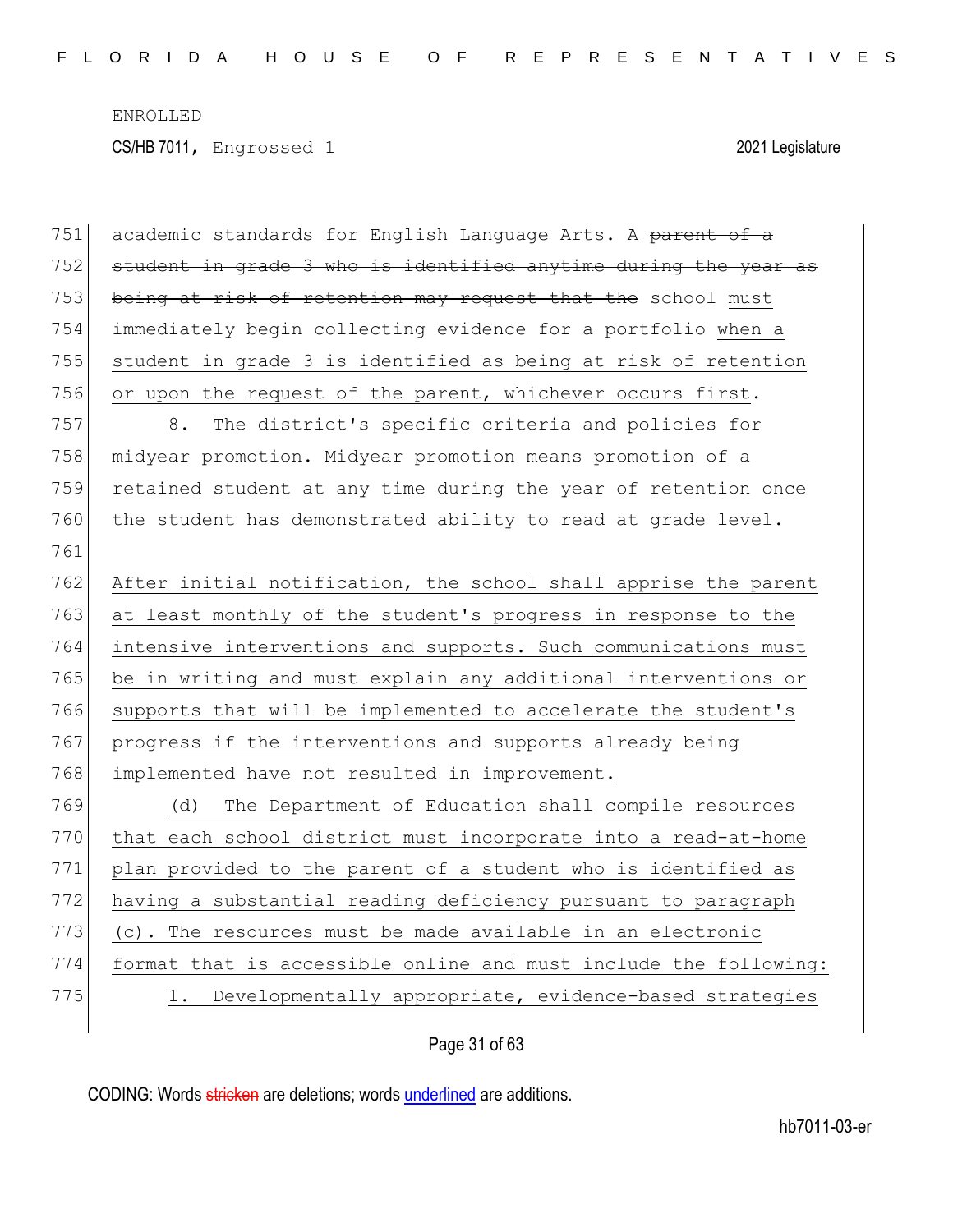academic standards for English Language Arts. A ~~parent of a student in grade 3 who is identified anytime during the year as being at risk of retention may request that the~~ school must immediately begin collecting evidence for a portfolio when a student in grade 3 is identified as being at risk of retention or upon the request of the parent, whichever occurs first.

8. The district's specific criteria and policies for midyear promotion. Midyear promotion means promotion of a retained student at any time during the year of retention once the student has demonstrated ability to read at grade level.

After initial notification, the school shall apprise the parent at least monthly of the student's progress in response to the intensive interventions and supports. Such communications must be in writing and must explain any additional interventions or supports that will be implemented to accelerate the student's progress if the interventions and supports already being implemented have not resulted in improvement.

(d) The Department of Education shall compile resources that each school district must incorporate into a read-at-home plan provided to the parent of a student who is identified as having a substantial reading deficiency pursuant to paragraph (c). The resources must be made available in an electronic format that is accessible online and must include the following:

1. Developmentally appropriate, evidence-based strategies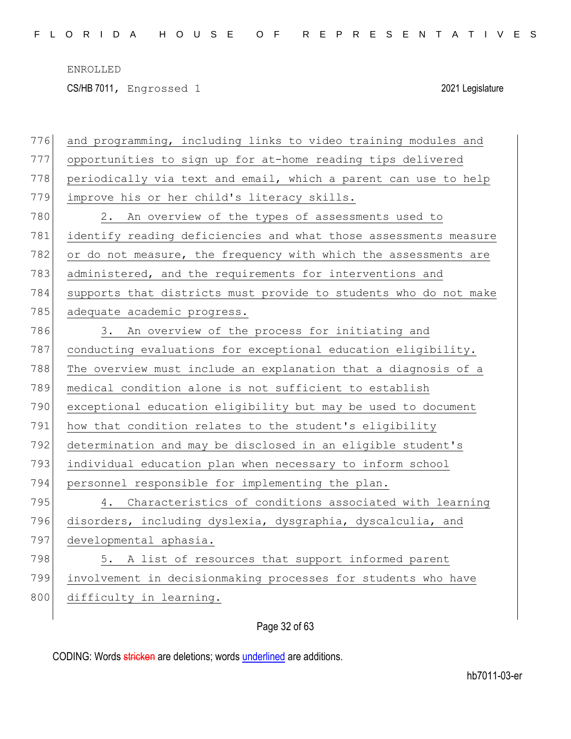and programming, including links to video training modules and opportunities to sign up for at-home reading tips delivered periodically via text and email, which a parent can use to help improve his or her child's literacy skills.

2. An overview of the types of assessments used to identify reading deficiencies and what those assessments measure or do not measure, the frequency with which the assessments are administered, and the requirements for interventions and supports that districts must provide to students who do not make adequate academic progress.

3. An overview of the process for initiating and conducting evaluations for exceptional education eligibility. The overview must include an explanation that a diagnosis of a medical condition alone is not sufficient to establish exceptional education eligibility but may be used to document how that condition relates to the student's eligibility determination and may be disclosed in an eligible student's individual education plan when necessary to inform school personnel responsible for implementing the plan.

4. Characteristics of conditions associated with learning disorders, including dyslexia, dysgraphia, dyscalculia, and developmental aphasia.

5. A list of resources that support informed parent involvement in decisionmaking processes for students who have difficulty in learning.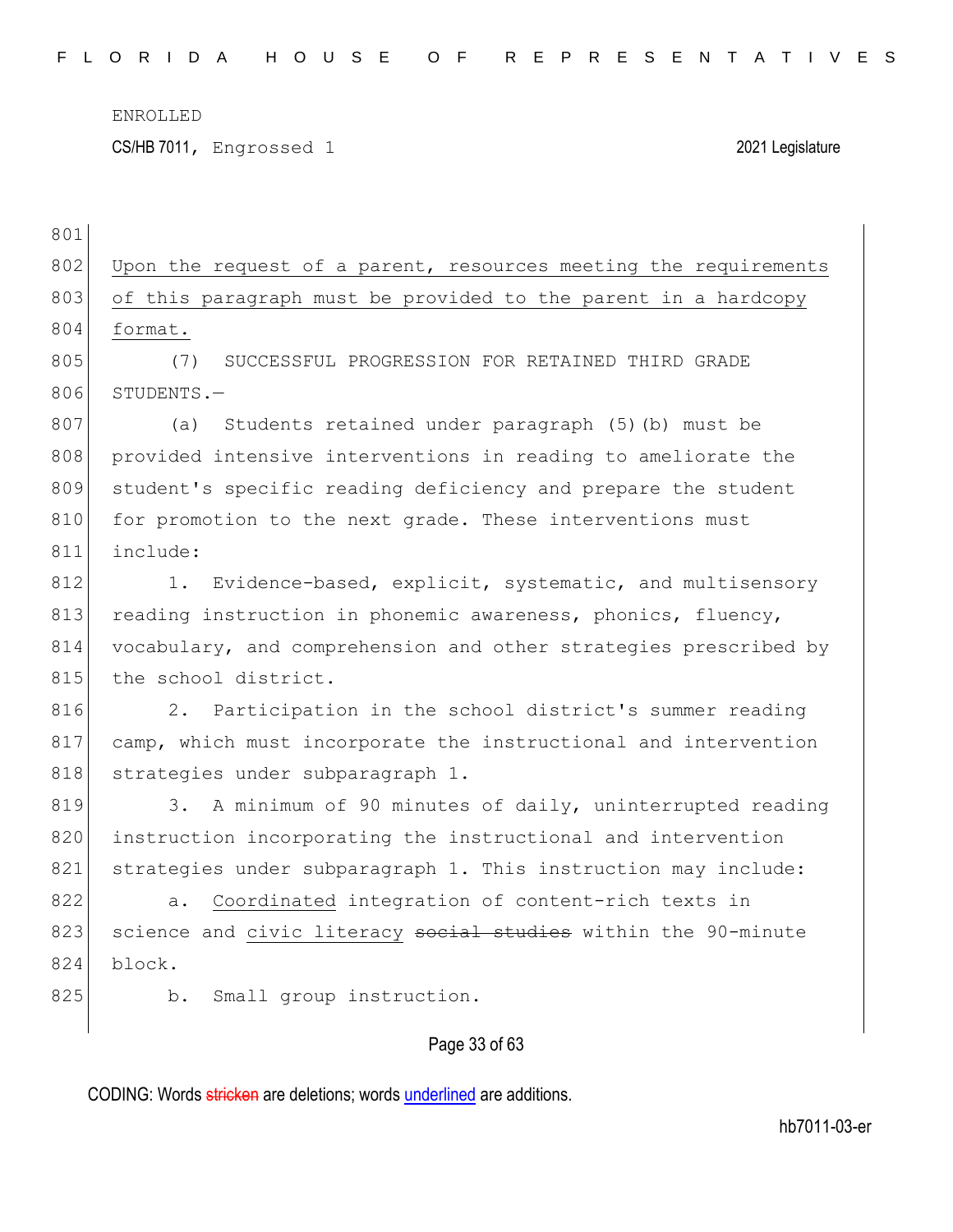ENROLLED

CS/HB 7011, Engrossed 1 2021 Legislature

<u>Upon the request of a parent, resources meeting the requirements of this paragraph must be provided to the parent in a hardcopy format.</u>

(7) SUCCESSFUL PROGRESSION FOR RETAINED THIRD GRADE STUDENTS.—

(a) Students retained under paragraph (5)(b) must be provided intensive interventions in reading to ameliorate the student's specific reading deficiency and prepare the student for promotion to the next grade. These interventions must include:

1. Evidence-based, explicit, systematic, and multisensory reading instruction in phonemic awareness, phonics, fluency, vocabulary, and comprehension and other strategies prescribed by the school district.

2. Participation in the school district's summer reading camp, which must incorporate the instructional and intervention strategies under subparagraph 1.

3. A minimum of 90 minutes of daily, uninterrupted reading instruction incorporating the instructional and intervention strategies under subparagraph 1. This instruction may include:

a. <u>Coordinated</u> integration of content-rich texts in science and <u>civic literacy</u> ~~social studies~~ within the 90-minute block.

b. Small group instruction.

CODING: Words ~~stricken~~ are deletions; words <u>underlined</u> are additions.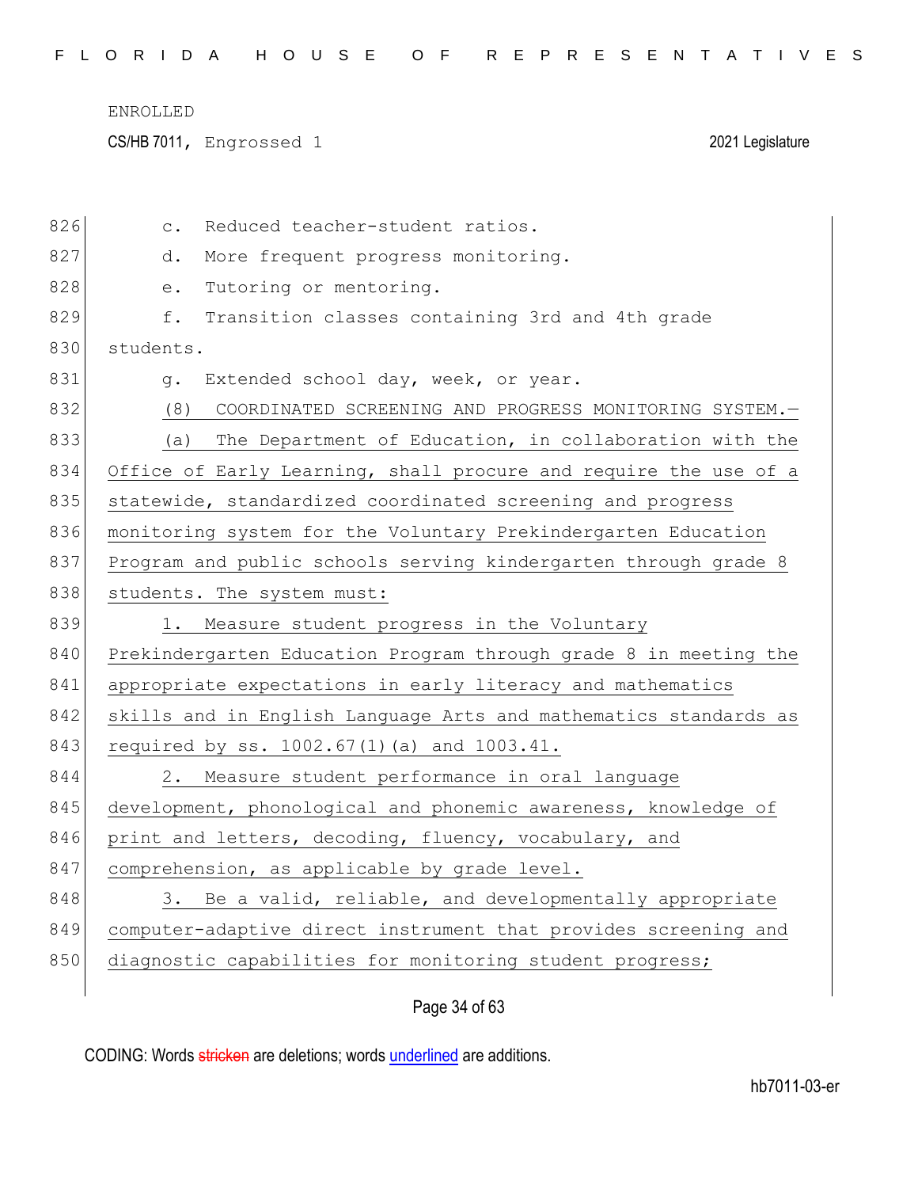c. Reduced teacher-student ratios.

d. More frequent progress monitoring.

e. Tutoring or mentoring.

f. Transition classes containing 3rd and 4th grade students.

g. Extended school day, week, or year.

(8) COORDINATED SCREENING AND PROGRESS MONITORING SYSTEM.—

(a) The Department of Education, in collaboration with the Office of Early Learning, shall procure and require the use of a statewide, standardized coordinated screening and progress monitoring system for the Voluntary Prekindergarten Education Program and public schools serving kindergarten through grade 8 students. The system must:

1. Measure student progress in the Voluntary Prekindergarten Education Program through grade 8 in meeting the appropriate expectations in early literacy and mathematics skills and in English Language Arts and mathematics standards as required by ss. 1002.67(1)(a) and 1003.41.

2. Measure student performance in oral language development, phonological and phonemic awareness, knowledge of print and letters, decoding, fluency, vocabulary, and comprehension, as applicable by grade level.

3. Be a valid, reliable, and developmentally appropriate computer-adaptive direct instrument that provides screening and diagnostic capabilities for monitoring student progress;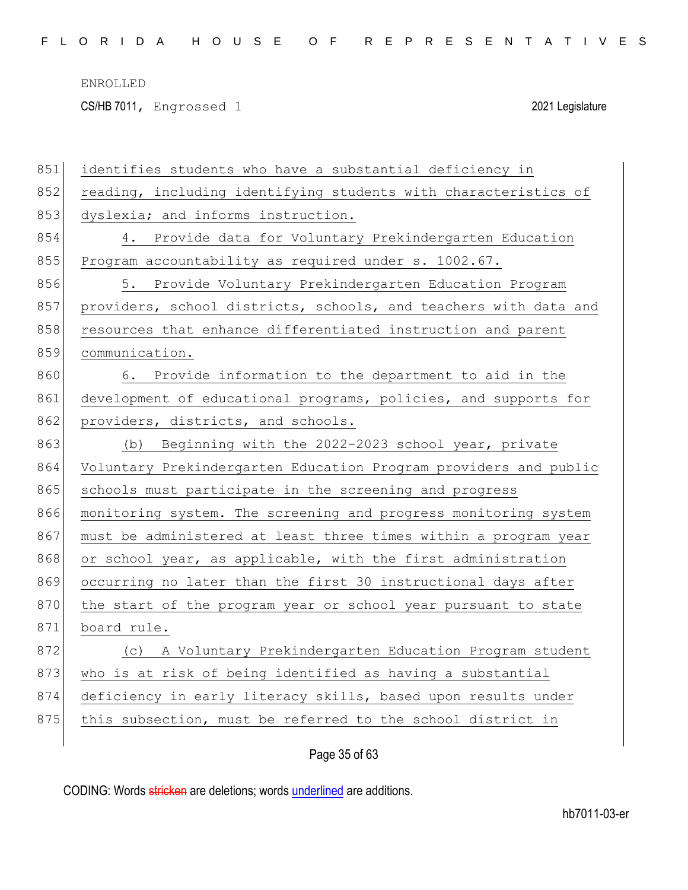identifies students who have a substantial deficiency in reading, including identifying students with characteristics of dyslexia; and informs instruction.

4. Provide data for Voluntary Prekindergarten Education Program accountability as required under s. 1002.67.

5. Provide Voluntary Prekindergarten Education Program providers, school districts, schools, and teachers with data and resources that enhance differentiated instruction and parent communication.

6. Provide information to the department to aid in the development of educational programs, policies, and supports for providers, districts, and schools.

(b) Beginning with the 2022-2023 school year, private Voluntary Prekindergarten Education Program providers and public schools must participate in the screening and progress monitoring system. The screening and progress monitoring system must be administered at least three times within a program year or school year, as applicable, with the first administration occurring no later than the first 30 instructional days after the start of the program year or school year pursuant to state board rule.

(c) A Voluntary Prekindergarten Education Program student who is at risk of being identified as having a substantial deficiency in early literacy skills, based upon results under this subsection, must be referred to the school district in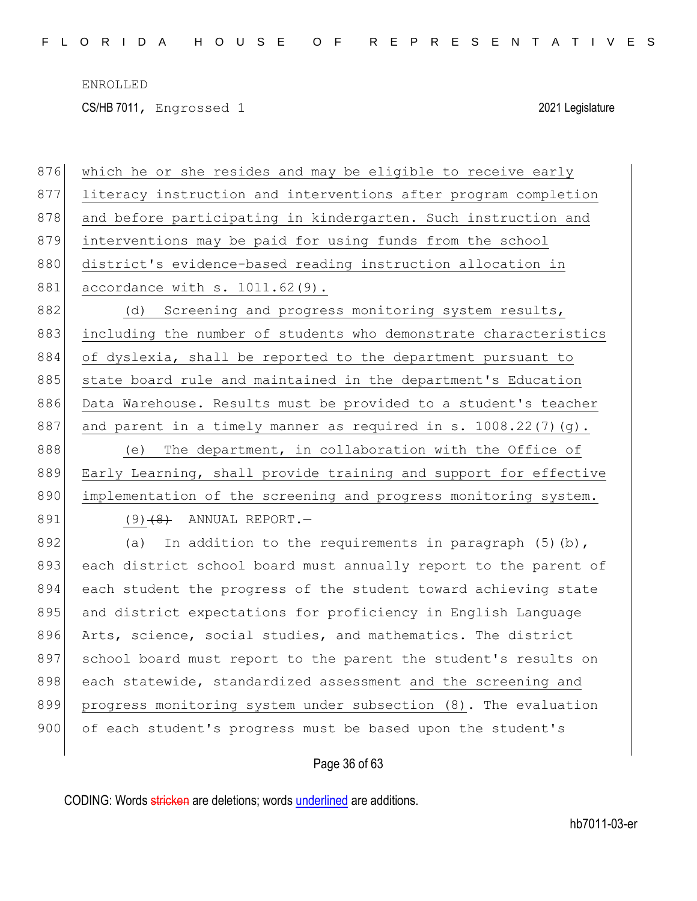which he or she resides and may be eligible to receive early literacy instruction and interventions after program completion and before participating in kindergarten. Such instruction and interventions may be paid for using funds from the school district's evidence-based reading instruction allocation in accordance with s. 1011.62(9).

(d) Screening and progress monitoring system results, including the number of students who demonstrate characteristics of dyslexia, shall be reported to the department pursuant to state board rule and maintained in the department's Education Data Warehouse. Results must be provided to a student's teacher and parent in a timely manner as required in s. 1008.22(7)(g).

(e) The department, in collaboration with the Office of Early Learning, shall provide training and support for effective implementation of the screening and progress monitoring system.

(9) ~~(8)~~ ANNUAL REPORT.—

(a) In addition to the requirements in paragraph (5)(b), each district school board must annually report to the parent of each student the progress of the student toward achieving state and district expectations for proficiency in English Language Arts, science, social studies, and mathematics. The district school board must report to the parent the student's results on each statewide, standardized assessment and the screening and progress monitoring system under subsection (8). The evaluation of each student's progress must be based upon the student's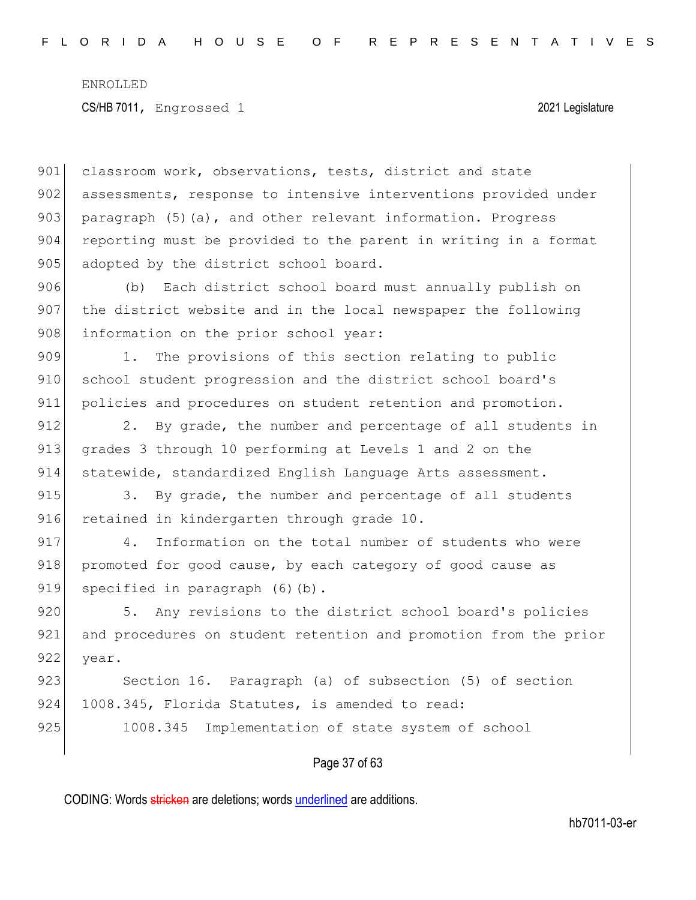classroom work, observations, tests, district and state assessments, response to intensive interventions provided under paragraph (5)(a), and other relevant information. Progress reporting must be provided to the parent in writing in a format adopted by the district school board.

(b) Each district school board must annually publish on the district website and in the local newspaper the following information on the prior school year:

1. The provisions of this section relating to public school student progression and the district school board's policies and procedures on student retention and promotion.

2. By grade, the number and percentage of all students in grades 3 through 10 performing at Levels 1 and 2 on the statewide, standardized English Language Arts assessment.

3. By grade, the number and percentage of all students retained in kindergarten through grade 10.

4. Information on the total number of students who were promoted for good cause, by each category of good cause as specified in paragraph (6)(b).

5. Any revisions to the district school board's policies and procedures on student retention and promotion from the prior year.

Section 16. Paragraph (a) of subsection (5) of section 1008.345, Florida Statutes, is amended to read:

1008.345 Implementation of state system of school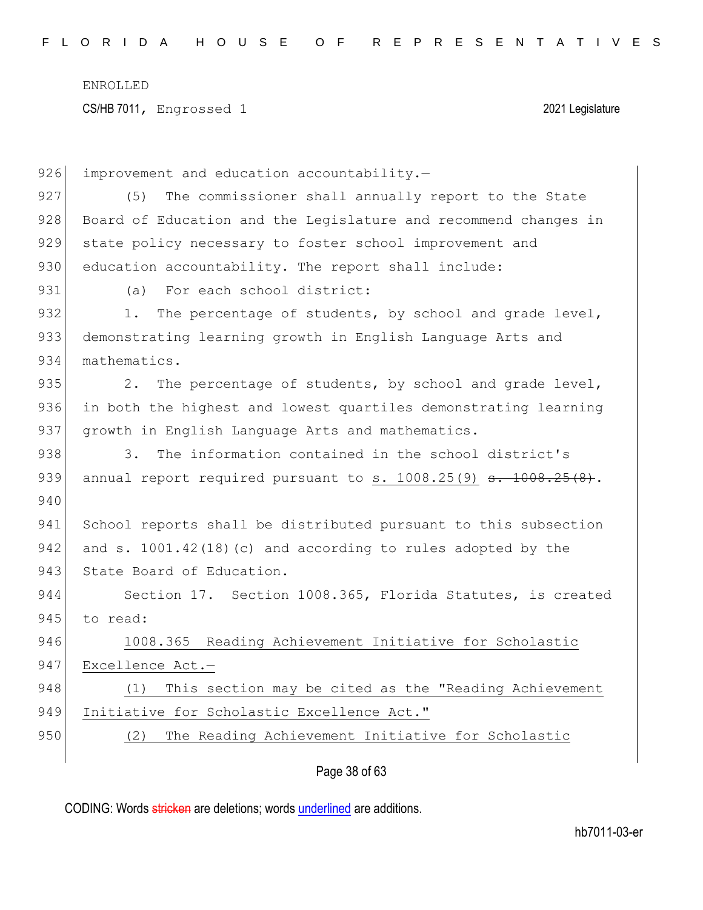improvement and education accountability.—

(5) The commissioner shall annually report to the State Board of Education and the Legislature and recommend changes in state policy necessary to foster school improvement and education accountability. The report shall include:

(a) For each school district:

1. The percentage of students, by school and grade level, demonstrating learning growth in English Language Arts and mathematics.

2. The percentage of students, by school and grade level, in both the highest and lowest quartiles demonstrating learning growth in English Language Arts and mathematics.

3. The information contained in the school district's annual report required pursuant to s. 1008.25(9) ~~s. 1008.25(8)~~.

School reports shall be distributed pursuant to this subsection and s. 1001.42(18)(c) and according to rules adopted by the State Board of Education.

Section 17. Section 1008.365, Florida Statutes, is created to read:

1008.365 Reading Achievement Initiative for Scholastic Excellence Act.—

(1) This section may be cited as the "Reading Achievement Initiative for Scholastic Excellence Act."

(2) The Reading Achievement Initiative for Scholastic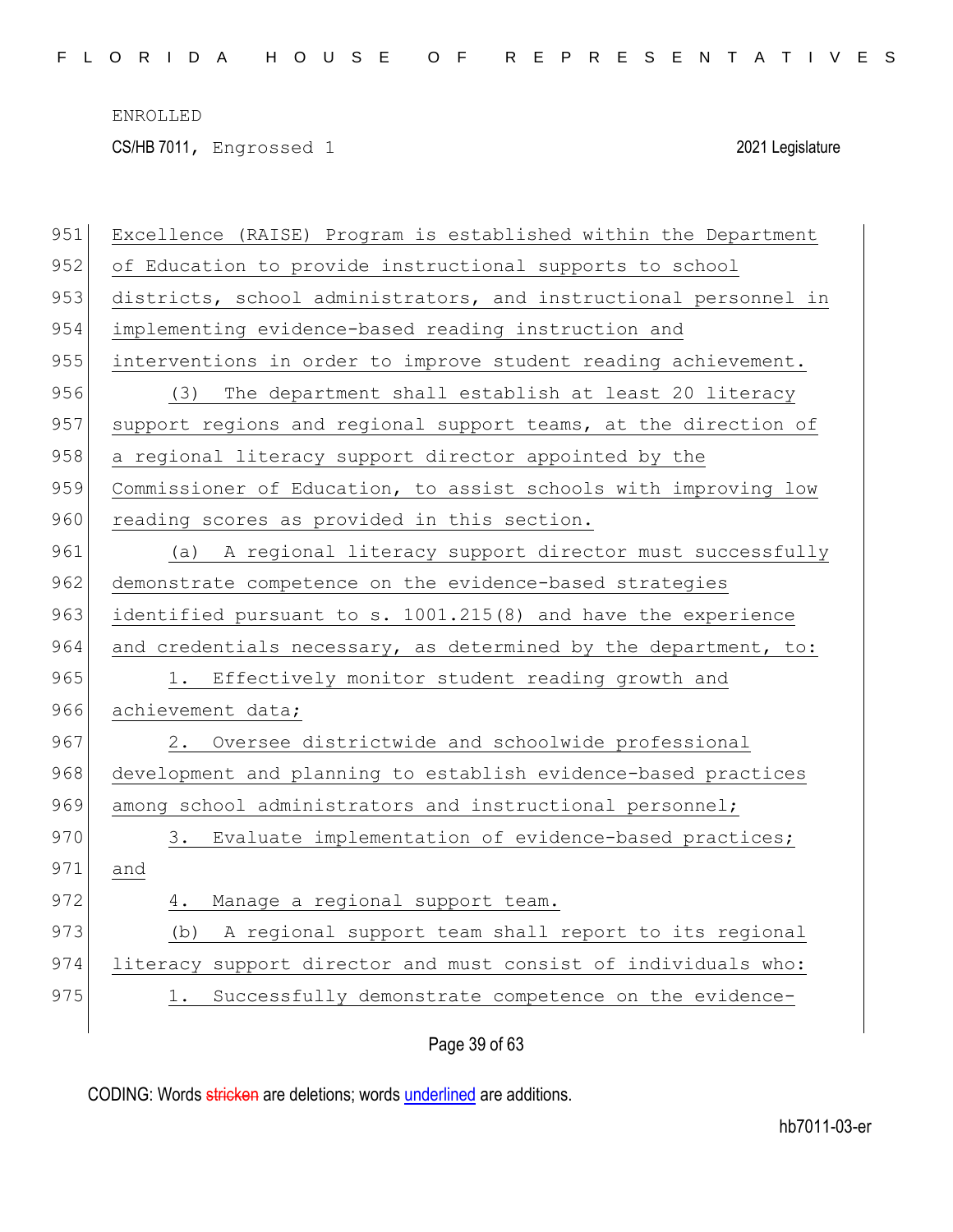Excellence (RAISE) Program is established within the Department of Education to provide instructional supports to school districts, school administrators, and instructional personnel in implementing evidence-based reading instruction and interventions in order to improve student reading achievement.

(3) The department shall establish at least 20 literacy support regions and regional support teams, at the direction of a regional literacy support director appointed by the Commissioner of Education, to assist schools with improving low reading scores as provided in this section.

(a) A regional literacy support director must successfully demonstrate competence on the evidence-based strategies identified pursuant to s. 1001.215(8) and have the experience and credentials necessary, as determined by the department, to:

1. Effectively monitor student reading growth and achievement data;

2. Oversee districtwide and schoolwide professional development and planning to establish evidence-based practices among school administrators and instructional personnel;

3. Evaluate implementation of evidence-based practices; and

4. Manage a regional support team.

(b) A regional support team shall report to its regional literacy support director and must consist of individuals who:

1. Successfully demonstrate competence on the evidence-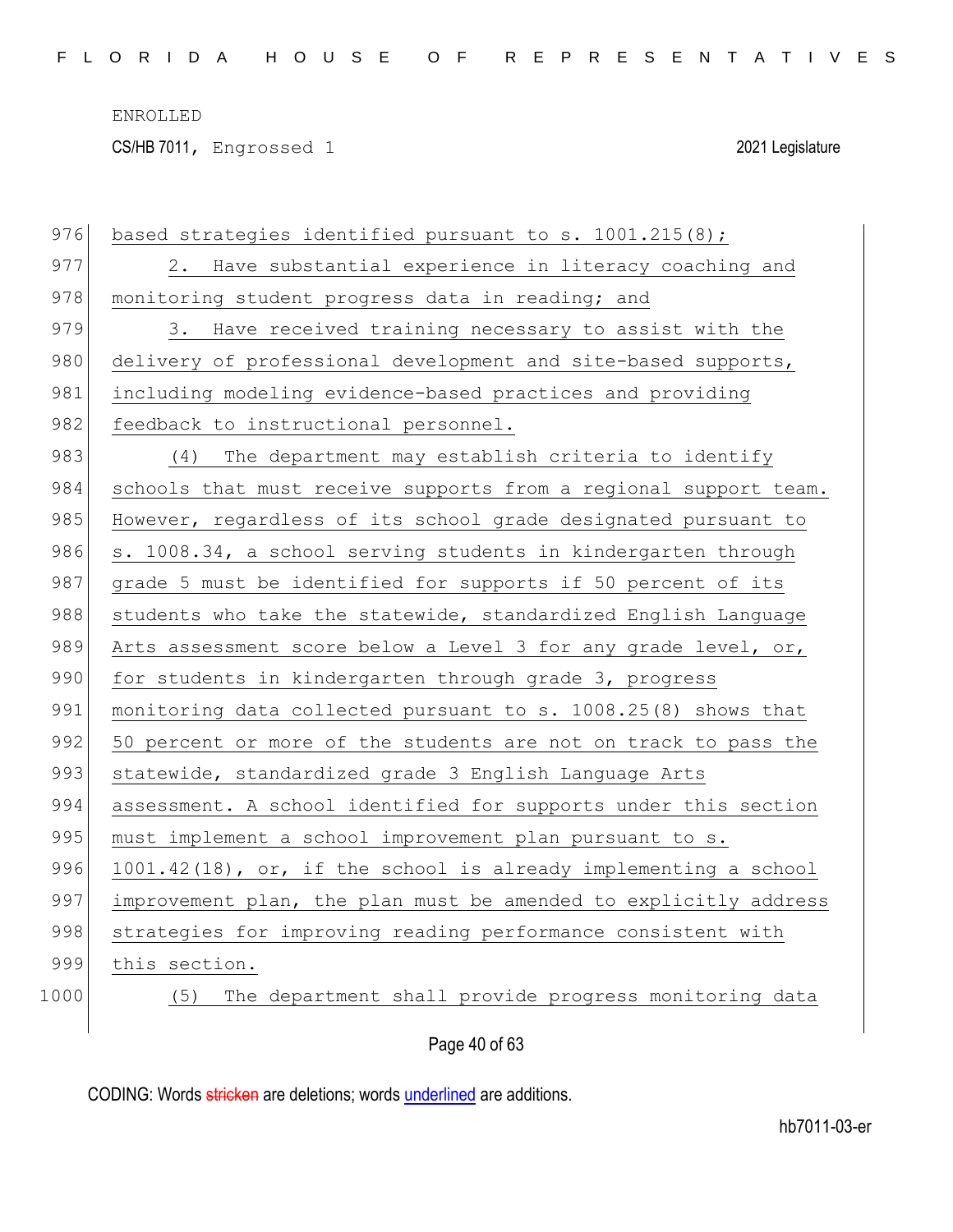based strategies identified pursuant to s. 1001.215(8);

2. Have substantial experience in literacy coaching and monitoring student progress data in reading; and

3. Have received training necessary to assist with the delivery of professional development and site-based supports, including modeling evidence-based practices and providing feedback to instructional personnel.

(4) The department may establish criteria to identify schools that must receive supports from a regional support team. However, regardless of its school grade designated pursuant to s. 1008.34, a school serving students in kindergarten through grade 5 must be identified for supports if 50 percent of its students who take the statewide, standardized English Language Arts assessment score below a Level 3 for any grade level, or, for students in kindergarten through grade 3, progress monitoring data collected pursuant to s. 1008.25(8) shows that 50 percent or more of the students are not on track to pass the statewide, standardized grade 3 English Language Arts assessment. A school identified for supports under this section must implement a school improvement plan pursuant to s. 1001.42(18), or, if the school is already implementing a school improvement plan, the plan must be amended to explicitly address strategies for improving reading performance consistent with this section.

(5) The department shall provide progress monitoring data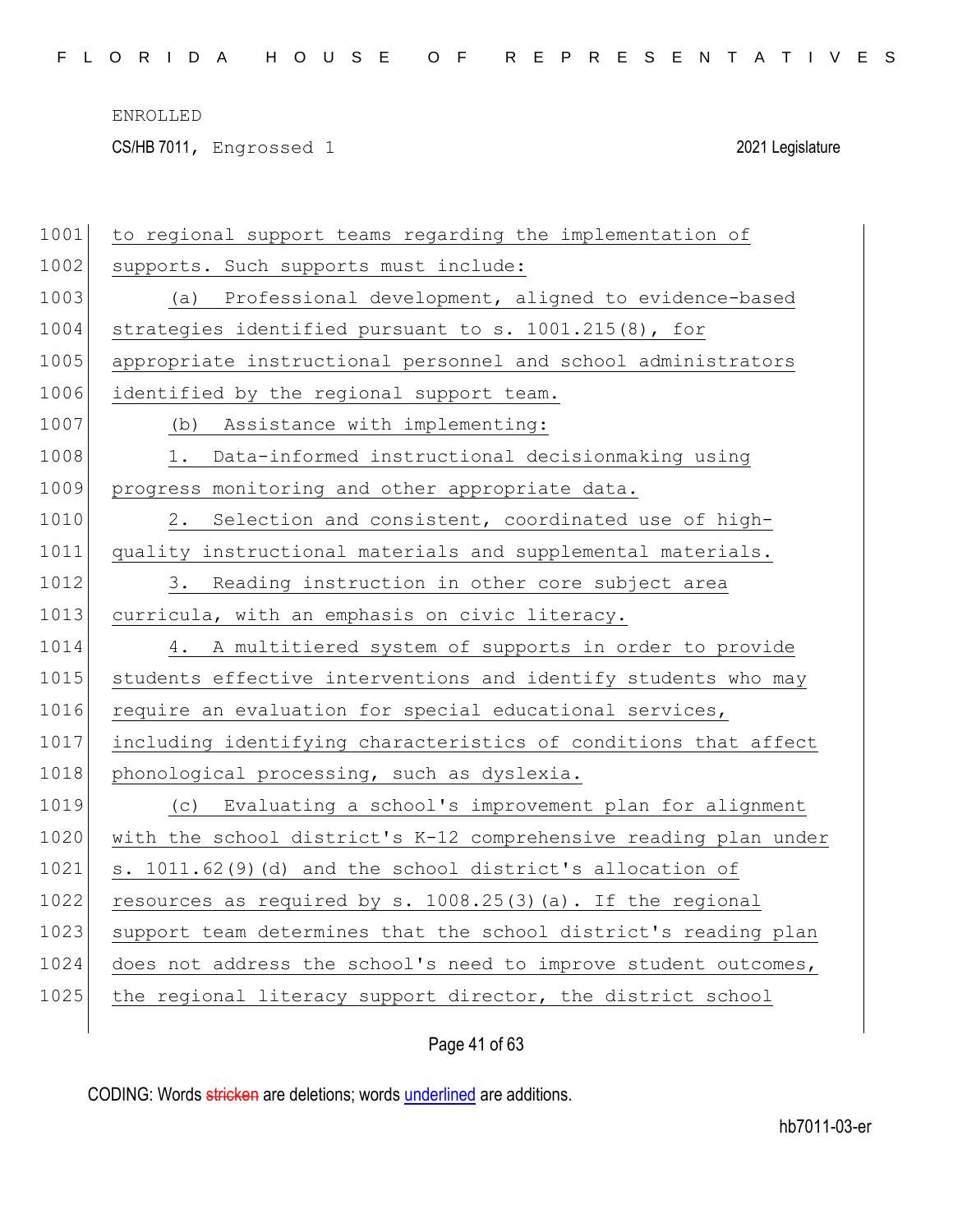to regional support teams regarding the implementation of supports. Such supports must include:

(a) Professional development, aligned to evidence-based strategies identified pursuant to s. 1001.215(8), for appropriate instructional personnel and school administrators identified by the regional support team.

(b) Assistance with implementing:

1. Data-informed instructional decisionmaking using progress monitoring and other appropriate data.

2. Selection and consistent, coordinated use of high-quality instructional materials and supplemental materials.

3. Reading instruction in other core subject area curricula, with an emphasis on civic literacy.

4. A multitiered system of supports in order to provide students effective interventions and identify students who may require an evaluation for special educational services, including identifying characteristics of conditions that affect phonological processing, such as dyslexia.

(c) Evaluating a school's improvement plan for alignment with the school district's K-12 comprehensive reading plan under s. 1011.62(9)(d) and the school district's allocation of resources as required by s. 1008.25(3)(a). If the regional support team determines that the school district's reading plan does not address the school's need to improve student outcomes, the regional literacy support director, the district school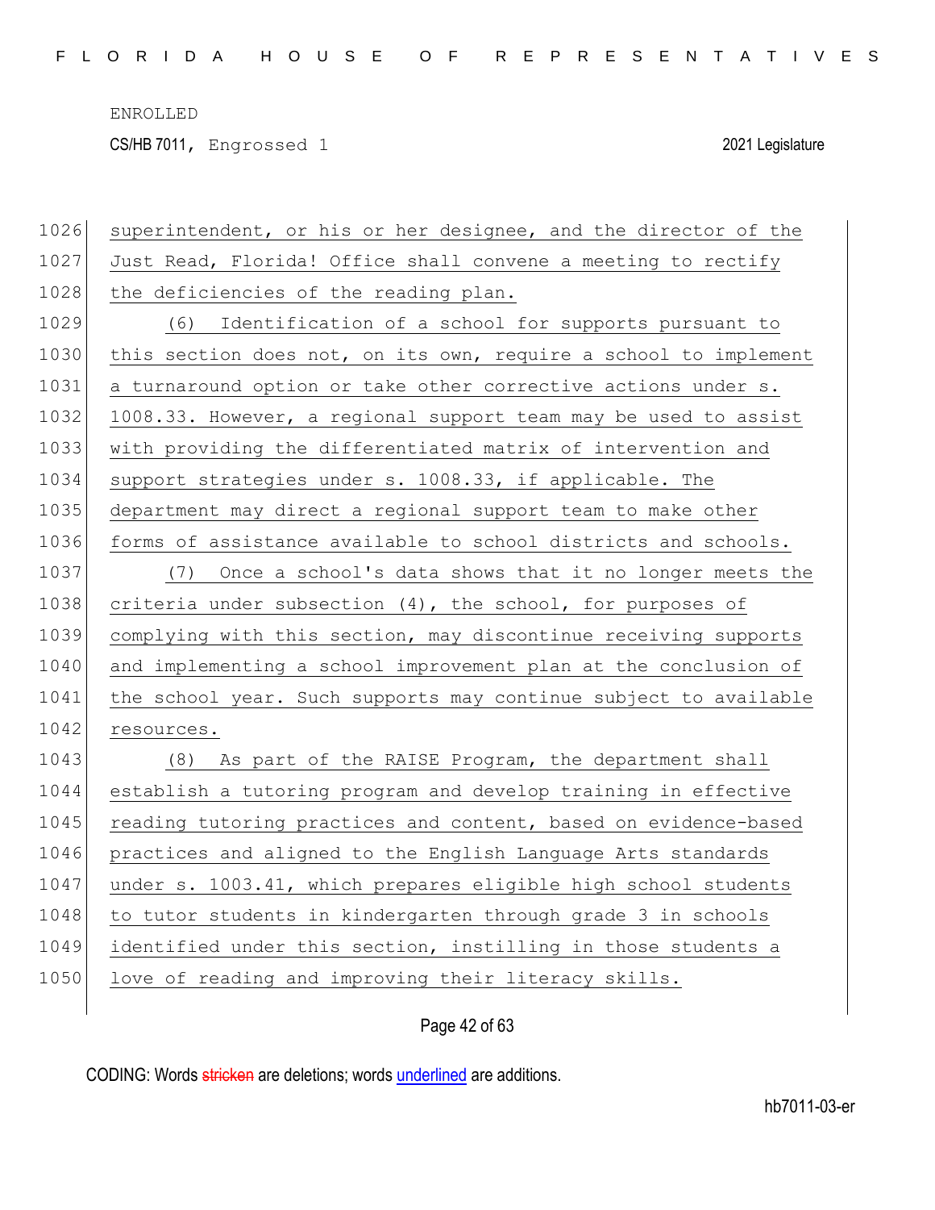superintendent, or his or her designee, and the director of the Just Read, Florida! Office shall convene a meeting to rectify the deficiencies of the reading plan.

(6) Identification of a school for supports pursuant to this section does not, on its own, require a school to implement a turnaround option or take other corrective actions under s. 1008.33. However, a regional support team may be used to assist with providing the differentiated matrix of intervention and support strategies under s. 1008.33, if applicable. The department may direct a regional support team to make other forms of assistance available to school districts and schools.

(7) Once a school's data shows that it no longer meets the criteria under subsection (4), the school, for purposes of complying with this section, may discontinue receiving supports and implementing a school improvement plan at the conclusion of the school year. Such supports may continue subject to available resources.

(8) As part of the RAISE Program, the department shall establish a tutoring program and develop training in effective reading tutoring practices and content, based on evidence-based practices and aligned to the English Language Arts standards under s. 1003.41, which prepares eligible high school students to tutor students in kindergarten through grade 3 in schools identified under this section, instilling in those students a love of reading and improving their literacy skills.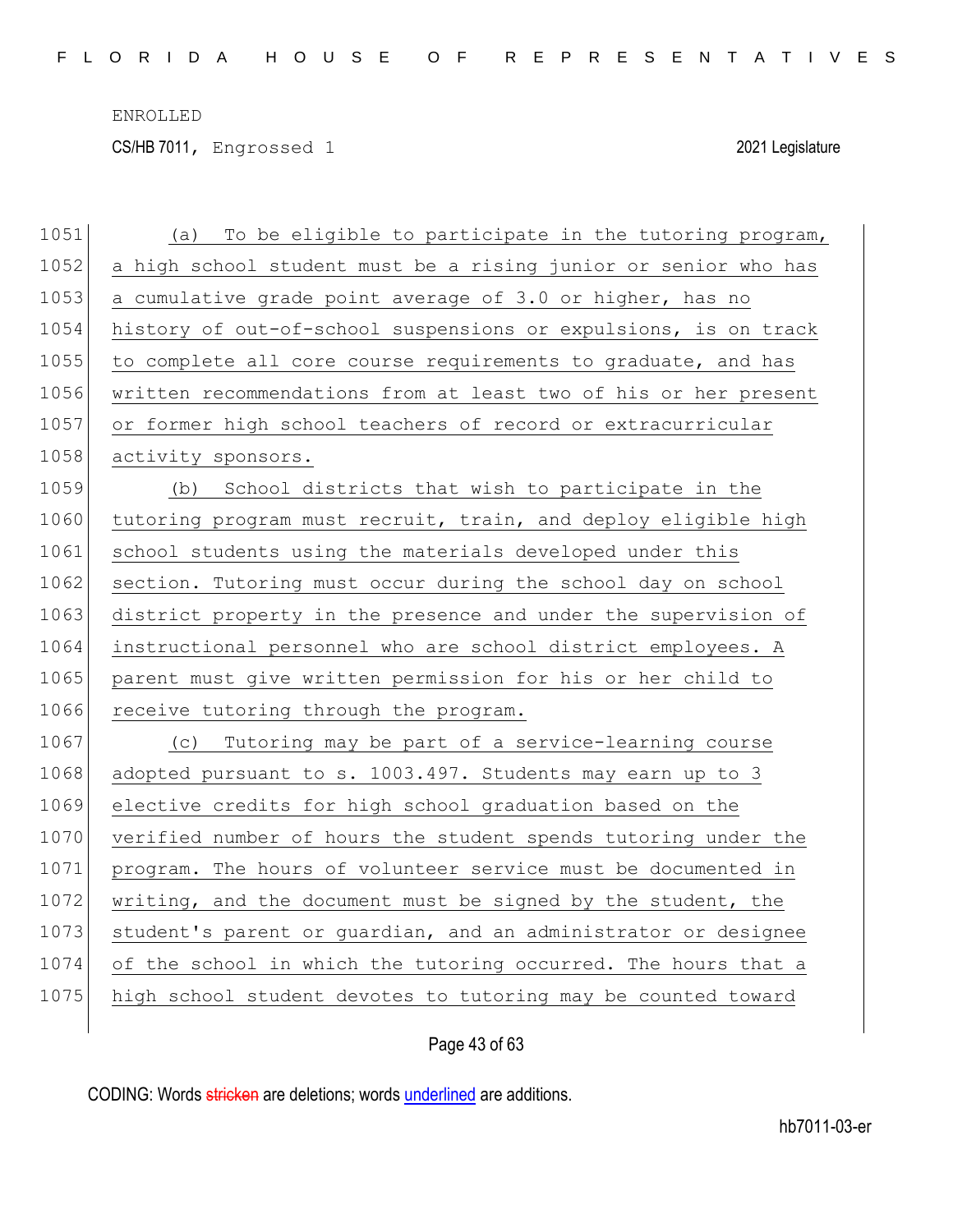(a) To be eligible to participate in the tutoring program, a high school student must be a rising junior or senior who has a cumulative grade point average of 3.0 or higher, has no history of out-of-school suspensions or expulsions, is on track to complete all core course requirements to graduate, and has written recommendations from at least two of his or her present or former high school teachers of record or extracurricular activity sponsors.

(b) School districts that wish to participate in the tutoring program must recruit, train, and deploy eligible high school students using the materials developed under this section. Tutoring must occur during the school day on school district property in the presence and under the supervision of instructional personnel who are school district employees. A parent must give written permission for his or her child to receive tutoring through the program.

(c) Tutoring may be part of a service-learning course adopted pursuant to s. 1003.497. Students may earn up to 3 elective credits for high school graduation based on the verified number of hours the student spends tutoring under the program. The hours of volunteer service must be documented in writing, and the document must be signed by the student, the student's parent or guardian, and an administrator or designee of the school in which the tutoring occurred. The hours that a high school student devotes to tutoring may be counted toward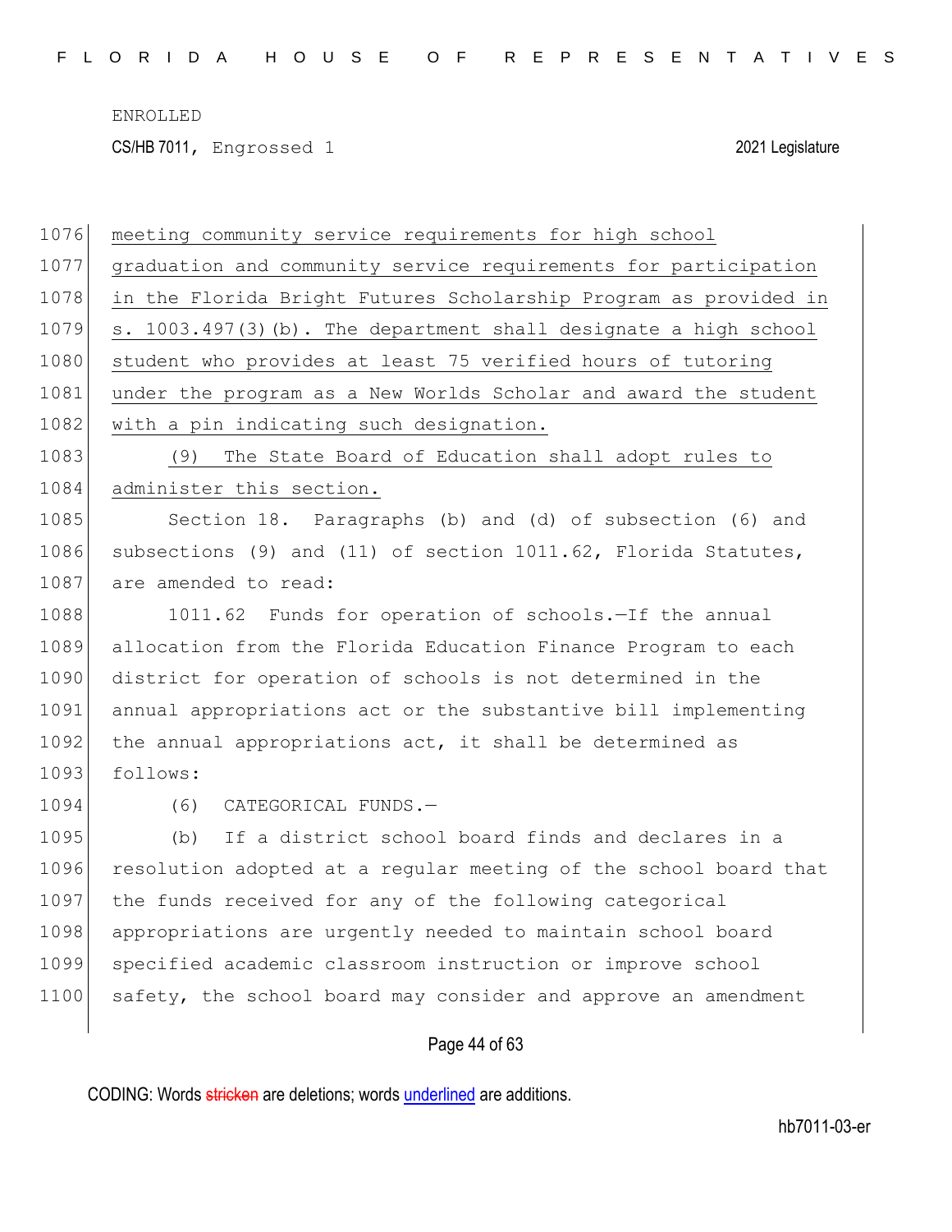meeting community service requirements for high school graduation and community service requirements for participation in the Florida Bright Futures Scholarship Program as provided in s. 1003.497(3)(b). The department shall designate a high school student who provides at least 75 verified hours of tutoring under the program as a New Worlds Scholar and award the student with a pin indicating such designation.

(9) The State Board of Education shall adopt rules to administer this section.

Section 18. Paragraphs (b) and (d) of subsection (6) and subsections (9) and (11) of section 1011.62, Florida Statutes, are amended to read:

1011.62 Funds for operation of schools.—If the annual allocation from the Florida Education Finance Program to each district for operation of schools is not determined in the annual appropriations act or the substantive bill implementing the annual appropriations act, it shall be determined as follows:

(6) CATEGORICAL FUNDS.—

(b) If a district school board finds and declares in a resolution adopted at a regular meeting of the school board that the funds received for any of the following categorical appropriations are urgently needed to maintain school board specified academic classroom instruction or improve school safety, the school board may consider and approve an amendment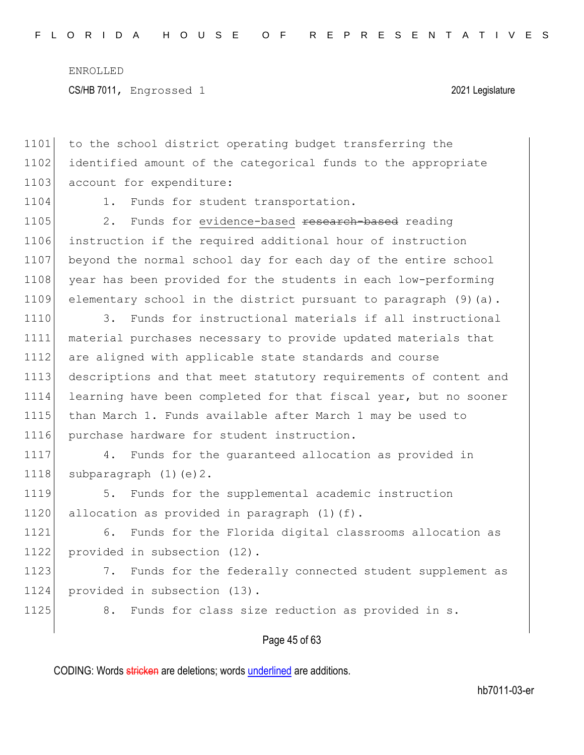to the school district operating budget transferring the identified amount of the categorical funds to the appropriate account for expenditure:

1. Funds for student transportation.

2. Funds for evidence-based ~~research-based~~ reading instruction if the required additional hour of instruction beyond the normal school day for each day of the entire school year has been provided for the students in each low-performing elementary school in the district pursuant to paragraph (9)(a).

3. Funds for instructional materials if all instructional material purchases necessary to provide updated materials that are aligned with applicable state standards and course descriptions and that meet statutory requirements of content and learning have been completed for that fiscal year, but no sooner than March 1. Funds available after March 1 may be used to purchase hardware for student instruction.

4. Funds for the guaranteed allocation as provided in subparagraph (1)(e)2.

5. Funds for the supplemental academic instruction allocation as provided in paragraph (1)(f).

6. Funds for the Florida digital classrooms allocation as provided in subsection (12).

7. Funds for the federally connected student supplement as provided in subsection (13).

8. Funds for class size reduction as provided in s.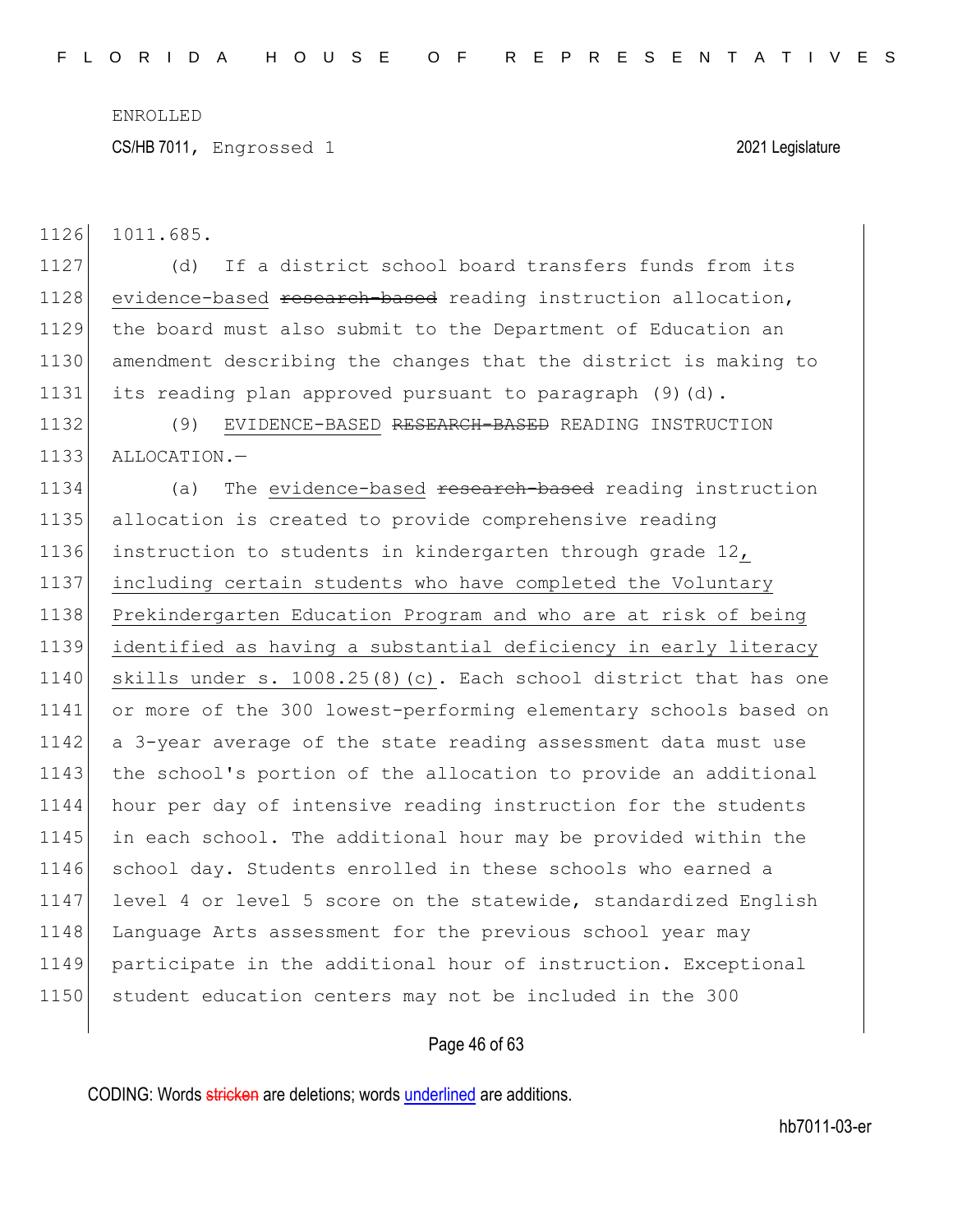1011.685.

(d) If a district school board transfers funds from its evidence-based ~~research-based~~ reading instruction allocation, the board must also submit to the Department of Education an amendment describing the changes that the district is making to its reading plan approved pursuant to paragraph (9)(d).

(9) EVIDENCE-BASED ~~RESEARCH-BASED~~ READING INSTRUCTION ALLOCATION.—

(a) The evidence-based ~~research-based~~ reading instruction allocation is created to provide comprehensive reading instruction to students in kindergarten through grade 12, including certain students who have completed the Voluntary Prekindergarten Education Program and who are at risk of being identified as having a substantial deficiency in early literacy skills under s. 1008.25(8)(c). Each school district that has one or more of the 300 lowest-performing elementary schools based on a 3-year average of the state reading assessment data must use the school's portion of the allocation to provide an additional hour per day of intensive reading instruction for the students in each school. The additional hour may be provided within the school day. Students enrolled in these schools who earned a level 4 or level 5 score on the statewide, standardized English Language Arts assessment for the previous school year may participate in the additional hour of instruction. Exceptional student education centers may not be included in the 300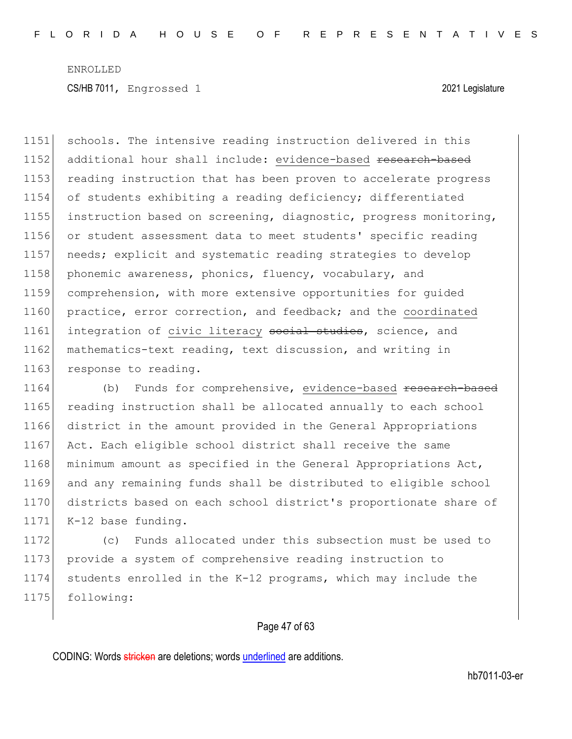ENROLLED

CS/HB 7011, Engrossed 1 2021 Legislature

1151 schools. The intensive reading instruction delivered in this
1152 additional hour shall include: <u>evidence-based</u> ~~research-based~~
1153 reading instruction that has been proven to accelerate progress
1154 of students exhibiting a reading deficiency; differentiated
1155 instruction based on screening, diagnostic, progress monitoring,
1156 or student assessment data to meet students' specific reading
1157 needs; explicit and systematic reading strategies to develop
1158 phonemic awareness, phonics, fluency, vocabulary, and
1159 comprehension, with more extensive opportunities for guided
1160 practice, error correction, and feedback; and the <u>coordinated</u>
1161 integration of <u>civic literacy</u> ~~social studies~~, science, and
1162 mathematics-text reading, text discussion, and writing in
1163 response to reading.

1164 (b) Funds for comprehensive, <u>evidence-based</u> ~~research-based~~
1165 reading instruction shall be allocated annually to each school
1166 district in the amount provided in the General Appropriations
1167 Act. Each eligible school district shall receive the same
1168 minimum amount as specified in the General Appropriations Act,
1169 and any remaining funds shall be distributed to eligible school
1170 districts based on each school district's proportionate share of
1171 K-12 base funding.

1172 (c) Funds allocated under this subsection must be used to
1173 provide a system of comprehensive reading instruction to
1174 students enrolled in the K-12 programs, which may include the
1175 following:

CODING: Words ~~stricken~~ are deletions; words <u>underlined</u> are additions.

hb7011-03-er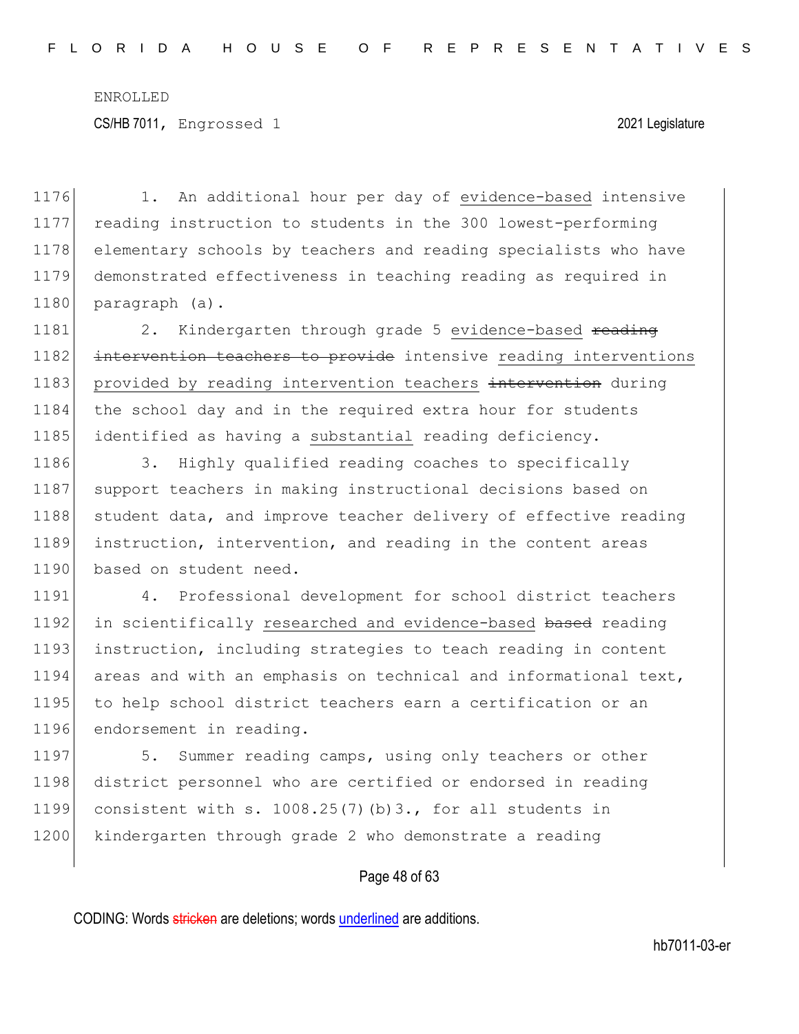1. An additional hour per day of evidence-based intensive reading instruction to students in the 300 lowest-performing elementary schools by teachers and reading specialists who have demonstrated effectiveness in teaching reading as required in paragraph (a).

2. Kindergarten through grade 5 evidence-based ~~reading intervention teachers to provide~~ intensive reading interventions provided by reading intervention teachers ~~intervention~~ during the school day and in the required extra hour for students identified as having a substantial reading deficiency.

3. Highly qualified reading coaches to specifically support teachers in making instructional decisions based on student data, and improve teacher delivery of effective reading instruction, intervention, and reading in the content areas based on student need.

4. Professional development for school district teachers in scientifically researched and evidence-based ~~based~~ reading instruction, including strategies to teach reading in content areas and with an emphasis on technical and informational text, to help school district teachers earn a certification or an endorsement in reading.

5. Summer reading camps, using only teachers or other district personnel who are certified or endorsed in reading consistent with s. 1008.25(7)(b)3., for all students in kindergarten through grade 2 who demonstrate a reading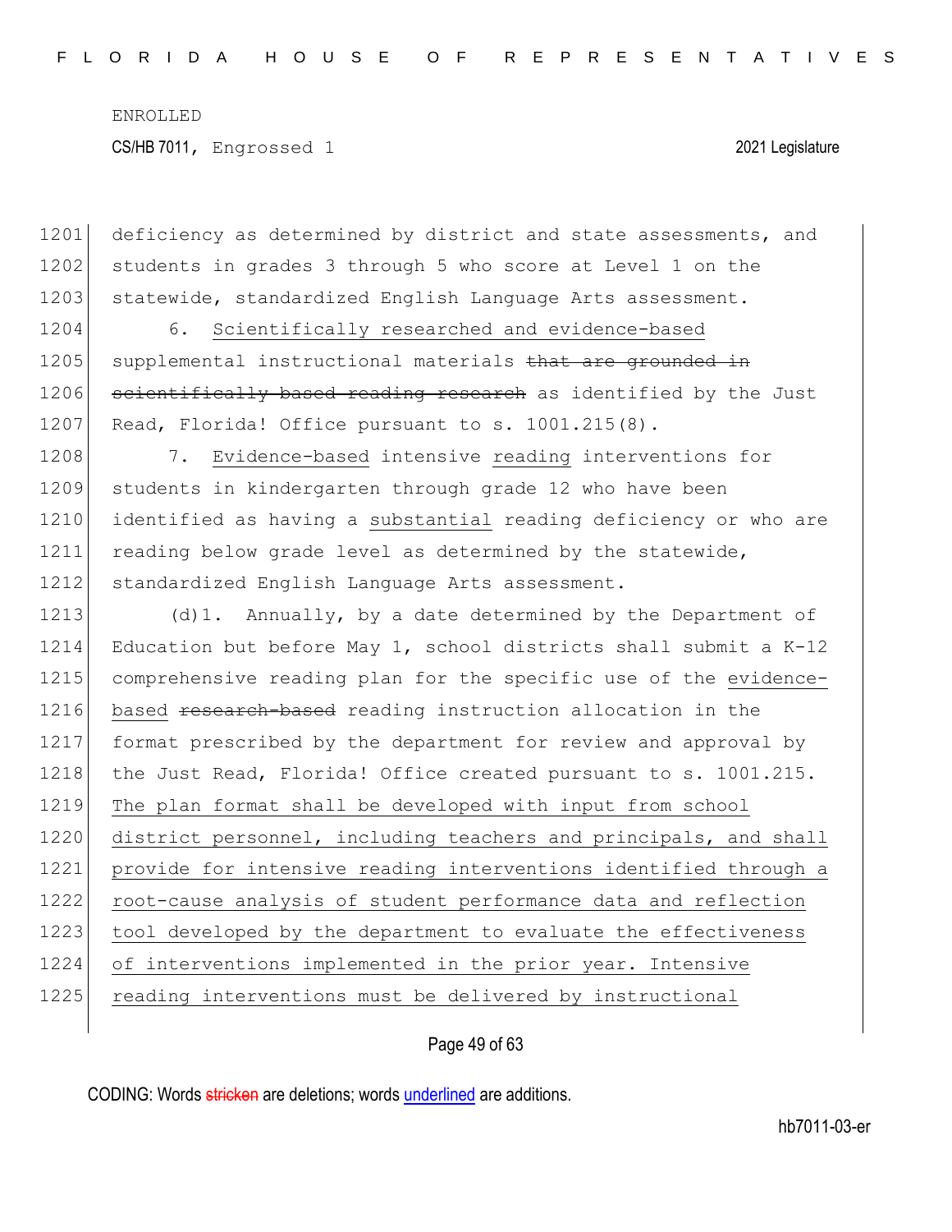deficiency as determined by district and state assessments, and students in grades 3 through 5 who score at Level 1 on the statewide, standardized English Language Arts assessment.

6. Scientifically researched and evidence-based supplemental instructional materials ~~that are grounded in scientifically based reading research~~ as identified by the Just Read, Florida! Office pursuant to s. 1001.215(8).

7. Evidence-based intensive reading interventions for students in kindergarten through grade 12 who have been identified as having a substantial reading deficiency or who are reading below grade level as determined by the statewide, standardized English Language Arts assessment.

(d)1. Annually, by a date determined by the Department of Education but before May 1, school districts shall submit a K-12 comprehensive reading plan for the specific use of the evidence-based ~~research-based~~ reading instruction allocation in the format prescribed by the department for review and approval by the Just Read, Florida! Office created pursuant to s. 1001.215. The plan format shall be developed with input from school district personnel, including teachers and principals, and shall provide for intensive reading interventions identified through a root-cause analysis of student performance data and reflection tool developed by the department to evaluate the effectiveness of interventions implemented in the prior year. Intensive reading interventions must be delivered by instructional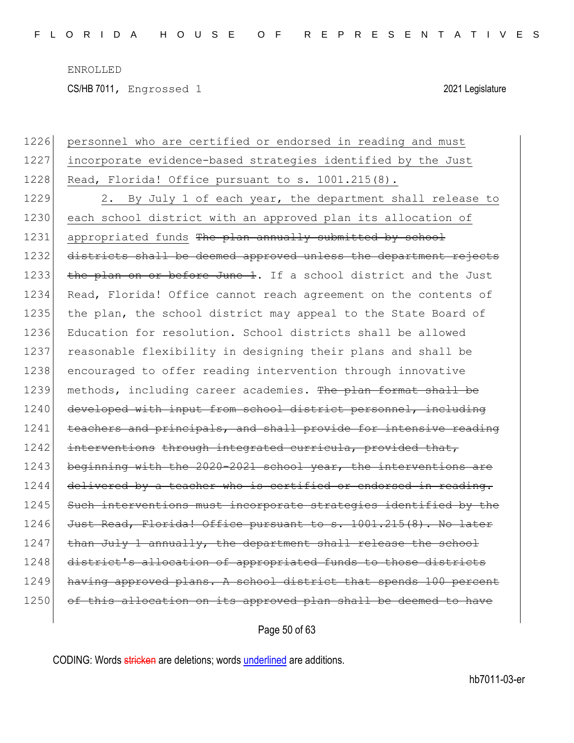personnel who are certified or endorsed in reading and must incorporate evidence-based strategies identified by the Just Read, Florida! Office pursuant to s. 1001.215(8).

2. By July 1 of each year, the department shall release to each school district with an approved plan its allocation of appropriated funds ~~The plan annually submitted by school districts shall be deemed approved unless the department rejects the plan on or before June 1~~. If a school district and the Just Read, Florida! Office cannot reach agreement on the contents of the plan, the school district may appeal to the State Board of Education for resolution. School districts shall be allowed reasonable flexibility in designing their plans and shall be encouraged to offer reading intervention through innovative methods, including career academies. ~~The plan format shall be developed with input from school district personnel, including teachers and principals, and shall provide for intensive reading interventions through integrated curricula, provided that, beginning with the 2020-2021 school year, the interventions are delivered by a teacher who is certified or endorsed in reading. Such interventions must incorporate strategies identified by the Just Read, Florida! Office pursuant to s. 1001.215(8). No later than July 1 annually, the department shall release the school district's allocation of appropriated funds to those districts having approved plans. A school district that spends 100 percent of this allocation on its approved plan shall be deemed to have~~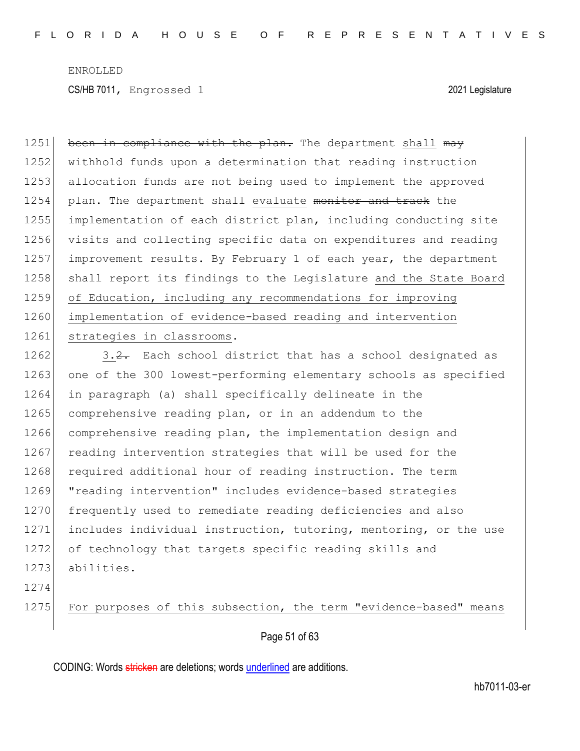~~been in compliance with the plan.~~ The department shall ~~may~~ withhold funds upon a determination that reading instruction allocation funds are not being used to implement the approved plan. The department shall evaluate ~~monitor and track~~ the implementation of each district plan, including conducting site visits and collecting specific data on expenditures and reading improvement results. By February 1 of each year, the department shall report its findings to the Legislature and the State Board of Education, including any recommendations for improving implementation of evidence-based reading and intervention strategies in classrooms.

3.~~2.~~ Each school district that has a school designated as one of the 300 lowest-performing elementary schools as specified in paragraph (a) shall specifically delineate in the comprehensive reading plan, or in an addendum to the comprehensive reading plan, the implementation design and reading intervention strategies that will be used for the required additional hour of reading instruction. The term "reading intervention" includes evidence-based strategies frequently used to remediate reading deficiencies and also includes individual instruction, tutoring, mentoring, or the use of technology that targets specific reading skills and abilities.

For purposes of this subsection, the term "evidence-based" means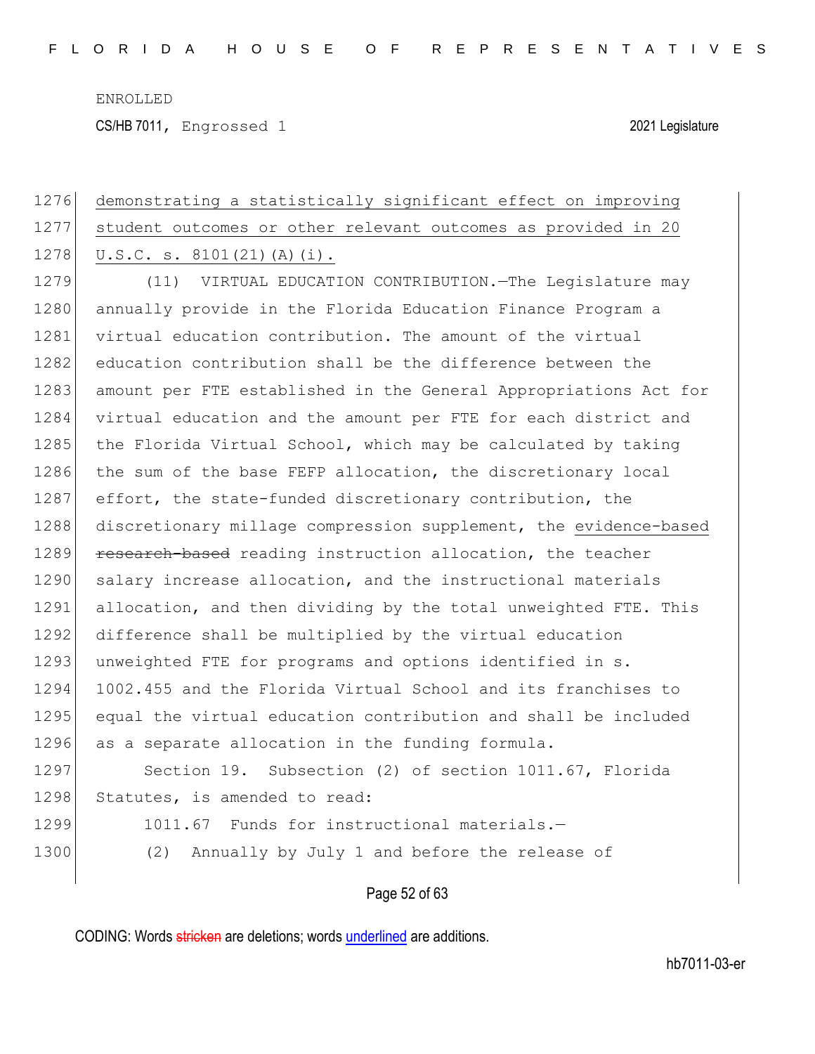demonstrating a statistically significant effect on improving student outcomes or other relevant outcomes as provided in 20 U.S.C. s. 8101(21)(A)(i).

(11) VIRTUAL EDUCATION CONTRIBUTION.—The Legislature may annually provide in the Florida Education Finance Program a virtual education contribution. The amount of the virtual education contribution shall be the difference between the amount per FTE established in the General Appropriations Act for virtual education and the amount per FTE for each district and the Florida Virtual School, which may be calculated by taking the sum of the base FEFP allocation, the discretionary local effort, the state-funded discretionary contribution, the discretionary millage compression supplement, the evidence-based ~~research-based~~ reading instruction allocation, the teacher salary increase allocation, and the instructional materials allocation, and then dividing by the total unweighted FTE. This difference shall be multiplied by the virtual education unweighted FTE for programs and options identified in s. 1002.455 and the Florida Virtual School and its franchises to equal the virtual education contribution and shall be included as a separate allocation in the funding formula.

Section 19. Subsection (2) of section 1011.67, Florida Statutes, is amended to read:

1011.67 Funds for instructional materials.—

(2) Annually by July 1 and before the release of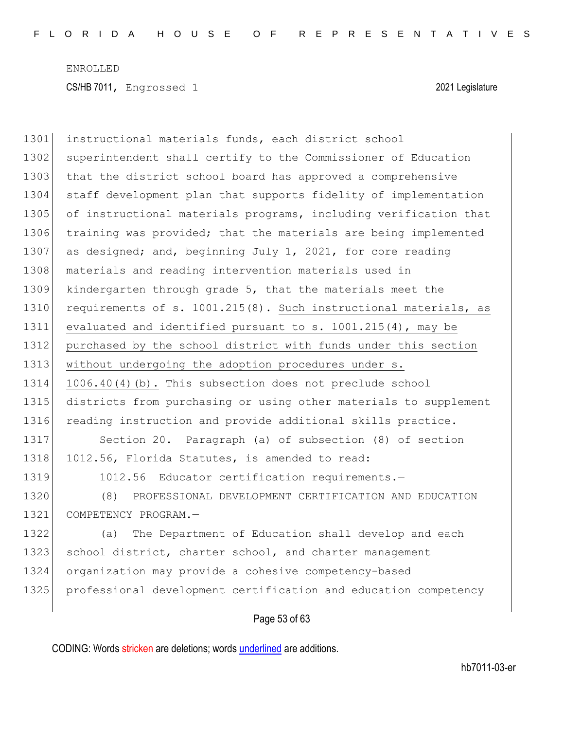instructional materials funds, each district school superintendent shall certify to the Commissioner of Education that the district school board has approved a comprehensive staff development plan that supports fidelity of implementation of instructional materials programs, including verification that training was provided; that the materials are being implemented as designed; and, beginning July 1, 2021, for core reading materials and reading intervention materials used in kindergarten through grade 5, that the materials meet the requirements of s. 1001.215(8). Such instructional materials, as evaluated and identified pursuant to s. 1001.215(4), may be purchased by the school district with funds under this section without undergoing the adoption procedures under s. 1006.40(4)(b). This subsection does not preclude school districts from purchasing or using other materials to supplement reading instruction and provide additional skills practice.

Section 20. Paragraph (a) of subsection (8) of section 1012.56, Florida Statutes, is amended to read:

1012.56 Educator certification requirements.—

(8) PROFESSIONAL DEVELOPMENT CERTIFICATION AND EDUCATION COMPETENCY PROGRAM.—

(a) The Department of Education shall develop and each school district, charter school, and charter management organization may provide a cohesive competency-based professional development certification and education competency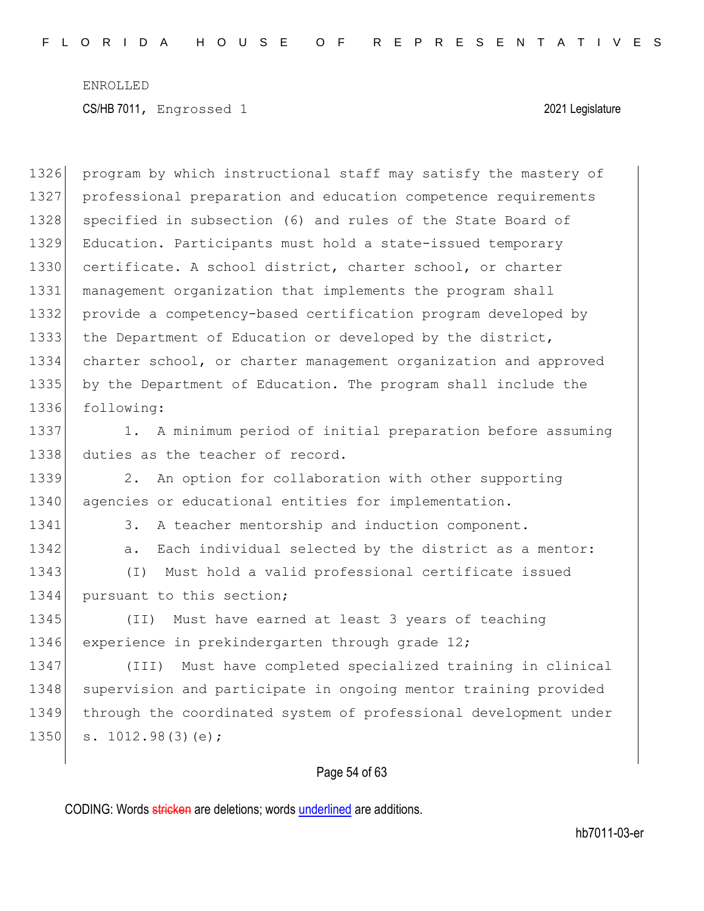program by which instructional staff may satisfy the mastery of professional preparation and education competence requirements specified in subsection (6) and rules of the State Board of Education. Participants must hold a state-issued temporary certificate. A school district, charter school, or charter management organization that implements the program shall provide a competency-based certification program developed by the Department of Education or developed by the district, charter school, or charter management organization and approved by the Department of Education. The program shall include the following:

1. A minimum period of initial preparation before assuming duties as the teacher of record.

2. An option for collaboration with other supporting agencies or educational entities for implementation.

3. A teacher mentorship and induction component.

a. Each individual selected by the district as a mentor:

(I) Must hold a valid professional certificate issued pursuant to this section;

(II) Must have earned at least 3 years of teaching experience in prekindergarten through grade 12;

(III) Must have completed specialized training in clinical supervision and participate in ongoing mentor training provided through the coordinated system of professional development under s. 1012.98(3)(e);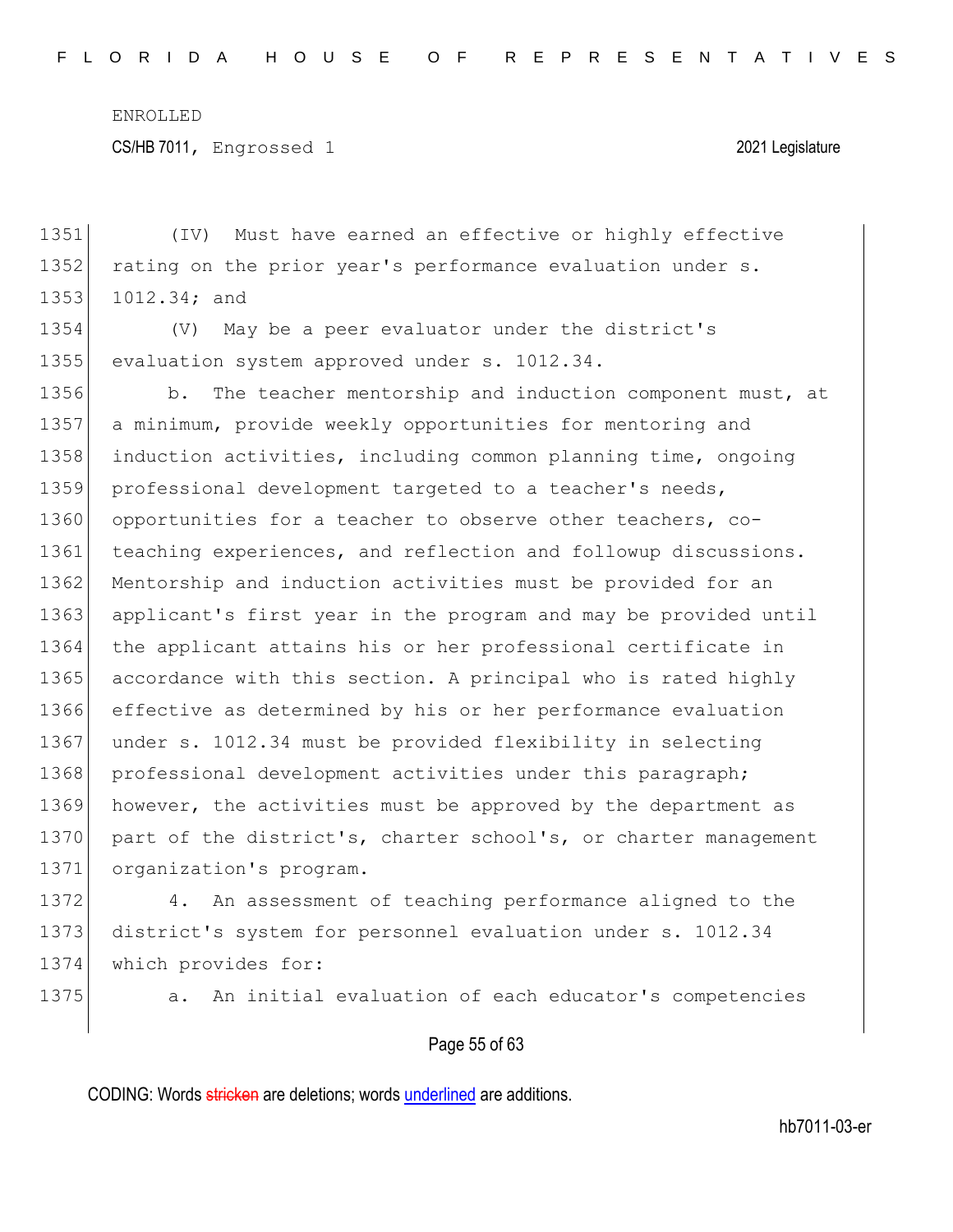(IV) Must have earned an effective or highly effective rating on the prior year's performance evaluation under s. 1012.34; and

(V) May be a peer evaluator under the district's evaluation system approved under s. 1012.34.

b. The teacher mentorship and induction component must, at a minimum, provide weekly opportunities for mentoring and induction activities, including common planning time, ongoing professional development targeted to a teacher's needs, opportunities for a teacher to observe other teachers, co-teaching experiences, and reflection and followup discussions. Mentorship and induction activities must be provided for an applicant's first year in the program and may be provided until the applicant attains his or her professional certificate in accordance with this section. A principal who is rated highly effective as determined by his or her performance evaluation under s. 1012.34 must be provided flexibility in selecting professional development activities under this paragraph; however, the activities must be approved by the department as part of the district's, charter school's, or charter management organization's program.

4. An assessment of teaching performance aligned to the district's system for personnel evaluation under s. 1012.34 which provides for:

a. An initial evaluation of each educator's competencies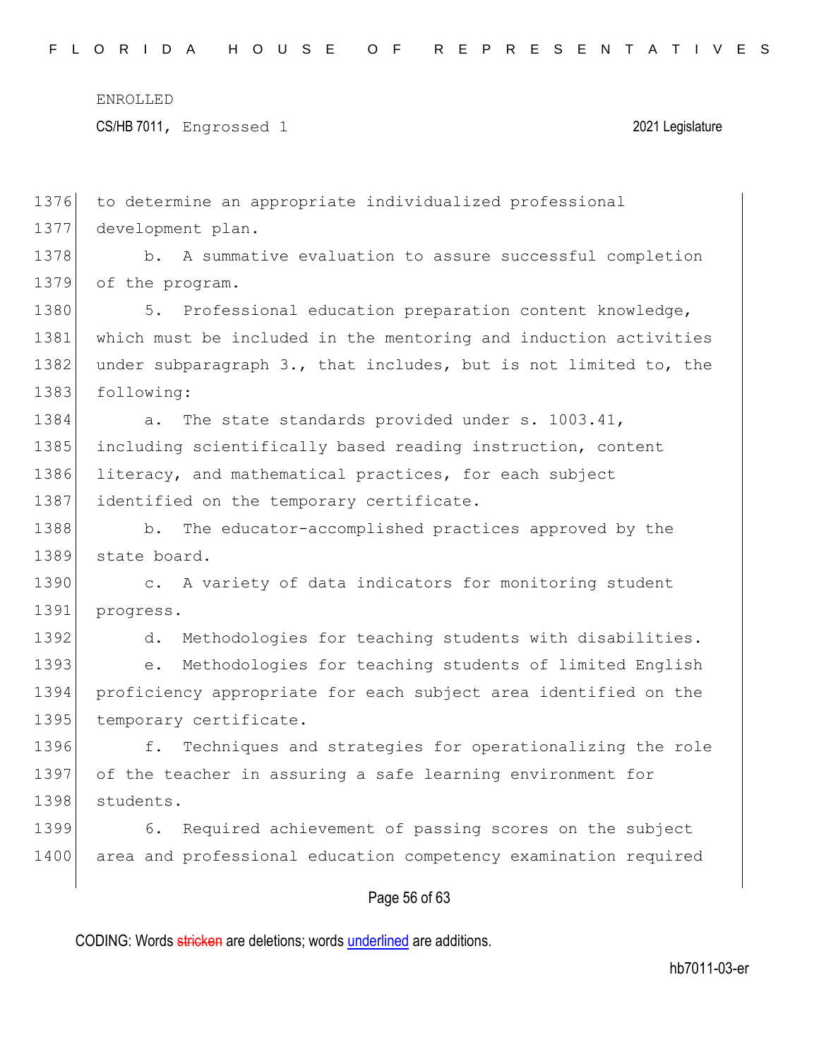to determine an appropriate individualized professional development plan.

b. A summative evaluation to assure successful completion of the program.

5. Professional education preparation content knowledge, which must be included in the mentoring and induction activities under subparagraph 3., that includes, but is not limited to, the following:

a. The state standards provided under s. 1003.41, including scientifically based reading instruction, content literacy, and mathematical practices, for each subject identified on the temporary certificate.

b. The educator-accomplished practices approved by the state board.

c. A variety of data indicators for monitoring student progress.

d. Methodologies for teaching students with disabilities.

e. Methodologies for teaching students of limited English proficiency appropriate for each subject area identified on the temporary certificate.

f. Techniques and strategies for operationalizing the role of the teacher in assuring a safe learning environment for students.

6. Required achievement of passing scores on the subject area and professional education competency examination required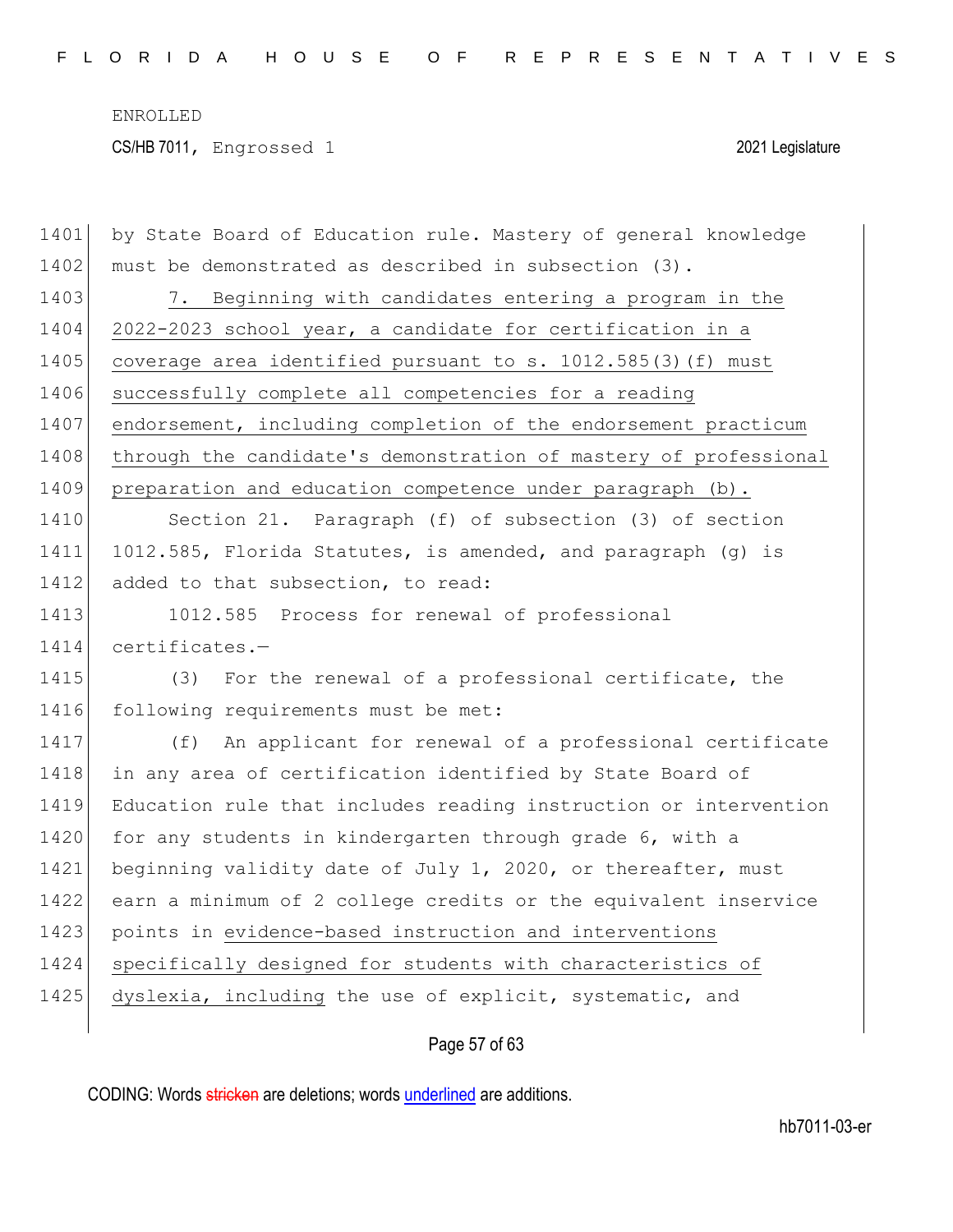by State Board of Education rule. Mastery of general knowledge must be demonstrated as described in subsection (3).

7. Beginning with candidates entering a program in the 2022-2023 school year, a candidate for certification in a coverage area identified pursuant to s. 1012.585(3)(f) must successfully complete all competencies for a reading endorsement, including completion of the endorsement practicum through the candidate's demonstration of mastery of professional preparation and education competence under paragraph (b).

Section 21. Paragraph (f) of subsection (3) of section 1012.585, Florida Statutes, is amended, and paragraph (g) is added to that subsection, to read:

1012.585 Process for renewal of professional certificates.—

(3) For the renewal of a professional certificate, the following requirements must be met:

(f) An applicant for renewal of a professional certificate in any area of certification identified by State Board of Education rule that includes reading instruction or intervention for any students in kindergarten through grade 6, with a beginning validity date of July 1, 2020, or thereafter, must earn a minimum of 2 college credits or the equivalent inservice points in evidence-based instruction and interventions specifically designed for students with characteristics of dyslexia, including the use of explicit, systematic, and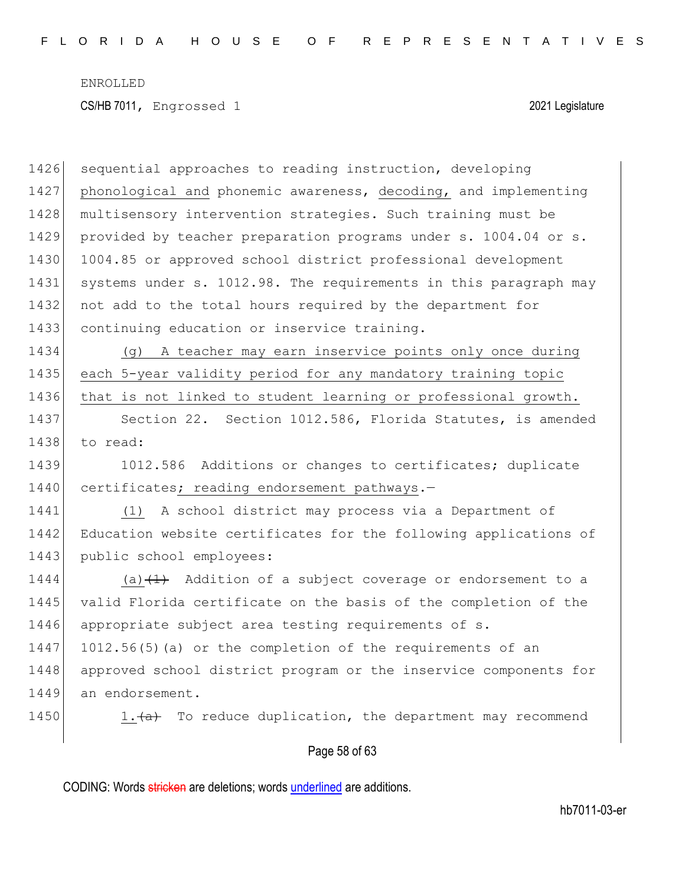sequential approaches to reading instruction, developing phonological and phonemic awareness, decoding, and implementing multisensory intervention strategies. Such training must be provided by teacher preparation programs under s. 1004.04 or s. 1004.85 or approved school district professional development systems under s. 1012.98. The requirements in this paragraph may not add to the total hours required by the department for continuing education or inservice training.

(g) A teacher may earn inservice points only once during each 5-year validity period for any mandatory training topic that is not linked to student learning or professional growth.

Section 22. Section 1012.586, Florida Statutes, is amended to read:

1012.586 Additions or changes to certificates; duplicate certificates; reading endorsement pathways.—

(1) A school district may process via a Department of Education website certificates for the following applications of public school employees:

(a)~~(1)~~ Addition of a subject coverage or endorsement to a valid Florida certificate on the basis of the completion of the appropriate subject area testing requirements of s. 1012.56(5)(a) or the completion of the requirements of an approved school district program or the inservice components for an endorsement.

1.~~(a)~~ To reduce duplication, the department may recommend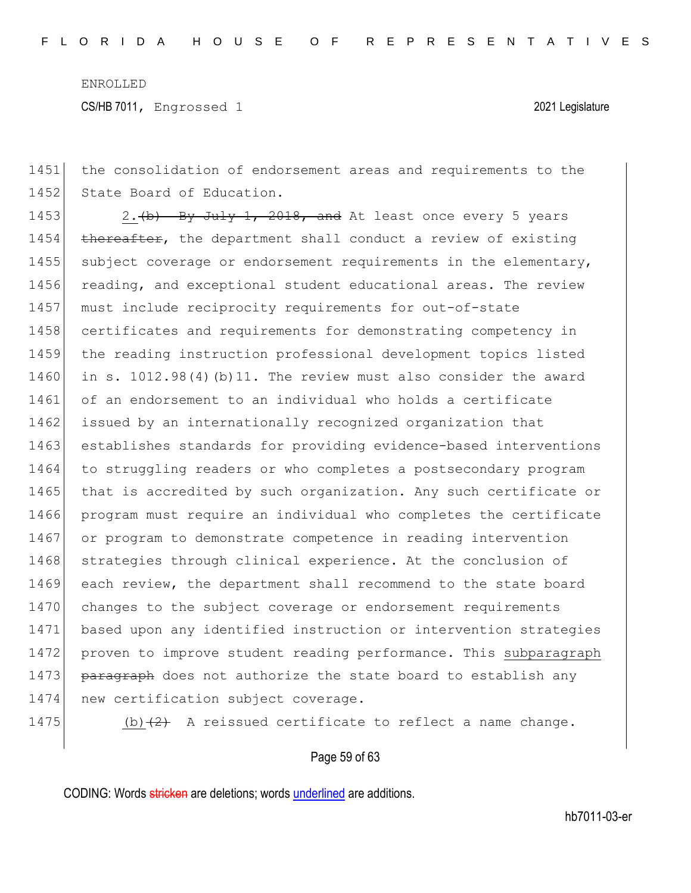the consolidation of endorsement areas and requirements to the State Board of Education.

2.~~(b) By July 1, 2018, and~~ At least once every 5 years ~~thereafter~~, the department shall conduct a review of existing subject coverage or endorsement requirements in the elementary, reading, and exceptional student educational areas. The review must include reciprocity requirements for out-of-state certificates and requirements for demonstrating competency in the reading instruction professional development topics listed in s. 1012.98(4)(b)11. The review must also consider the award of an endorsement to an individual who holds a certificate issued by an internationally recognized organization that establishes standards for providing evidence-based interventions to struggling readers or who completes a postsecondary program that is accredited by such organization. Any such certificate or program must require an individual who completes the certificate or program to demonstrate competence in reading intervention strategies through clinical experience. At the conclusion of each review, the department shall recommend to the state board changes to the subject coverage or endorsement requirements based upon any identified instruction or intervention strategies proven to improve student reading performance. This <u>subparagraph</u> ~~paragraph~~ does not authorize the state board to establish any new certification subject coverage.

<u>(b)</u>~~(2)~~ A reissued certificate to reflect a name change.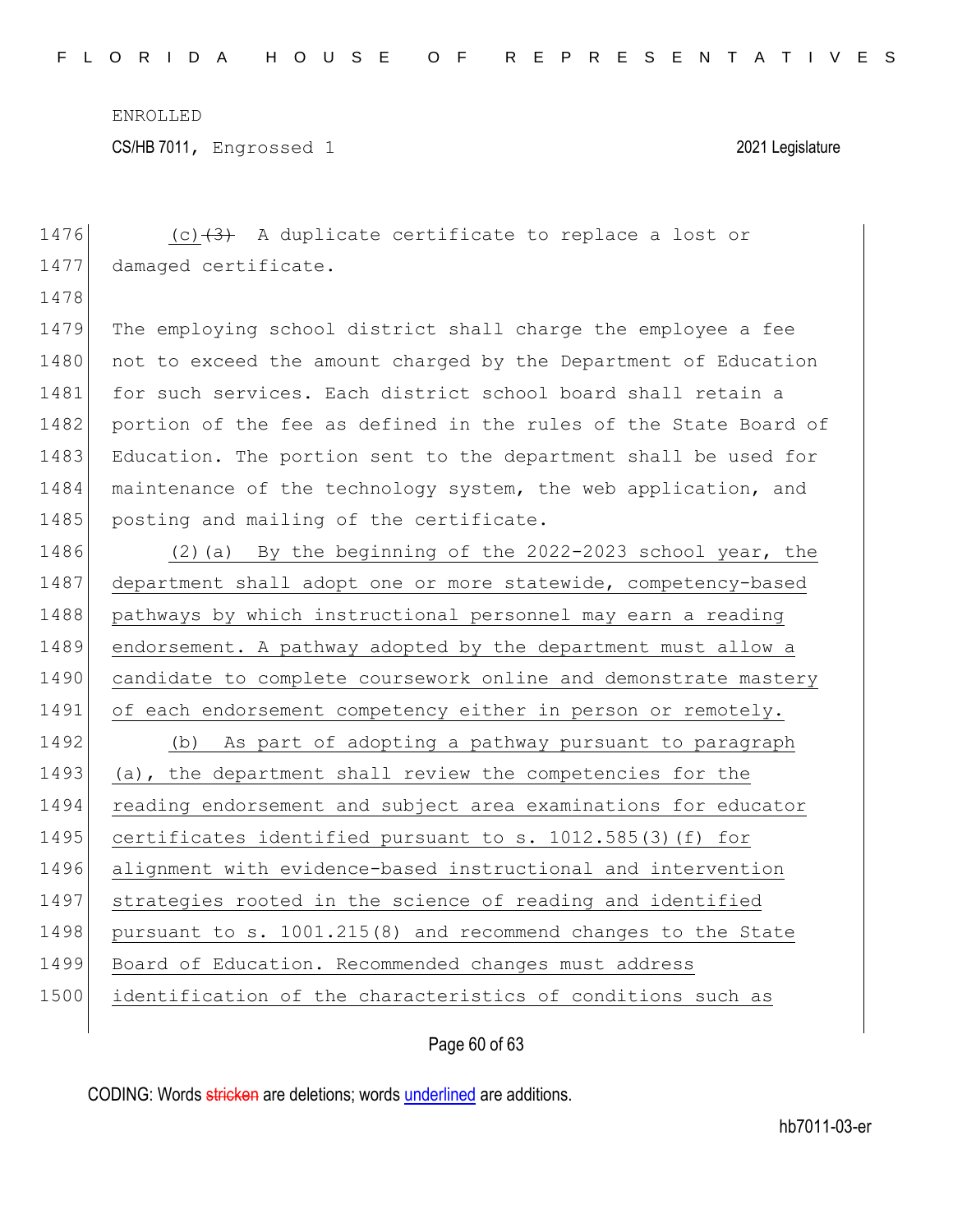(c)~~(3)~~ A duplicate certificate to replace a lost or damaged certificate.

The employing school district shall charge the employee a fee not to exceed the amount charged by the Department of Education for such services. Each district school board shall retain a portion of the fee as defined in the rules of the State Board of Education. The portion sent to the department shall be used for maintenance of the technology system, the web application, and posting and mailing of the certificate.

(2)(a) By the beginning of the 2022-2023 school year, the department shall adopt one or more statewide, competency-based pathways by which instructional personnel may earn a reading endorsement. A pathway adopted by the department must allow a candidate to complete coursework online and demonstrate mastery of each endorsement competency either in person or remotely.

(b) As part of adopting a pathway pursuant to paragraph (a), the department shall review the competencies for the reading endorsement and subject area examinations for educator certificates identified pursuant to s. 1012.585(3)(f) for alignment with evidence-based instructional and intervention strategies rooted in the science of reading and identified pursuant to s. 1001.215(8) and recommend changes to the State Board of Education. Recommended changes must address identification of the characteristics of conditions such as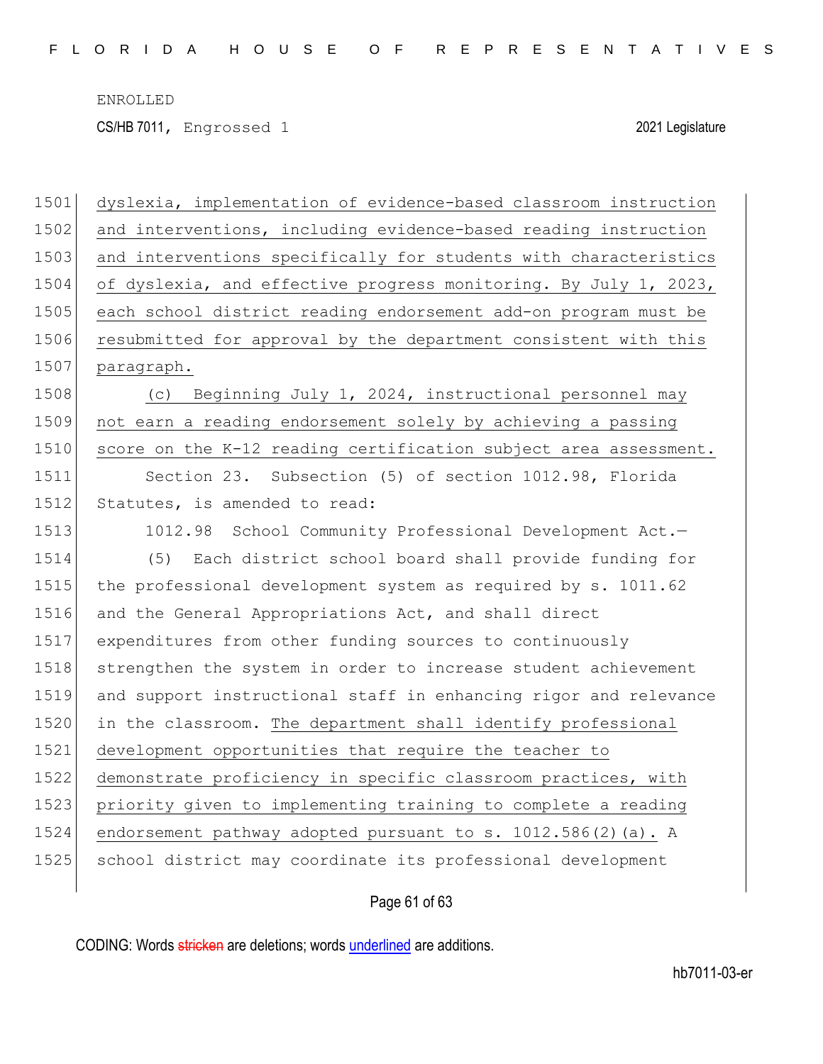dyslexia, implementation of evidence-based classroom instruction and interventions, including evidence-based reading instruction and interventions specifically for students with characteristics of dyslexia, and effective progress monitoring. By July 1, 2023, each school district reading endorsement add-on program must be resubmitted for approval by the department consistent with this paragraph.

(c) Beginning July 1, 2024, instructional personnel may not earn a reading endorsement solely by achieving a passing score on the K-12 reading certification subject area assessment.

Section 23. Subsection (5) of section 1012.98, Florida Statutes, is amended to read:

1012.98 School Community Professional Development Act.—

(5) Each district school board shall provide funding for the professional development system as required by s. 1011.62 and the General Appropriations Act, and shall direct expenditures from other funding sources to continuously strengthen the system in order to increase student achievement and support instructional staff in enhancing rigor and relevance in the classroom. The department shall identify professional development opportunities that require the teacher to demonstrate proficiency in specific classroom practices, with priority given to implementing training to complete a reading endorsement pathway adopted pursuant to s. 1012.586(2)(a). A school district may coordinate its professional development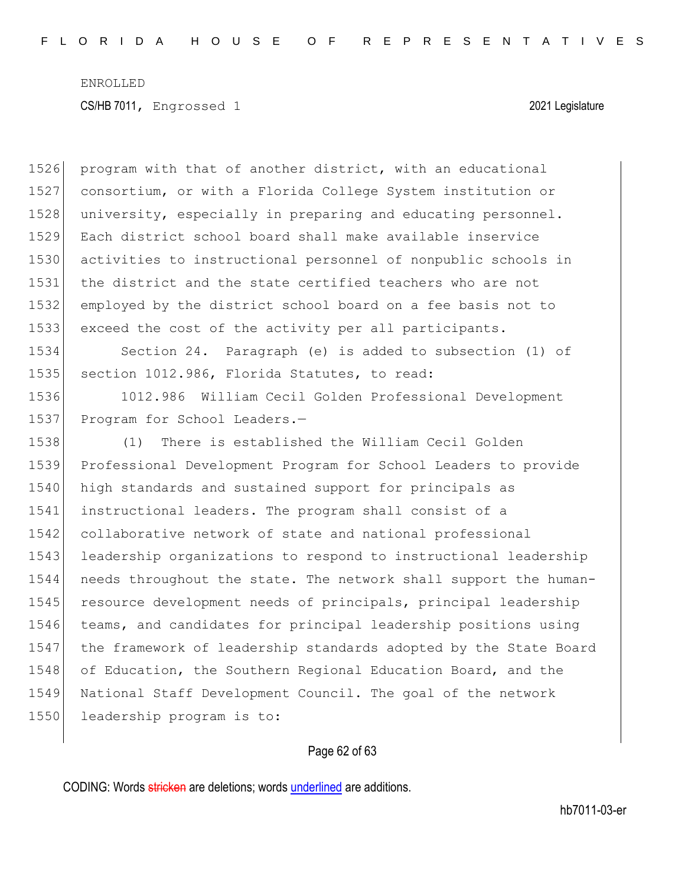program with that of another district, with an educational consortium, or with a Florida College System institution or university, especially in preparing and educating personnel. Each district school board shall make available inservice activities to instructional personnel of nonpublic schools in the district and the state certified teachers who are not employed by the district school board on a fee basis not to exceed the cost of the activity per all participants.

Section 24. Paragraph (e) is added to subsection (1) of section 1012.986, Florida Statutes, to read:

1012.986 William Cecil Golden Professional Development Program for School Leaders.—

(1) There is established the William Cecil Golden Professional Development Program for School Leaders to provide high standards and sustained support for principals as instructional leaders. The program shall consist of a collaborative network of state and national professional leadership organizations to respond to instructional leadership needs throughout the state. The network shall support the human-resource development needs of principals, principal leadership teams, and candidates for principal leadership positions using the framework of leadership standards adopted by the State Board of Education, the Southern Regional Education Board, and the National Staff Development Council. The goal of the network leadership program is to: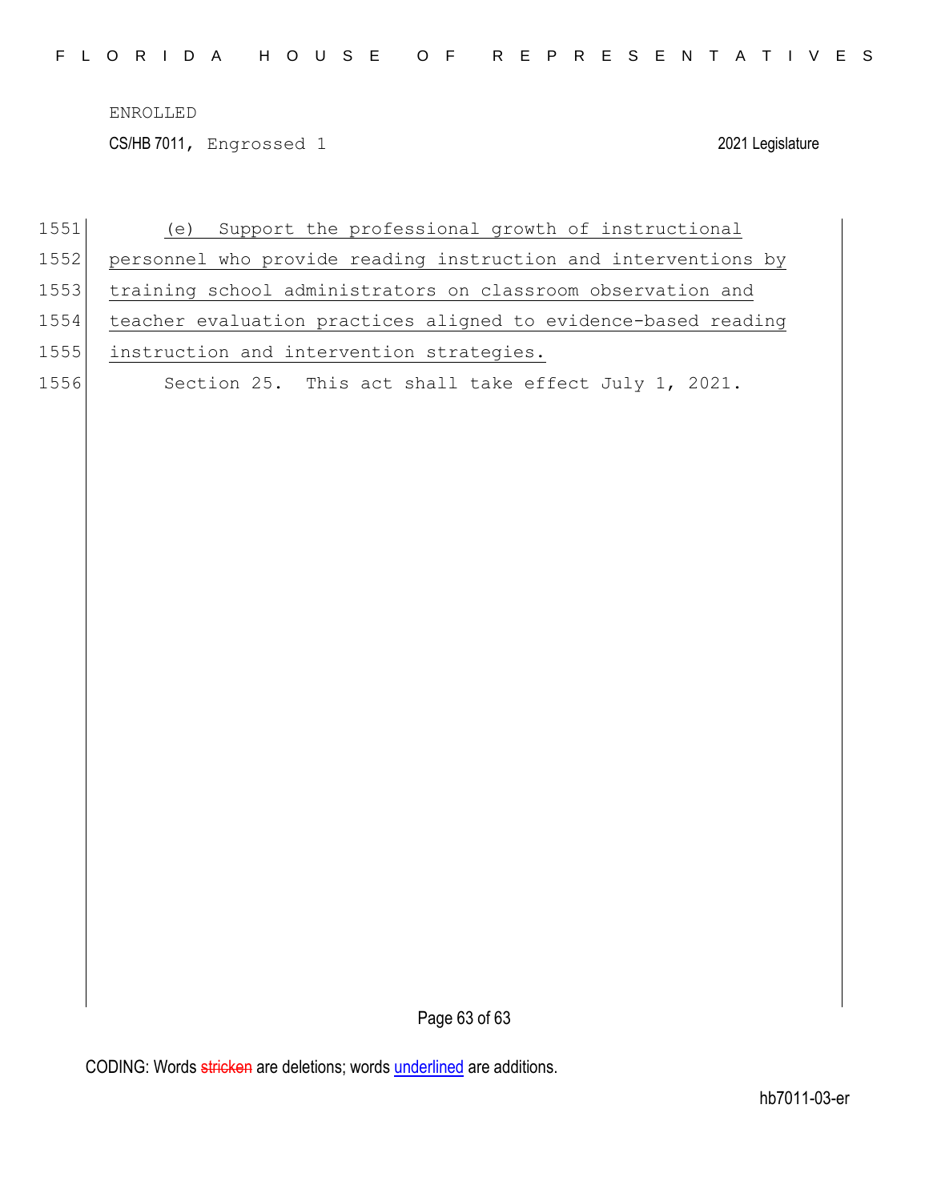1551 (e) Support the professional growth of instructional
1552 personnel who provide reading instruction and interventions by
1553 training school administrators on classroom observation and
1554 teacher evaluation practices aligned to evidence-based reading
1555 instruction and intervention strategies.
1556 Section 25. This act shall take effect July 1, 2021.

CODING: Words stricken are deletions; words underlined are additions.